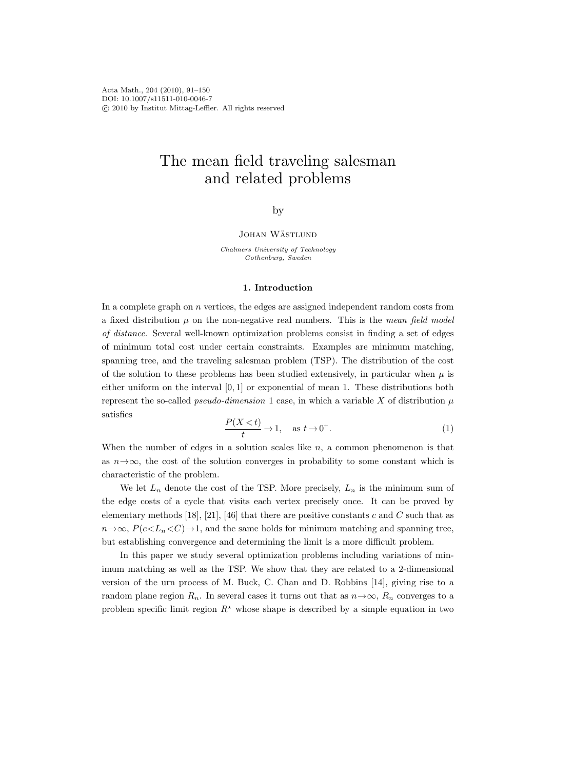# The mean field traveling salesman and related problems

by

Johan Wästlund

*Chalmers University of Technology*
*Gothenburg, Sweden*

## 1. Introduction

In a complete graph on $n$ vertices, the edges are assigned independent random costs from a fixed distribution $\mu$ on the non-negative real numbers. This is the *mean field model of distance*. Several well-known optimization problems consist in finding a set of edges of minimum total cost under certain constraints. Examples are minimum matching, spanning tree, and the traveling salesman problem (TSP). The distribution of the cost of the solution to these problems has been studied extensively, in particular when $\mu$ is either uniform on the interval $[0,1]$ or exponential of mean 1. These distributions both represent the so-called *pseudo-dimension* 1 case, in which a variable $X$ of distribution $\mu$ satisfies

$$\frac{P(X<t)}{t} \to 1, \quad \text{as } t \to 0^+. \tag{1}$$

When the number of edges in a solution scales like $n$, a common phenomenon is that as $n \to \infty$, the cost of the solution converges in probability to some constant which is characteristic of the problem.

We let $L_n$ denote the cost of the TSP. More precisely, $L_n$ is the minimum sum of the edge costs of a cycle that visits each vertex precisely once. It can be proved by elementary methods [18], [21], [46] that there are positive constants $c$ and $C$ such that as $n \to \infty$, $P(c<L_n<C) \to 1$, and the same holds for minimum matching and spanning tree, but establishing convergence and determining the limit is a more difficult problem.

In this paper we study several optimization problems including variations of minimum matching as well as the TSP. We show that they are related to a 2-dimensional version of the urn process of M. Buck, C. Chan and D. Robbins [14], giving rise to a random plane region $R_n$. In several cases it turns out that as $n \to \infty$, $R_n$ converges to a problem specific limit region $R^\star$ whose shape is described by a simple equation in two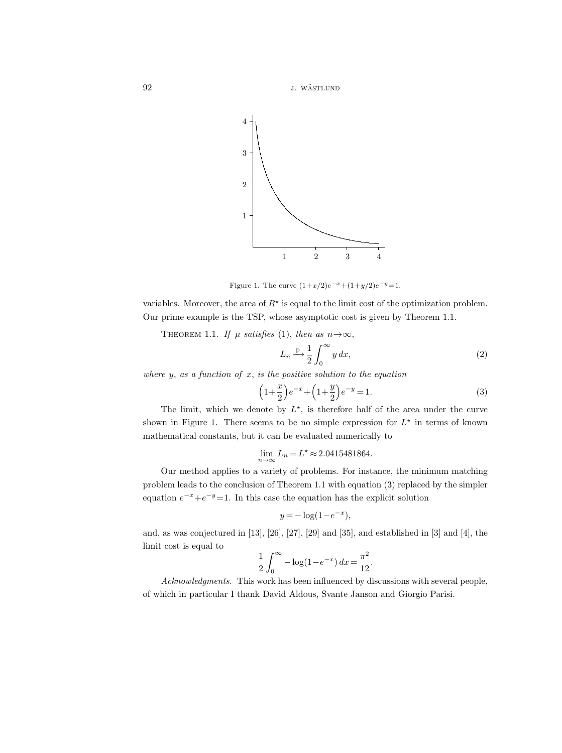Figure 1. The curve $(1+x/2)e^{-x}+(1+y/2)e^{-y}=1$.

variables. Moreover, the area of $R^\star$ is equal to the limit cost of the optimization problem. Our prime example is the TSP, whose asymptotic cost is given by Theorem 1.1.

THEOREM 1.1. *If $\mu$ satisfies* (1), *then as $n \to \infty$,*

$$L_n \xrightarrow{\text{p}} \frac{1}{2}\int_0^\infty y\,dx, \tag{2}$$

*where $y$, as a function of $x$, is the positive solution to the equation*

$$\left(1+\frac{x}{2}\right)e^{-x}+\left(1+\frac{y}{2}\right)e^{-y}=1. \tag{3}$$

The limit, which we denote by $L^\star$, is therefore half of the area under the curve shown in Figure 1. There seems to be no simple expression for $L^\star$ in terms of known mathematical constants, but it can be evaluated numerically to

$$\lim_{n\to\infty} L_n = L^\star \approx 2.0415481864.$$

Our method applies to a variety of problems. For instance, the minimum matching problem leads to the conclusion of Theorem 1.1 with equation (3) replaced by the simpler equation $e^{-x}+e^{-y}=1$. In this case the equation has the explicit solution

$$y = -\log(1-e^{-x}),$$

and, as was conjectured in [13], [26], [27], [29] and [35], and established in [3] and [4], the limit cost is equal to

$$\frac{1}{2}\int_0^\infty -\log(1-e^{-x})\,dx = \frac{\pi^2}{12}.$$

*Acknowledgments.* This work has been influenced by discussions with several people, of which in particular I thank David Aldous, Svante Janson and Giorgio Parisi.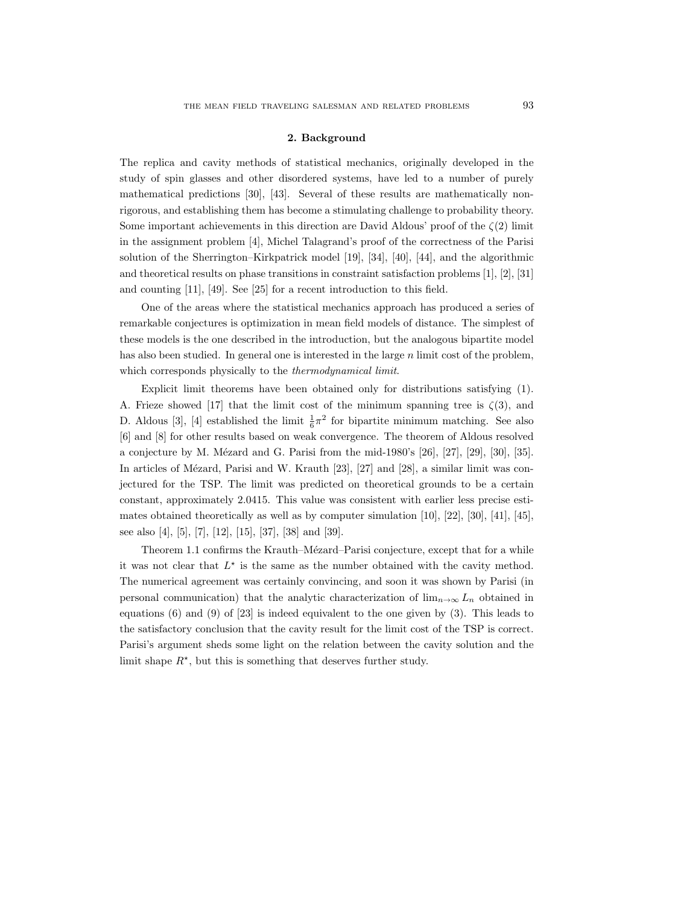## 2. Background

The replica and cavity methods of statistical mechanics, originally developed in the study of spin glasses and other disordered systems, have led to a number of purely mathematical predictions [30], [43]. Several of these results are mathematically nonrigorous, and establishing them has become a stimulating challenge to probability theory. Some important achievements in this direction are David Aldous' proof of the $\zeta(2)$ limit in the assignment problem [4], Michel Talagrand's proof of the correctness of the Parisi solution of the Sherrington–Kirkpatrick model [19], [34], [40], [44], and the algorithmic and theoretical results on phase transitions in constraint satisfaction problems [1], [2], [31] and counting [11], [49]. See [25] for a recent introduction to this field.

One of the areas where the statistical mechanics approach has produced a series of remarkable conjectures is optimization in mean field models of distance. The simplest of these models is the one described in the introduction, but the analogous bipartite model has also been studied. In general one is interested in the large $n$ limit cost of the problem, which corresponds physically to the *thermodynamical limit*.

Explicit limit theorems have been obtained only for distributions satisfying (1). A. Frieze showed [17] that the limit cost of the minimum spanning tree is $\zeta(3)$, and D. Aldous [3], [4] established the limit $\frac{1}{6}\pi^2$ for bipartite minimum matching. See also [6] and [8] for other results based on weak convergence. The theorem of Aldous resolved a conjecture by M. Mézard and G. Parisi from the mid-1980's [26], [27], [29], [30], [35]. In articles of Mézard, Parisi and W. Krauth [23], [27] and [28], a similar limit was conjectured for the TSP. The limit was predicted on theoretical grounds to be a certain constant, approximately 2.0415. This value was consistent with earlier less precise estimates obtained theoretically as well as by computer simulation [10], [22], [30], [41], [45], see also [4], [5], [7], [12], [15], [37], [38] and [39].

Theorem 1.1 confirms the Krauth–Mézard–Parisi conjecture, except that for a while it was not clear that $L^{\star}$ is the same as the number obtained with the cavity method. The numerical agreement was certainly convincing, and soon it was shown by Parisi (in personal communication) that the analytic characterization of $\lim_{n\to\infty} L_n$ obtained in equations (6) and (9) of [23] is indeed equivalent to the one given by (3). This leads to the satisfactory conclusion that the cavity result for the limit cost of the TSP is correct. Parisi's argument sheds some light on the relation between the cavity solution and the limit shape $R^{\star}$, but this is something that deserves further study.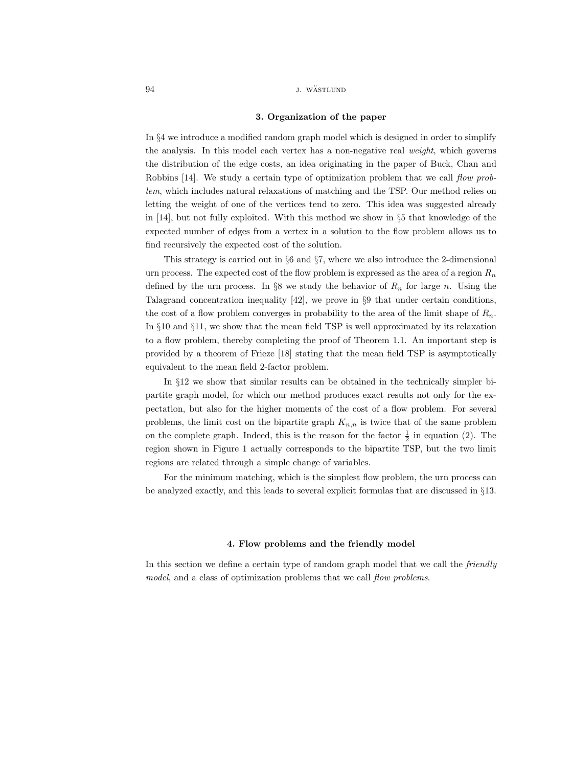## 3. Organization of the paper

In §4 we introduce a modified random graph model which is designed in order to simplify the analysis. In this model each vertex has a non-negative real *weight*, which governs the distribution of the edge costs, an idea originating in the paper of Buck, Chan and Robbins [14]. We study a certain type of optimization problem that we call *flow problem*, which includes natural relaxations of matching and the TSP. Our method relies on letting the weight of one of the vertices tend to zero. This idea was suggested already in [14], but not fully exploited. With this method we show in §5 that knowledge of the expected number of edges from a vertex in a solution to the flow problem allows us to find recursively the expected cost of the solution.

This strategy is carried out in §6 and §7, where we also introduce the 2-dimensional urn process. The expected cost of the flow problem is expressed as the area of a region $R_n$ defined by the urn process. In §8 we study the behavior of $R_n$ for large $n$. Using the Talagrand concentration inequality [42], we prove in §9 that under certain conditions, the cost of a flow problem converges in probability to the area of the limit shape of $R_n$. In §10 and §11, we show that the mean field TSP is well approximated by its relaxation to a flow problem, thereby completing the proof of Theorem 1.1. An important step is provided by a theorem of Frieze [18] stating that the mean field TSP is asymptotically equivalent to the mean field 2-factor problem.

In §12 we show that similar results can be obtained in the technically simpler bipartite graph model, for which our method produces exact results not only for the expectation, but also for the higher moments of the cost of a flow problem. For several problems, the limit cost on the bipartite graph $K_{n,n}$ is twice that of the same problem on the complete graph. Indeed, this is the reason for the factor $\frac{1}{2}$ in equation (2). The region shown in Figure 1 actually corresponds to the bipartite TSP, but the two limit regions are related through a simple change of variables.

For the minimum matching, which is the simplest flow problem, the urn process can be analyzed exactly, and this leads to several explicit formulas that are discussed in §13.

## 4. Flow problems and the friendly model

In this section we define a certain type of random graph model that we call the *friendly model*, and a class of optimization problems that we call *flow problems*.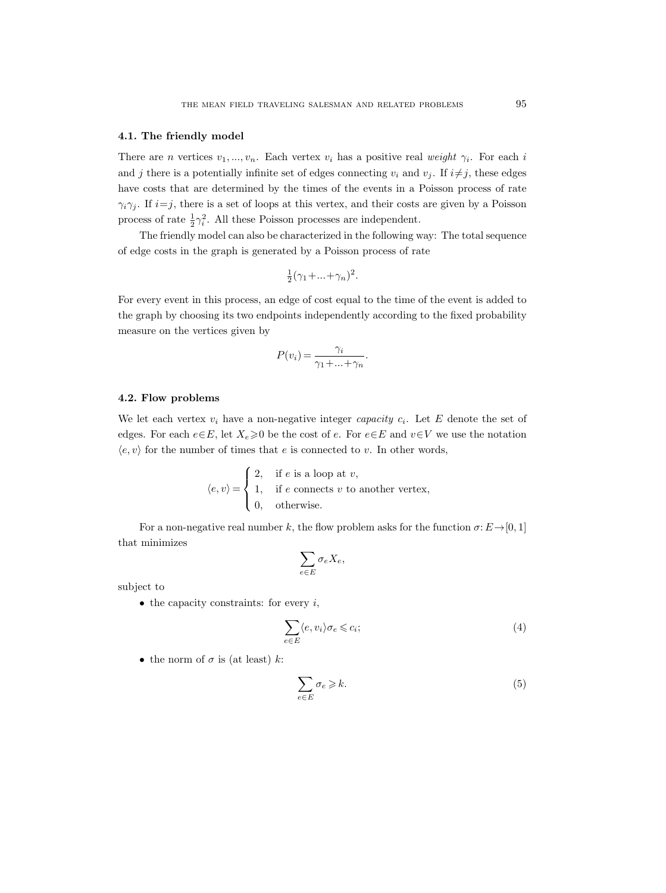### 4.1. The friendly model

There are $n$ vertices $v_1, ..., v_n$. Each vertex $v_i$ has a positive real *weight* $\gamma_i$. For each $i$ and $j$ there is a potentially infinite set of edges connecting $v_i$ and $v_j$. If $i \neq j$, these edges have costs that are determined by the times of the events in a Poisson process of rate $\gamma_i \gamma_j$. If $i = j$, there is a set of loops at this vertex, and their costs are given by a Poisson process of rate $\frac{1}{2}\gamma_i^2$. All these Poisson processes are independent.

The friendly model can also be characterized in the following way: The total sequence of edge costs in the graph is generated by a Poisson process of rate

$$\tfrac{1}{2}(\gamma_1 + ... + \gamma_n)^2.$$

For every event in this process, an edge of cost equal to the time of the event is added to the graph by choosing its two endpoints independently according to the fixed probability measure on the vertices given by

$$P(v_i) = \frac{\gamma_i}{\gamma_1 + ... + \gamma_n}.$$

### 4.2. Flow problems

We let each vertex $v_i$ have a non-negative integer *capacity* $c_i$. Let $E$ denote the set of edges. For each $e \in E$, let $X_e \geqslant 0$ be the cost of $e$. For $e \in E$ and $v \in V$ we use the notation $\langle e, v \rangle$ for the number of times that $e$ is connected to $v$. In other words,

$$\langle e, v \rangle = \begin{cases} 2, & \text{if } e \text{ is a loop at } v, \\ 1, & \text{if } e \text{ connects } v \text{ to another vertex,} \\ 0, & \text{otherwise.} \end{cases}$$

For a non-negative real number $k$, the flow problem asks for the function $\sigma: E \to [0, 1]$ that minimizes

$$\sum_{e \in E} \sigma_e X_e,$$

subject to

- the capacity constraints: for every $i$,

$$\sum_{e \in E} \langle e, v_i \rangle \sigma_e \leqslant c_i; \tag{4}$$

- the norm of $\sigma$ is (at least) $k$:

$$\sum_{e \in E} \sigma_e \geqslant k. \tag{5}$$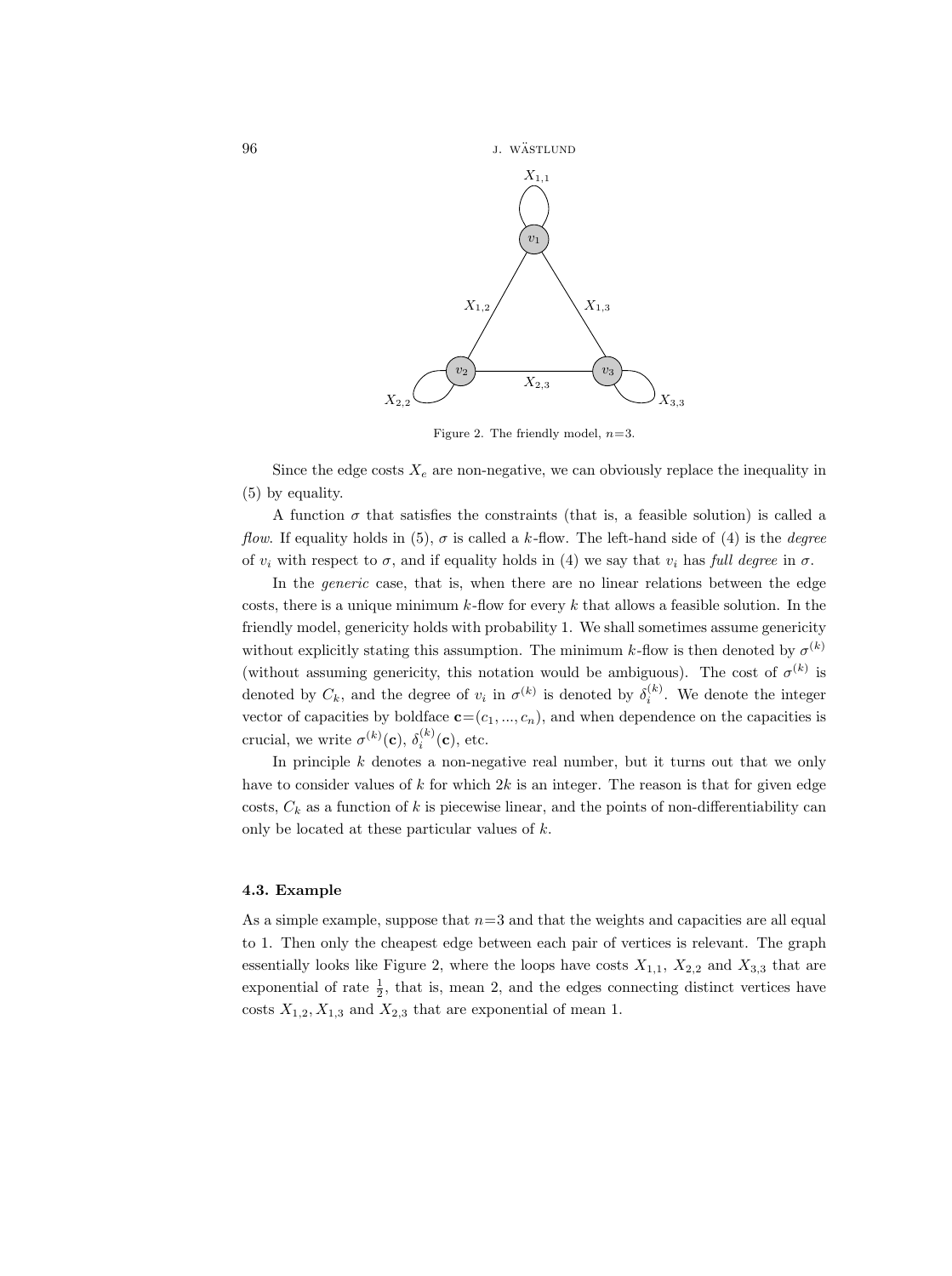Figure 2. The friendly model, $n=3$.

Since the edge costs $X_e$ are non-negative, we can obviously replace the inequality in (5) by equality.

A function $\sigma$ that satisfies the constraints (that is, a feasible solution) is called a *flow*. If equality holds in (5), $\sigma$ is called a $k$-flow. The left-hand side of (4) is the *degree* of $v_i$ with respect to $\sigma$, and if equality holds in (4) we say that $v_i$ has *full degree* in $\sigma$.

In the *generic* case, that is, when there are no linear relations between the edge costs, there is a unique minimum $k$-flow for every $k$ that allows a feasible solution. In the friendly model, genericity holds with probability 1. We shall sometimes assume genericity without explicitly stating this assumption. The minimum $k$-flow is then denoted by $\sigma^{(k)}$ (without assuming genericity, this notation would be ambiguous). The cost of $\sigma^{(k)}$ is denoted by $C_k$, and the degree of $v_i$ in $\sigma^{(k)}$ is denoted by $\delta_i^{(k)}$. We denote the integer vector of capacities by boldface $\mathbf{c}=(c_1, ..., c_n)$, and when dependence on the capacities is crucial, we write $\sigma^{(k)}(\mathbf{c})$, $\delta_i^{(k)}(\mathbf{c})$, etc.

In principle $k$ denotes a non-negative real number, but it turns out that we only have to consider values of $k$ for which $2k$ is an integer. The reason is that for given edge costs, $C_k$ as a function of $k$ is piecewise linear, and the points of non-differentiability can only be located at these particular values of $k$.

### 4.3. Example

As a simple example, suppose that $n=3$ and that the weights and capacities are all equal to 1. Then only the cheapest edge between each pair of vertices is relevant. The graph essentially looks like Figure 2, where the loops have costs $X_{1,1}$, $X_{2,2}$ and $X_{3,3}$ that are exponential of rate $\frac{1}{2}$, that is, mean 2, and the edges connecting distinct vertices have costs $X_{1,2}, X_{1,3}$ and $X_{2,3}$ that are exponential of mean 1.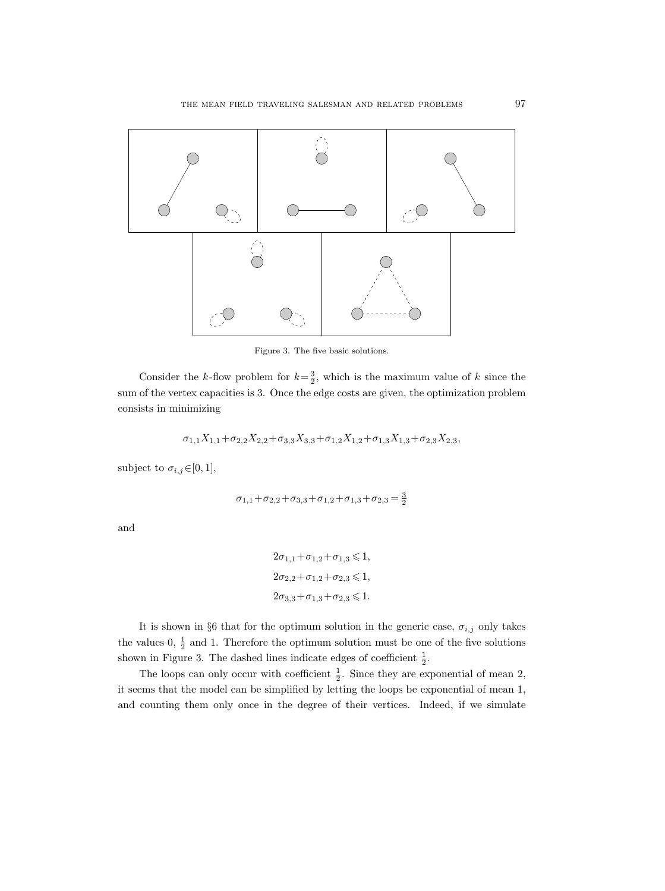Figure 3. The five basic solutions.

Consider the $k$-flow problem for $k=\frac{3}{2}$, which is the maximum value of $k$ since the sum of the vertex capacities is 3. Once the edge costs are given, the optimization problem consists in minimizing

$$\sigma_{1,1}X_{1,1}+\sigma_{2,2}X_{2,2}+\sigma_{3,3}X_{3,3}+\sigma_{1,2}X_{1,2}+\sigma_{1,3}X_{1,3}+\sigma_{2,3}X_{2,3},$$

subject to $\sigma_{i,j}\in[0,1]$,

$$\sigma_{1,1}+\sigma_{2,2}+\sigma_{3,3}+\sigma_{1,2}+\sigma_{1,3}+\sigma_{2,3}=\tfrac{3}{2}$$

and

$$\begin{aligned}
2\sigma_{1,1}+\sigma_{1,2}+\sigma_{1,3}&\leqslant 1,\\
2\sigma_{2,2}+\sigma_{1,2}+\sigma_{2,3}&\leqslant 1,\\
2\sigma_{3,3}+\sigma_{1,3}+\sigma_{2,3}&\leqslant 1.
\end{aligned}$$

It is shown in §6 that for the optimum solution in the generic case, $\sigma_{i,j}$ only takes the values 0, $\frac{1}{2}$ and 1. Therefore the optimum solution must be one of the five solutions shown in Figure 3. The dashed lines indicate edges of coefficient $\frac{1}{2}$.

The loops can only occur with coefficient $\frac{1}{2}$. Since they are exponential of mean 2, it seems that the model can be simplified by letting the loops be exponential of mean 1, and counting them only once in the degree of their vertices. Indeed, if we simulate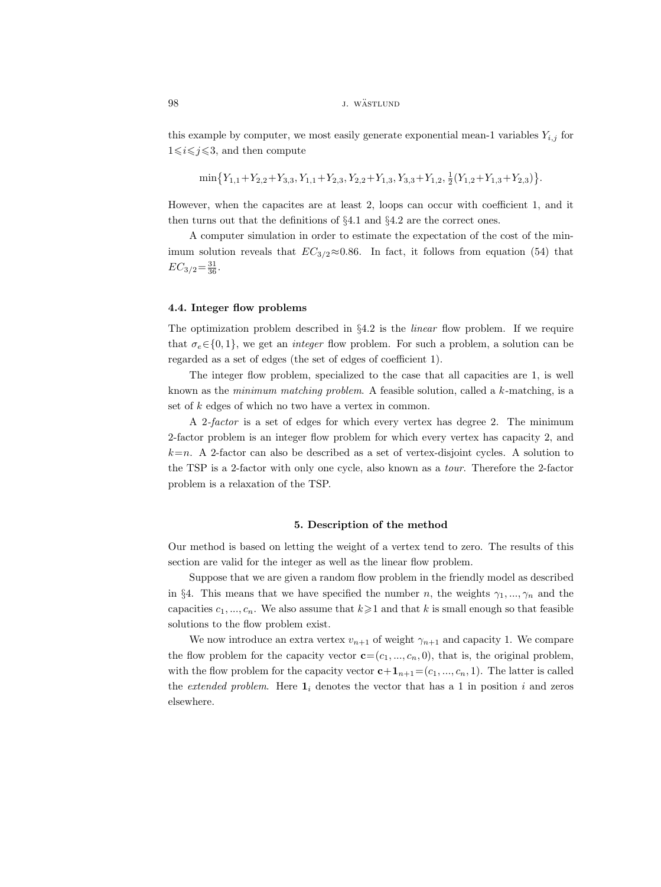this example by computer, we most easily generate exponential mean-1 variables $Y_{i,j}$ for $1 \leqslant i \leqslant j \leqslant 3$, and then compute

$$\min\{Y_{1,1}+Y_{2,2}+Y_{3,3}, Y_{1,1}+Y_{2,3}, Y_{2,2}+Y_{1,3}, Y_{3,3}+Y_{1,2}, \tfrac{1}{2}(Y_{1,2}+Y_{1,3}+Y_{2,3})\}.$$

However, when the capacites are at least 2, loops can occur with coefficient 1, and it then turns out that the definitions of §4.1 and §4.2 are the correct ones.

A computer simulation in order to estimate the expectation of the cost of the minimum solution reveals that $EC_{3/2} \approx 0.86$. In fact, it follows from equation (54) that $EC_{3/2} = \frac{31}{36}$.

### 4.4. Integer flow problems

The optimization problem described in §4.2 is the *linear* flow problem. If we require that $\sigma_e \in \{0, 1\}$, we get an *integer* flow problem. For such a problem, a solution can be regarded as a set of edges (the set of edges of coefficient 1).

The integer flow problem, specialized to the case that all capacities are 1, is well known as the *minimum matching problem*. A feasible solution, called a $k$-matching, is a set of $k$ edges of which no two have a vertex in common.

A 2-*factor* is a set of edges for which every vertex has degree 2. The minimum 2-factor problem is an integer flow problem for which every vertex has capacity 2, and $k = n$. A 2-factor can also be described as a set of vertex-disjoint cycles. A solution to the TSP is a 2-factor with only one cycle, also known as a *tour*. Therefore the 2-factor problem is a relaxation of the TSP.

## 5. Description of the method

Our method is based on letting the weight of a vertex tend to zero. The results of this section are valid for the integer as well as the linear flow problem.

Suppose that we are given a random flow problem in the friendly model as described in §4. This means that we have specified the number $n$, the weights $\gamma_1, ..., \gamma_n$ and the capacities $c_1, ..., c_n$. We also assume that $k \geqslant 1$ and that $k$ is small enough so that feasible solutions to the flow problem exist.

We now introduce an extra vertex $v_{n+1}$ of weight $\gamma_{n+1}$ and capacity 1. We compare the flow problem for the capacity vector $\mathbf{c} = (c_1, ..., c_n, 0)$, that is, the original problem, with the flow problem for the capacity vector $\mathbf{c} + \mathbf{1}_{n+1} = (c_1, ..., c_n, 1)$. The latter is called the *extended problem*. Here $\mathbf{1}_i$ denotes the vector that has a 1 in position $i$ and zeros elsewhere.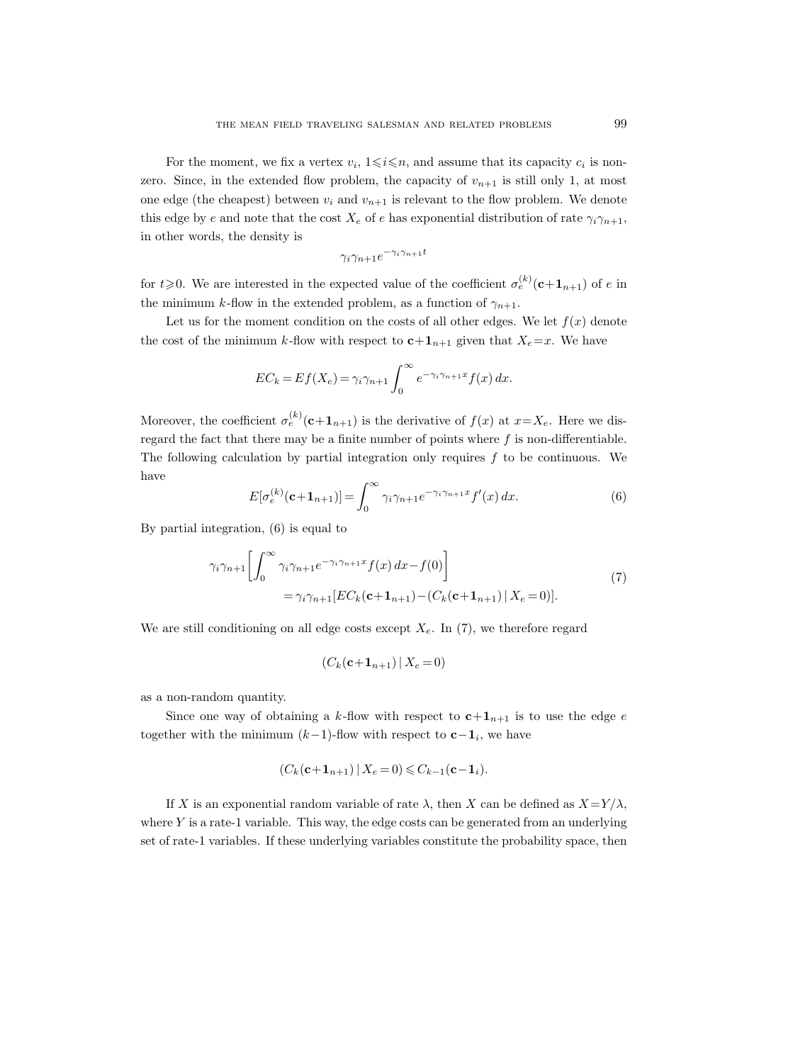For the moment, we fix a vertex $v_i$, $1 \leqslant i \leqslant n$, and assume that its capacity $c_i$ is non-zero. Since, in the extended flow problem, the capacity of $v_{n+1}$ is still only 1, at most one edge (the cheapest) between $v_i$ and $v_{n+1}$ is relevant to the flow problem. We denote this edge by $e$ and note that the cost $X_e$ of $e$ has exponential distribution of rate $\gamma_i \gamma_{n+1}$, in other words, the density is

$$\gamma_i \gamma_{n+1} e^{-\gamma_i \gamma_{n+1} t}$$

for $t \geqslant 0$. We are interested in the expected value of the coefficient $\sigma_e^{(k)}(\mathbf{c}+\mathbf{1}_{n+1})$ of $e$ in the minimum $k$-flow in the extended problem, as a function of $\gamma_{n+1}$.

Let us for the moment condition on the costs of all other edges. We let $f(x)$ denote the cost of the minimum $k$-flow with respect to $\mathbf{c}+\mathbf{1}_{n+1}$ given that $X_e = x$. We have

$$EC_k = Ef(X_e) = \gamma_i \gamma_{n+1} \int_0^\infty e^{-\gamma_i \gamma_{n+1} x} f(x)\, dx.$$

Moreover, the coefficient $\sigma_e^{(k)}(\mathbf{c}+\mathbf{1}_{n+1})$ is the derivative of $f(x)$ at $x = X_e$. Here we disregard the fact that there may be a finite number of points where $f$ is non-differentiable. The following calculation by partial integration only requires $f$ to be continuous. We have

$$E[\sigma_e^{(k)}(\mathbf{c}+\mathbf{1}_{n+1})] = \int_0^\infty \gamma_i \gamma_{n+1} e^{-\gamma_i \gamma_{n+1} x} f'(x)\, dx. \tag{6}$$

By partial integration, (6) is equal to

$$\begin{aligned} \gamma_i \gamma_{n+1} \left[ \int_0^\infty \gamma_i \gamma_{n+1} e^{-\gamma_i \gamma_{n+1} x} f(x)\, dx - f(0) \right] \\ = \gamma_i \gamma_{n+1} [EC_k(\mathbf{c}+\mathbf{1}_{n+1}) - (C_k(\mathbf{c}+\mathbf{1}_{n+1}) \mid X_e = 0)]. \end{aligned} \tag{7}$$

We are still conditioning on all edge costs except $X_e$. In (7), we therefore regard

$$(C_k(\mathbf{c}+\mathbf{1}_{n+1}) \mid X_e = 0)$$

as a non-random quantity.

Since one way of obtaining a $k$-flow with respect to $\mathbf{c}+\mathbf{1}_{n+1}$ is to use the edge $e$ together with the minimum $(k-1)$-flow with respect to $\mathbf{c}-\mathbf{1}_i$, we have

$$(C_k(\mathbf{c}+\mathbf{1}_{n+1}) \mid X_e = 0) \leqslant C_{k-1}(\mathbf{c}-\mathbf{1}_i).$$

If $X$ is an exponential random variable of rate $\lambda$, then $X$ can be defined as $X = Y/\lambda$, where $Y$ is a rate-1 variable. This way, the edge costs can be generated from an underlying set of rate-1 variables. If these underlying variables constitute the probability space, then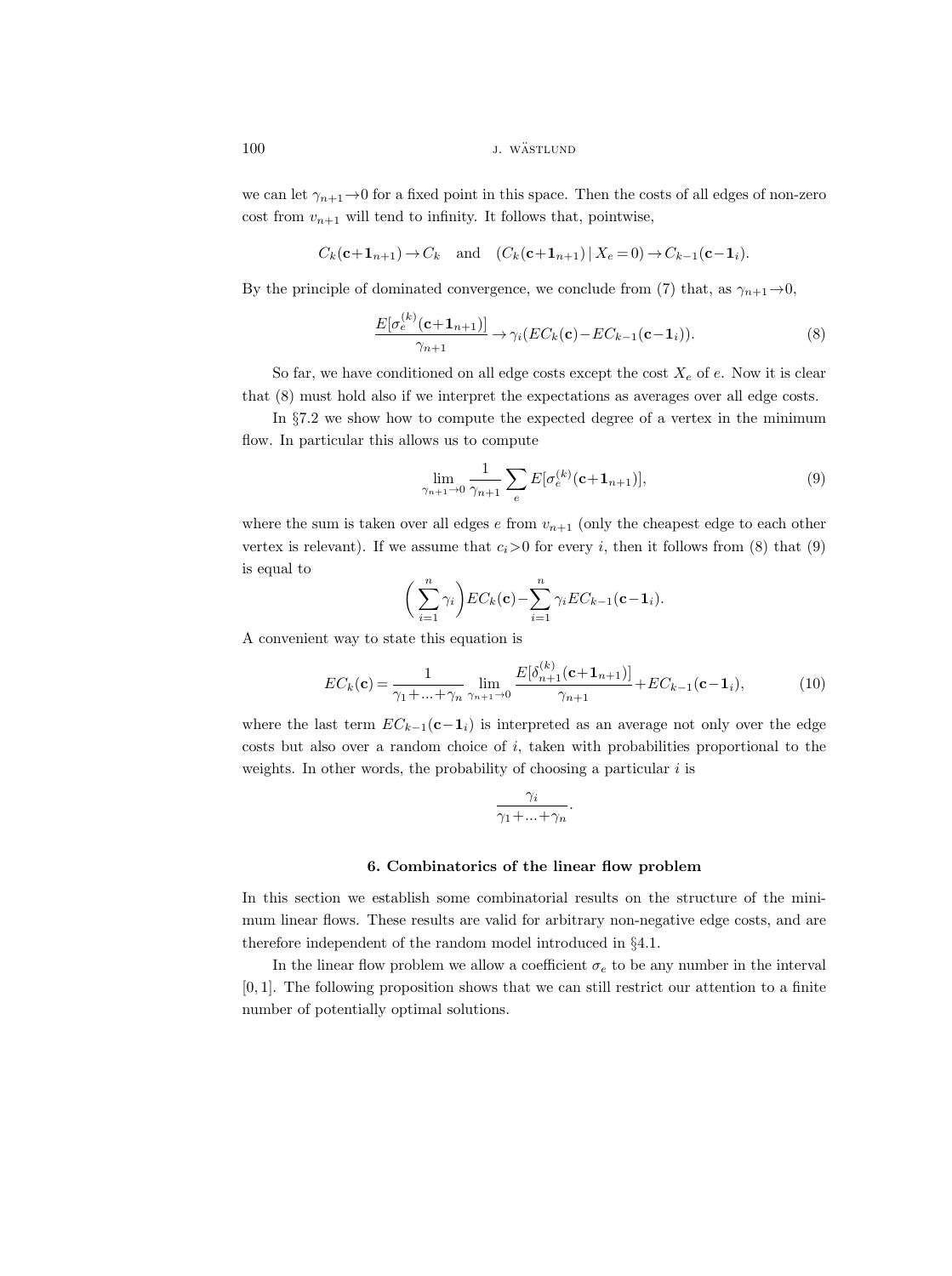we can let $\gamma_{n+1}\to 0$ for a fixed point in this space. Then the costs of all edges of non-zero cost from $v_{n+1}$ will tend to infinity. It follows that, pointwise,

$$C_k(\mathbf{c}+\mathbf{1}_{n+1}) \to C_k \quad \text{and} \quad (C_k(\mathbf{c}+\mathbf{1}_{n+1}) \mid X_e = 0) \to C_{k-1}(\mathbf{c}-\mathbf{1}_i).$$

By the principle of dominated convergence, we conclude from (7) that, as $\gamma_{n+1}\to 0$,

$$\frac{E[\sigma_e^{(k)}(\mathbf{c}+\mathbf{1}_{n+1})]}{\gamma_{n+1}} \to \gamma_i(EC_k(\mathbf{c}) - EC_{k-1}(\mathbf{c}-\mathbf{1}_i)). \tag{8}$$

So far, we have conditioned on all edge costs except the cost $X_e$ of $e$. Now it is clear that (8) must hold also if we interpret the expectations as averages over all edge costs.

In §7.2 we show how to compute the expected degree of a vertex in the minimum flow. In particular this allows us to compute

$$\lim_{\gamma_{n+1}\to 0} \frac{1}{\gamma_{n+1}} \sum_e E[\sigma_e^{(k)}(\mathbf{c}+\mathbf{1}_{n+1})], \tag{9}$$

where the sum is taken over all edges $e$ from $v_{n+1}$ (only the cheapest edge to each other vertex is relevant). If we assume that $c_i>0$ for every $i$, then it follows from (8) that (9) is equal to

$$\left(\sum_{i=1}^n \gamma_i\right) EC_k(\mathbf{c}) - \sum_{i=1}^n \gamma_i EC_{k-1}(\mathbf{c}-\mathbf{1}_i).$$

A convenient way to state this equation is

$$EC_k(\mathbf{c}) = \frac{1}{\gamma_1+\ldots+\gamma_n} \lim_{\gamma_{n+1}\to 0} \frac{E[\delta_{n+1}^{(k)}(\mathbf{c}+\mathbf{1}_{n+1})]}{\gamma_{n+1}} + EC_{k-1}(\mathbf{c}-\mathbf{1}_i), \tag{10}$$

where the last term $EC_{k-1}(\mathbf{c}-\mathbf{1}_i)$ is interpreted as an average not only over the edge costs but also over a random choice of $i$, taken with probabilities proportional to the weights. In other words, the probability of choosing a particular $i$ is

$$\frac{\gamma_i}{\gamma_1+\ldots+\gamma_n}.$$

## 6. Combinatorics of the linear flow problem

In this section we establish some combinatorial results on the structure of the minimum linear flows. These results are valid for arbitrary non-negative edge costs, and are therefore independent of the random model introduced in §4.1.

In the linear flow problem we allow a coefficient $\sigma_e$ to be any number in the interval $[0,1]$. The following proposition shows that we can still restrict our attention to a finite number of potentially optimal solutions.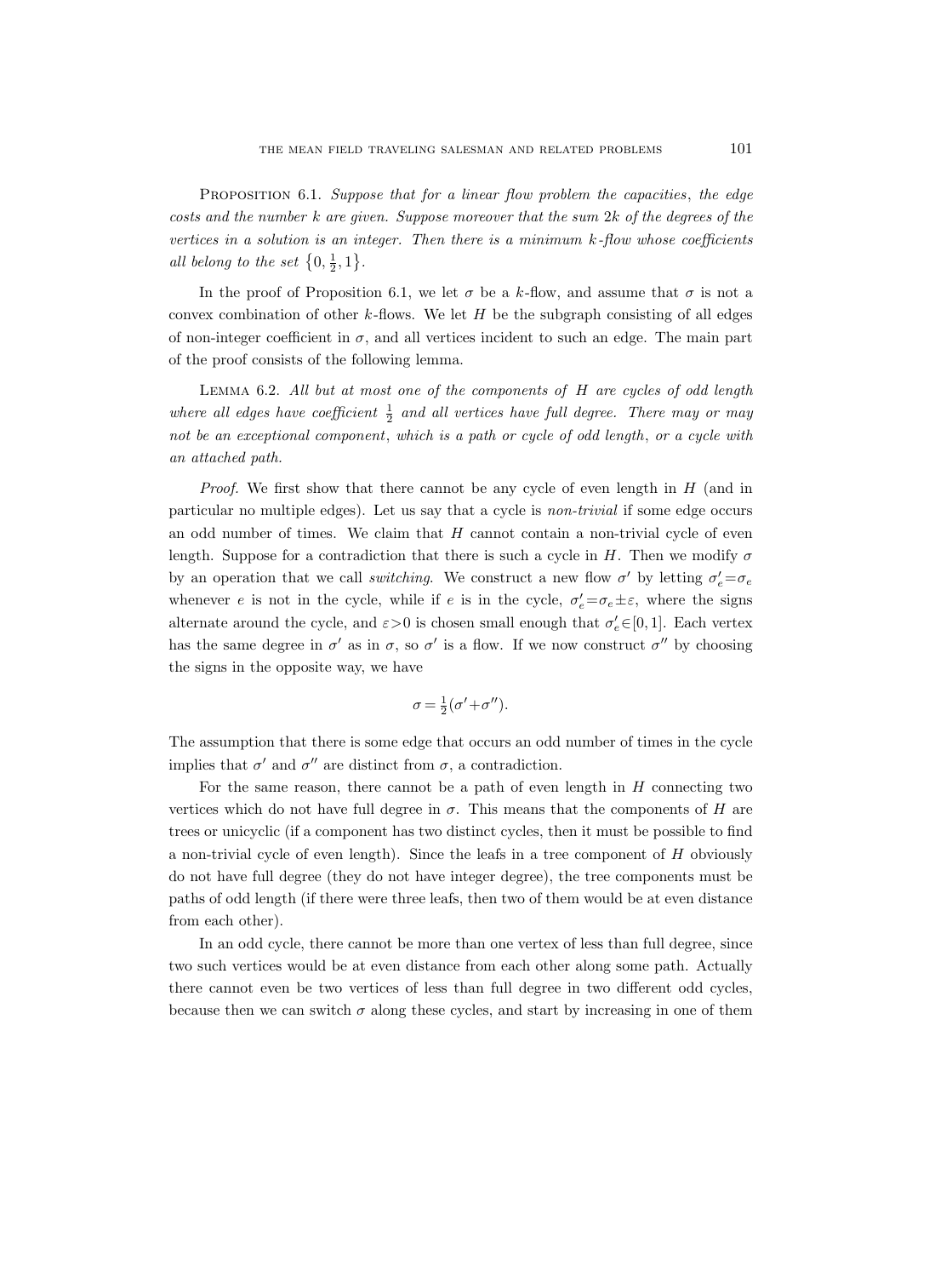Proposition 6.1. *Suppose that for a linear flow problem the capacities, the edge costs and the number $k$ are given. Suppose moreover that the sum $2k$ of the degrees of the vertices in a solution is an integer. Then there is a minimum $k$-flow whose coefficients all belong to the set $\{0, \frac{1}{2}, 1\}$.*

In the proof of Proposition 6.1, we let $\sigma$ be a $k$-flow, and assume that $\sigma$ is not a convex combination of other $k$-flows. We let $H$ be the subgraph consisting of all edges of non-integer coefficient in $\sigma$, and all vertices incident to such an edge. The main part of the proof consists of the following lemma.

Lemma 6.2. *All but at most one of the components of $H$ are cycles of odd length where all edges have coefficient $\frac{1}{2}$ and all vertices have full degree. There may or may not be an exceptional component, which is a path or cycle of odd length, or a cycle with an attached path.*

*Proof.* We first show that there cannot be any cycle of even length in $H$ (and in particular no multiple edges). Let us say that a cycle is *non-trivial* if some edge occurs an odd number of times. We claim that $H$ cannot contain a non-trivial cycle of even length. Suppose for a contradiction that there is such a cycle in $H$. Then we modify $\sigma$ by an operation that we call *switching*. We construct a new flow $\sigma'$ by letting $\sigma'_e = \sigma_e$ whenever $e$ is not in the cycle, while if $e$ is in the cycle, $\sigma'_e = \sigma_e \pm \varepsilon$, where the signs alternate around the cycle, and $\varepsilon > 0$ is chosen small enough that $\sigma'_e \in [0, 1]$. Each vertex has the same degree in $\sigma'$ as in $\sigma$, so $\sigma'$ is a flow. If we now construct $\sigma''$ by choosing the signs in the opposite way, we have

$$\sigma = \tfrac{1}{2}(\sigma' + \sigma'').$$

The assumption that there is some edge that occurs an odd number of times in the cycle implies that $\sigma'$ and $\sigma''$ are distinct from $\sigma$, a contradiction.

For the same reason, there cannot be a path of even length in $H$ connecting two vertices which do not have full degree in $\sigma$. This means that the components of $H$ are trees or unicyclic (if a component has two distinct cycles, then it must be possible to find a non-trivial cycle of even length). Since the leafs in a tree component of $H$ obviously do not have full degree (they do not have integer degree), the tree components must be paths of odd length (if there were three leafs, then two of them would be at even distance from each other).

In an odd cycle, there cannot be more than one vertex of less than full degree, since two such vertices would be at even distance from each other along some path. Actually there cannot even be two vertices of less than full degree in two different odd cycles, because then we can switch $\sigma$ along these cycles, and start by increasing in one of them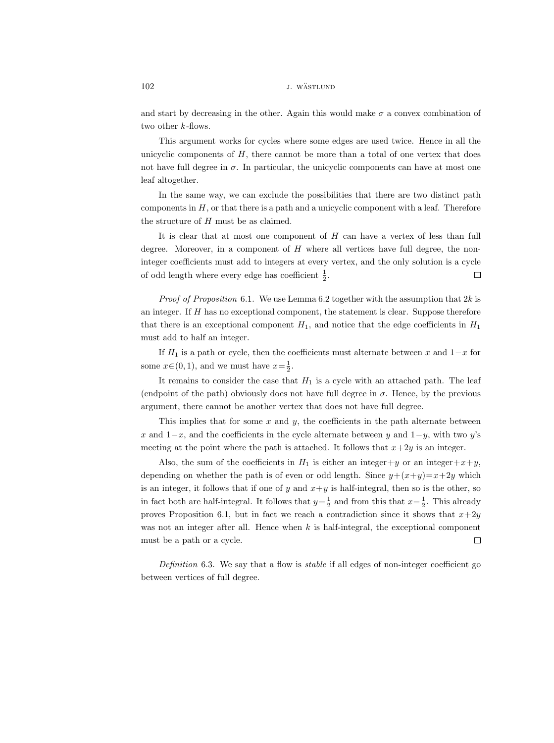and start by decreasing in the other. Again this would make $\sigma$ a convex combination of two other $k$-flows.

This argument works for cycles where some edges are used twice. Hence in all the unicyclic components of $H$, there cannot be more than a total of one vertex that does not have full degree in $\sigma$. In particular, the unicyclic components can have at most one leaf altogether.

In the same way, we can exclude the possibilities that there are two distinct path components in $H$, or that there is a path and a unicyclic component with a leaf. Therefore the structure of $H$ must be as claimed.

It is clear that at most one component of $H$ can have a vertex of less than full degree. Moreover, in a component of $H$ where all vertices have full degree, the non-integer coefficients must add to integers at every vertex, and the only solution is a cycle of odd length where every edge has coefficient $\frac{1}{2}$. $\square$

*Proof of Proposition* 6.1. We use Lemma 6.2 together with the assumption that $2k$ is an integer. If $H$ has no exceptional component, the statement is clear. Suppose therefore that there is an exceptional component $H_1$, and notice that the edge coefficients in $H_1$ must add to half an integer.

If $H_1$ is a path or cycle, then the coefficients must alternate between $x$ and $1-x$ for some $x\in(0,1)$, and we must have $x=\frac{1}{2}$.

It remains to consider the case that $H_1$ is a cycle with an attached path. The leaf (endpoint of the path) obviously does not have full degree in $\sigma$. Hence, by the previous argument, there cannot be another vertex that does not have full degree.

This implies that for some $x$ and $y$, the coefficients in the path alternate between $x$ and $1-x$, and the coefficients in the cycle alternate between $y$ and $1-y$, with two $y$'s meeting at the point where the path is attached. It follows that $x+2y$ is an integer.

Also, the sum of the coefficients in $H_1$ is either an integer$+y$ or an integer$+x+y$, depending on whether the path is of even or odd length. Since $y+(x+y)=x+2y$ which is an integer, it follows that if one of $y$ and $x+y$ is half-integral, then so is the other, so in fact both are half-integral. It follows that $y=\frac{1}{2}$ and from this that $x=\frac{1}{2}$. This already proves Proposition 6.1, but in fact we reach a contradiction since it shows that $x+2y$ was not an integer after all. Hence when $k$ is half-integral, the exceptional component must be a path or a cycle. $\square$

*Definition* 6.3. We say that a flow is *stable* if all edges of non-integer coefficient go between vertices of full degree.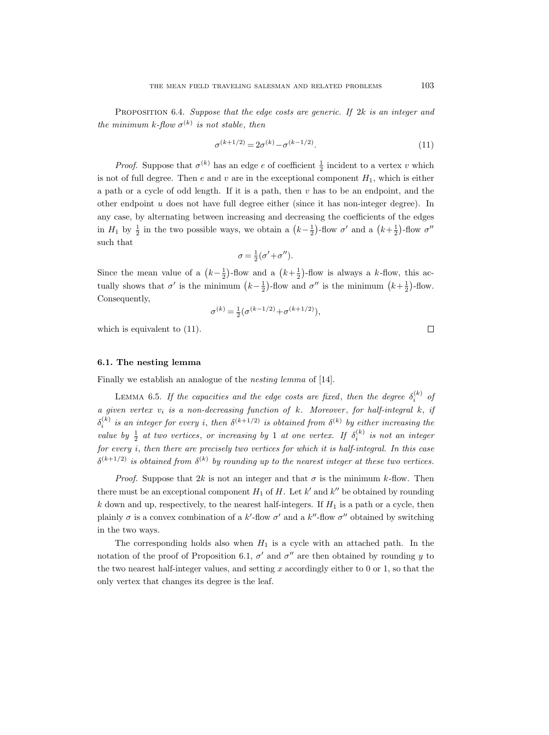Proposition 6.4. *Suppose that the edge costs are generic. If $2k$ is an integer and the minimum $k$-flow $\sigma^{(k)}$ is not stable, then*

$$\sigma^{(k+1/2)} = 2\sigma^{(k)} - \sigma^{(k-1/2)}. \tag{11}$$

*Proof.* Suppose that $\sigma^{(k)}$ has an edge $e$ of coefficient $\frac{1}{2}$ incident to a vertex $v$ which is not of full degree. Then $e$ and $v$ are in the exceptional component $H_1$, which is either a path or a cycle of odd length. If it is a path, then $v$ has to be an endpoint, and the other endpoint $u$ does not have full degree either (since it has non-integer degree). In any case, by alternating between increasing and decreasing the coefficients of the edges in $H_1$ by $\frac{1}{2}$ in the two possible ways, we obtain a $\left(k-\frac{1}{2}\right)$-flow $\sigma'$ and a $\left(k+\frac{1}{2}\right)$-flow $\sigma''$ such that

$$\sigma = \tfrac{1}{2}(\sigma' + \sigma'').$$

Since the mean value of a $\left(k-\frac{1}{2}\right)$-flow and a $\left(k+\frac{1}{2}\right)$-flow is always a $k$-flow, this actually shows that $\sigma'$ is the minimum $\left(k-\frac{1}{2}\right)$-flow and $\sigma''$ is the minimum $\left(k+\frac{1}{2}\right)$-flow. Consequently,

$$\sigma^{(k)} = \tfrac{1}{2}(\sigma^{(k-1/2)} + \sigma^{(k+1/2)}),$$

which is equivalent to (11). □

### 6.1. The nesting lemma

Finally we establish an analogue of the *nesting lemma* of [14].

Lemma 6.5. *If the capacities and the edge costs are fixed, then the degree $\delta_i^{(k)}$ of a given vertex $v_i$ is a non-decreasing function of $k$. Moreover, for half-integral $k$, if $\delta_i^{(k)}$ is an integer for every $i$, then $\delta^{(k+1/2)}$ is obtained from $\delta^{(k)}$ by either increasing the value by $\frac{1}{2}$ at two vertices, or increasing by 1 at one vertex. If $\delta_i^{(k)}$ is not an integer for every $i$, then there are precisely two vertices for which it is half-integral. In this case $\delta^{(k+1/2)}$ is obtained from $\delta^{(k)}$ by rounding up to the nearest integer at these two vertices.*

*Proof.* Suppose that $2k$ is not an integer and that $\sigma$ is the minimum $k$-flow. Then there must be an exceptional component $H_1$ of $H$. Let $k'$ and $k''$ be obtained by rounding $k$ down and up, respectively, to the nearest half-integers. If $H_1$ is a path or a cycle, then plainly $\sigma$ is a convex combination of a $k'$-flow $\sigma'$ and a $k''$-flow $\sigma''$ obtained by switching in the two ways.

The corresponding holds also when $H_1$ is a cycle with an attached path. In the notation of the proof of Proposition 6.1, $\sigma'$ and $\sigma''$ are then obtained by rounding $y$ to the two nearest half-integer values, and setting $x$ accordingly either to 0 or 1, so that the only vertex that changes its degree is the leaf.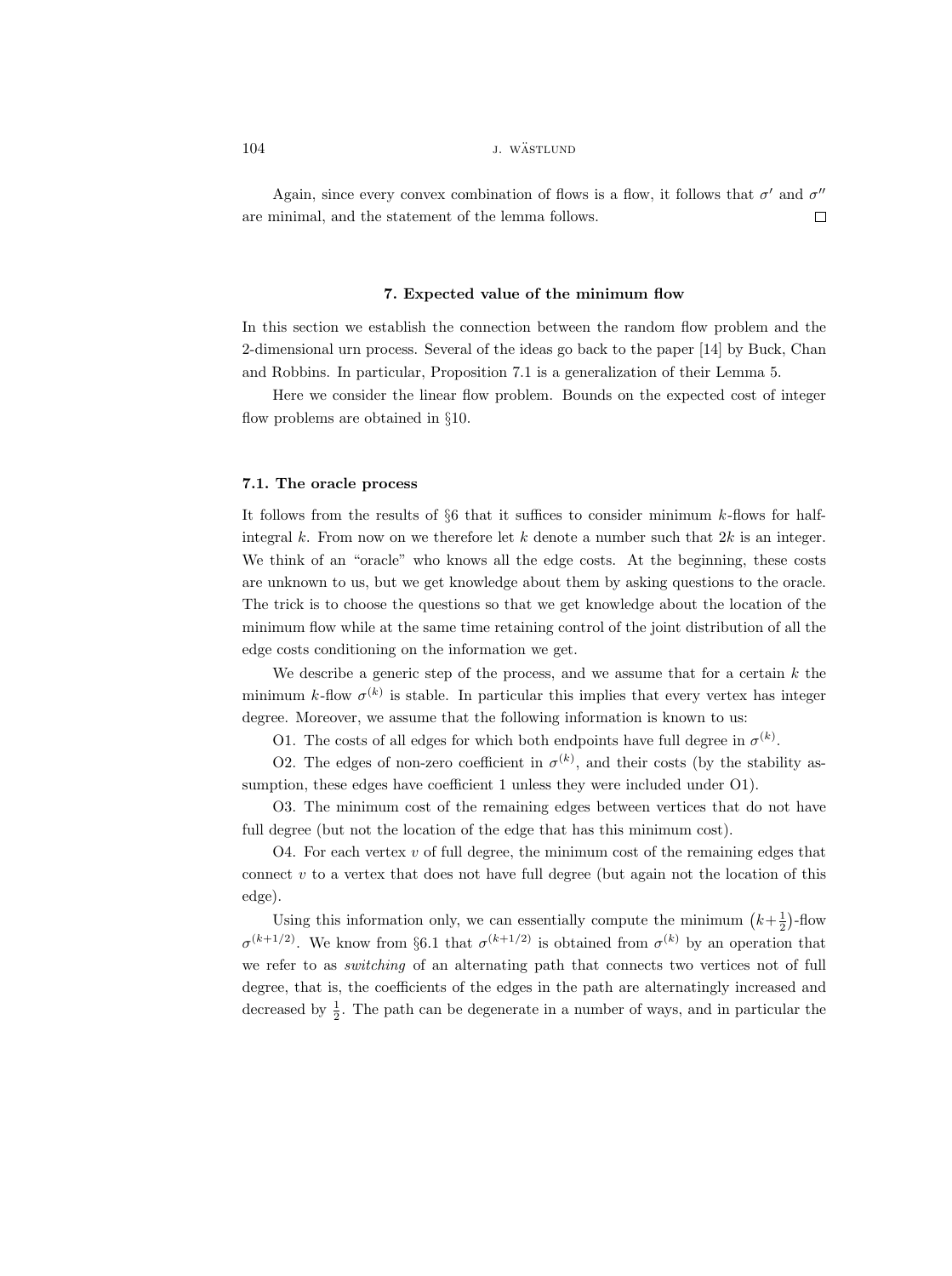Again, since every convex combination of flows is a flow, it follows that $\sigma'$ and $\sigma''$ are minimal, and the statement of the lemma follows. □

## 7. Expected value of the minimum flow

In this section we establish the connection between the random flow problem and the 2-dimensional urn process. Several of the ideas go back to the paper [14] by Buck, Chan and Robbins. In particular, Proposition 7.1 is a generalization of their Lemma 5.

Here we consider the linear flow problem. Bounds on the expected cost of integer flow problems are obtained in §10.

### 7.1. The oracle process

It follows from the results of §6 that it suffices to consider minimum $k$-flows for half-integral $k$. From now on we therefore let $k$ denote a number such that $2k$ is an integer. We think of an "oracle" who knows all the edge costs. At the beginning, these costs are unknown to us, but we get knowledge about them by asking questions to the oracle. The trick is to choose the questions so that we get knowledge about the location of the minimum flow while at the same time retaining control of the joint distribution of all the edge costs conditioning on the information we get.

We describe a generic step of the process, and we assume that for a certain $k$ the minimum $k$-flow $\sigma^{(k)}$ is stable. In particular this implies that every vertex has integer degree. Moreover, we assume that the following information is known to us:

O1. The costs of all edges for which both endpoints have full degree in $\sigma^{(k)}$.

O2. The edges of non-zero coefficient in $\sigma^{(k)}$, and their costs (by the stability assumption, these edges have coefficient 1 unless they were included under O1).

O3. The minimum cost of the remaining edges between vertices that do not have full degree (but not the location of the edge that has this minimum cost).

O4. For each vertex $v$ of full degree, the minimum cost of the remaining edges that connect $v$ to a vertex that does not have full degree (but again not the location of this edge).

Using this information only, we can essentially compute the minimum $\left(k+\frac{1}{2}\right)$-flow $\sigma^{(k+1/2)}$. We know from §6.1 that $\sigma^{(k+1/2)}$ is obtained from $\sigma^{(k)}$ by an operation that we refer to as *switching* of an alternating path that connects two vertices not of full degree, that is, the coefficients of the edges in the path are alternatingly increased and decreased by $\frac{1}{2}$. The path can be degenerate in a number of ways, and in particular the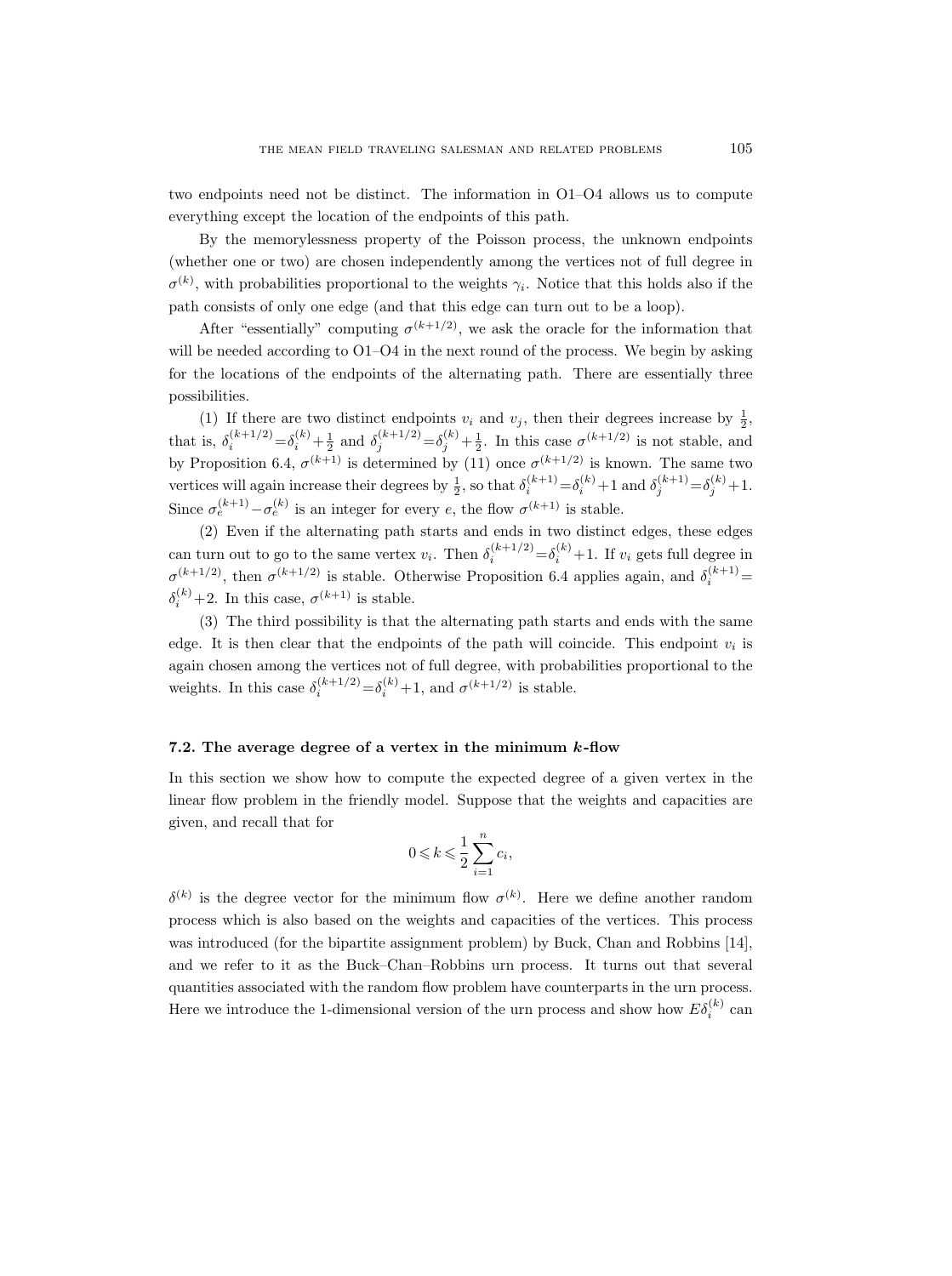two endpoints need not be distinct. The information in O1–O4 allows us to compute everything except the location of the endpoints of this path.

By the memorylessness property of the Poisson process, the unknown endpoints (whether one or two) are chosen independently among the vertices not of full degree in $\sigma^{(k)}$, with probabilities proportional to the weights $\gamma_i$. Notice that this holds also if the path consists of only one edge (and that this edge can turn out to be a loop).

After "essentially" computing $\sigma^{(k+1/2)}$, we ask the oracle for the information that will be needed according to O1–O4 in the next round of the process. We begin by asking for the locations of the endpoints of the alternating path. There are essentially three possibilities.

(1) If there are two distinct endpoints $v_i$ and $v_j$, then their degrees increase by $\frac{1}{2}$, that is, $\delta_i^{(k+1/2)}=\delta_i^{(k)}+\frac{1}{2}$ and $\delta_j^{(k+1/2)}=\delta_j^{(k)}+\frac{1}{2}$. In this case $\sigma^{(k+1/2)}$ is not stable, and by Proposition 6.4, $\sigma^{(k+1)}$ is determined by (11) once $\sigma^{(k+1/2)}$ is known. The same two vertices will again increase their degrees by $\frac{1}{2}$, so that $\delta_i^{(k+1)}=\delta_i^{(k)}+1$ and $\delta_j^{(k+1)}=\delta_j^{(k)}+1$. Since $\sigma_e^{(k+1)}-\sigma_e^{(k)}$ is an integer for every $e$, the flow $\sigma^{(k+1)}$ is stable.

(2) Even if the alternating path starts and ends in two distinct edges, these edges can turn out to go to the same vertex $v_i$. Then $\delta_i^{(k+1/2)}=\delta_i^{(k)}+1$. If $v_i$ gets full degree in $\sigma^{(k+1/2)}$, then $\sigma^{(k+1/2)}$ is stable. Otherwise Proposition 6.4 applies again, and $\delta_i^{(k+1)}=\delta_i^{(k)}+2$. In this case, $\sigma^{(k+1)}$ is stable.

(3) The third possibility is that the alternating path starts and ends with the same edge. It is then clear that the endpoints of the path will coincide. This endpoint $v_i$ is again chosen among the vertices not of full degree, with probabilities proportional to the weights. In this case $\delta_i^{(k+1/2)}=\delta_i^{(k)}+1$, and $\sigma^{(k+1/2)}$ is stable.

### 7.2. The average degree of a vertex in the minimum $k$-flow

In this section we show how to compute the expected degree of a given vertex in the linear flow problem in the friendly model. Suppose that the weights and capacities are given, and recall that for

$$0 \leqslant k \leqslant \frac{1}{2}\sum_{i=1}^{n} c_i,$$

$\delta^{(k)}$ is the degree vector for the minimum flow $\sigma^{(k)}$. Here we define another random process which is also based on the weights and capacities of the vertices. This process was introduced (for the bipartite assignment problem) by Buck, Chan and Robbins [14], and we refer to it as the Buck–Chan–Robbins urn process. It turns out that several quantities associated with the random flow problem have counterparts in the urn process. Here we introduce the 1-dimensional version of the urn process and show how $E\delta_i^{(k)}$ can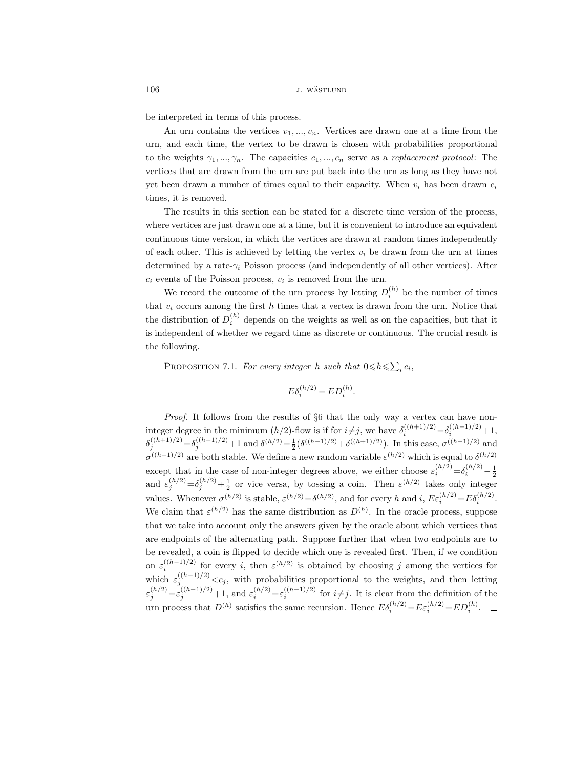be interpreted in terms of this process.

An urn contains the vertices $v_1, ..., v_n$. Vertices are drawn one at a time from the urn, and each time, the vertex to be drawn is chosen with probabilities proportional to the weights $\gamma_1, ..., \gamma_n$. The capacities $c_1, ..., c_n$ serve as a *replacement protocol*: The vertices that are drawn from the urn are put back into the urn as long as they have not yet been drawn a number of times equal to their capacity. When $v_i$ has been drawn $c_i$ times, it is removed.

The results in this section can be stated for a discrete time version of the process, where vertices are just drawn one at a time, but it is convenient to introduce an equivalent continuous time version, in which the vertices are drawn at random times independently of each other. This is achieved by letting the vertex $v_i$ be drawn from the urn at times determined by a rate-$\gamma_i$ Poisson process (and independently of all other vertices). After $c_i$ events of the Poisson process, $v_i$ is removed from the urn.

We record the outcome of the urn process by letting $D_i^{(h)}$ be the number of times that $v_i$ occurs among the first $h$ times that a vertex is drawn from the urn. Notice that the distribution of $D_i^{(h)}$ depends on the weights as well as on the capacities, but that it is independent of whether we regard time as discrete or continuous. The crucial result is the following.

Proposition 7.1. *For every integer $h$ such that $0 \leqslant h \leqslant \sum_i c_i$,*

$$E\delta_i^{(h/2)} = ED_i^{(h)}.$$

*Proof.* It follows from the results of §6 that the only way a vertex can have non-integer degree in the minimum $(h/2)$-flow is if for $i \neq j$, we have $\delta_i^{((h+1)/2)} = \delta_i^{((h-1)/2)} + 1$, $\delta_j^{((h+1)/2)} = \delta_j^{((h-1)/2)} + 1$ and $\delta^{(h/2)} = \frac{1}{2}(\delta^{((h-1)/2)} + \delta^{((h+1)/2)})$. In this case, $\sigma^{((h-1)/2)}$ and $\sigma^{((h+1)/2)}$ are both stable. We define a new random variable $\varepsilon^{(h/2)}$ which is equal to $\delta^{(h/2)}$ except that in the case of non-integer degrees above, we either choose $\varepsilon_i^{(h/2)} = \delta_i^{(h/2)} - \frac{1}{2}$ and $\varepsilon_j^{(h/2)} = \delta_j^{(h/2)} + \frac{1}{2}$ or vice versa, by tossing a coin. Then $\varepsilon^{(h/2)}$ takes only integer values. Whenever $\sigma^{(h/2)}$ is stable, $\varepsilon^{(h/2)} = \delta^{(h/2)}$, and for every $h$ and $i$, $E\varepsilon_i^{(h/2)} = E\delta_i^{(h/2)}$. We claim that $\varepsilon^{(h/2)}$ has the same distribution as $D^{(h)}$. In the oracle process, suppose that we take into account only the answers given by the oracle about which vertices that are endpoints of the alternating path. Suppose further that when two endpoints are to be revealed, a coin is flipped to decide which one is revealed first. Then, if we condition on $\varepsilon_i^{((h-1)/2)}$ for every $i$, then $\varepsilon^{(h/2)}$ is obtained by choosing $j$ among the vertices for which $\varepsilon_j^{((h-1)/2)} < c_j$, with probabilities proportional to the weights, and then letting $\varepsilon_j^{(h/2)} = \varepsilon_j^{((h-1)/2)} + 1$, and $\varepsilon_i^{(h/2)} = \varepsilon_i^{((h-1)/2)}$ for $i \neq j$. It is clear from the definition of the urn process that $D^{(h)}$ satisfies the same recursion. Hence $E\delta_i^{(h/2)} = E\varepsilon_i^{(h/2)} = ED_i^{(h)}$. $\square$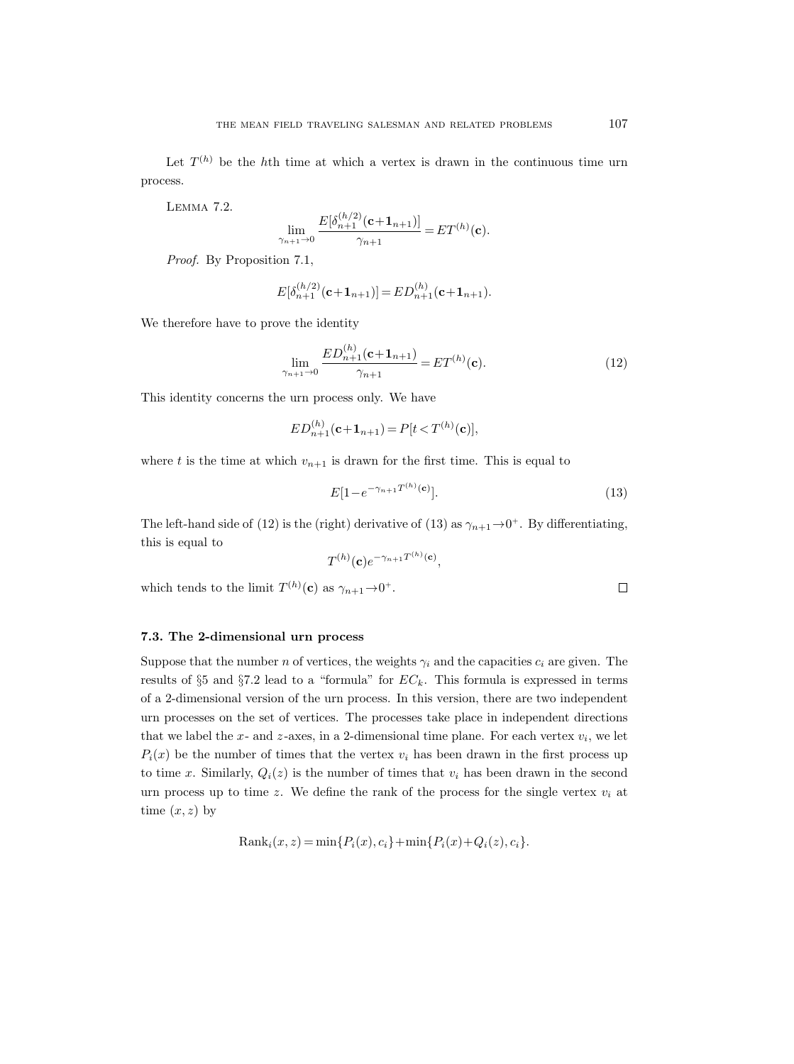Let $T^{(h)}$ be the $h$th time at which a vertex is drawn in the continuous time urn process.

Lemma 7.2.

$$\lim_{\gamma_{n+1}\to 0} \frac{E[\delta_{n+1}^{(h/2)}(\mathbf{c}+\mathbf{1}_{n+1})]}{\gamma_{n+1}} = ET^{(h)}(\mathbf{c}).$$

*Proof.* By Proposition 7.1,

$$E[\delta_{n+1}^{(h/2)}(\mathbf{c}+\mathbf{1}_{n+1})] = ED_{n+1}^{(h)}(\mathbf{c}+\mathbf{1}_{n+1}).$$

We therefore have to prove the identity

$$\lim_{\gamma_{n+1}\to 0} \frac{ED_{n+1}^{(h)}(\mathbf{c}+\mathbf{1}_{n+1})}{\gamma_{n+1}} = ET^{(h)}(\mathbf{c}). \tag{12}$$

This identity concerns the urn process only. We have

$$ED_{n+1}^{(h)}(\mathbf{c}+\mathbf{1}_{n+1}) = P[t < T^{(h)}(\mathbf{c})],$$

where $t$ is the time at which $v_{n+1}$ is drawn for the first time. This is equal to

$$E[1-e^{-\gamma_{n+1}T^{(h)}(\mathbf{c})}]. \tag{13}$$

The left-hand side of (12) is the (right) derivative of (13) as $\gamma_{n+1}\to 0^+$. By differentiating, this is equal to

$$T^{(h)}(\mathbf{c})e^{-\gamma_{n+1}T^{(h)}(\mathbf{c})},$$

which tends to the limit $T^{(h)}(\mathbf{c})$ as $\gamma_{n+1}\to 0^+$. $\square$

### 7.3. The 2-dimensional urn process

Suppose that the number $n$ of vertices, the weights $\gamma_i$ and the capacities $c_i$ are given. The results of §5 and §7.2 lead to a "formula" for $EC_k$. This formula is expressed in terms of a 2-dimensional version of the urn process. In this version, there are two independent urn processes on the set of vertices. The processes take place in independent directions that we label the $x$- and $z$-axes, in a 2-dimensional time plane. For each vertex $v_i$, we let $P_i(x)$ be the number of times that the vertex $v_i$ has been drawn in the first process up to time $x$. Similarly, $Q_i(z)$ is the number of times that $v_i$ has been drawn in the second urn process up to time $z$. We define the rank of the process for the single vertex $v_i$ at time $(x,z)$ by

$$\mathrm{Rank}_i(x,z) = \min\{P_i(x), c_i\} + \min\{P_i(x)+Q_i(z), c_i\}.$$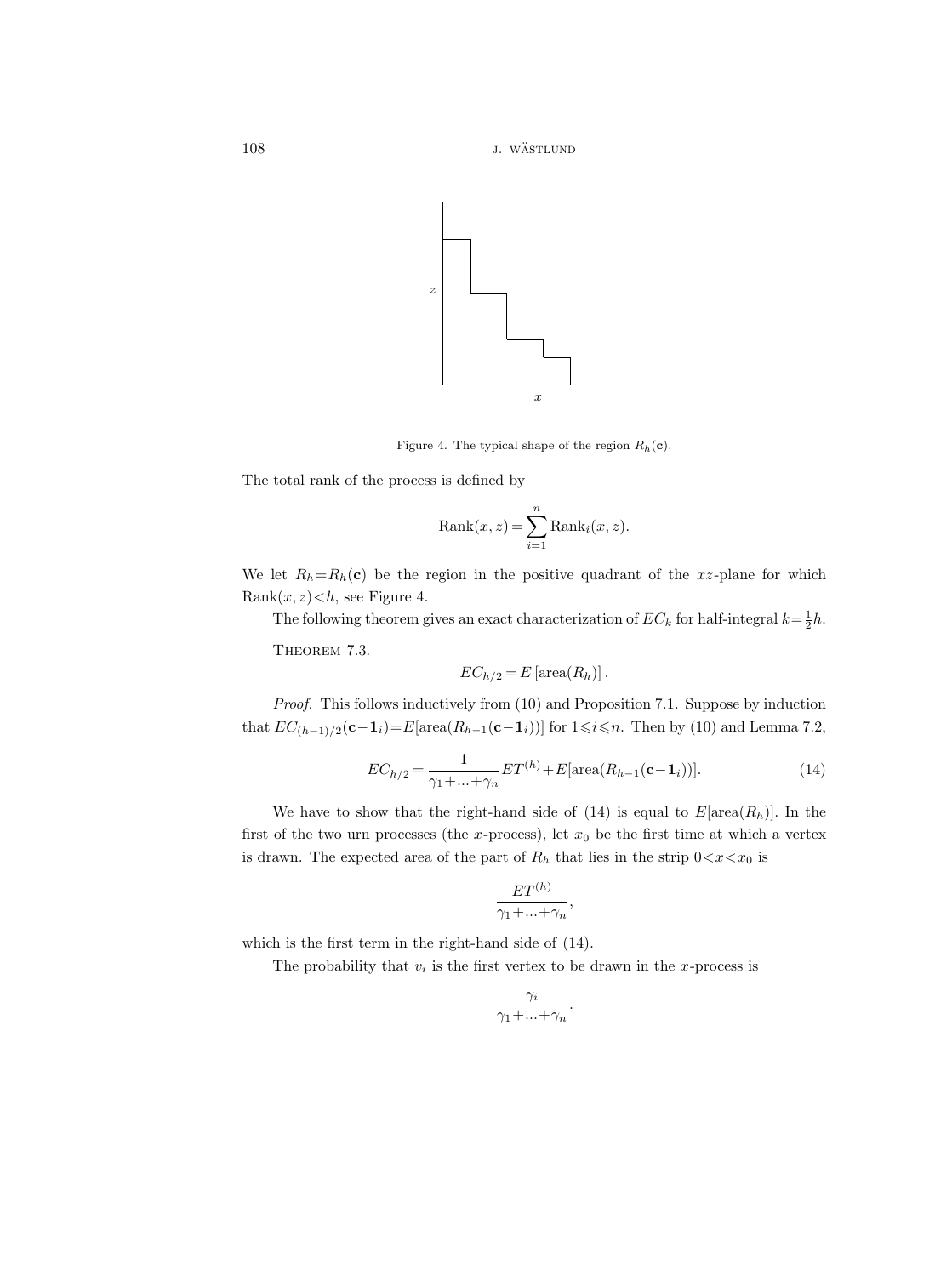Figure 4. The typical shape of the region $R_h(\mathbf{c})$.

The total rank of the process is defined by

$$\mathrm{Rank}(x,z)=\sum_{i=1}^{n}\mathrm{Rank}_i(x,z).$$

We let $R_h=R_h(\mathbf{c})$ be the region in the positive quadrant of the $xz$-plane for which $\mathrm{Rank}(x,z)<h$, see Figure 4.

The following theorem gives an exact characterization of $EC_k$ for half-integral $k=\frac{1}{2}h$.

Theorem 7.3.

$$EC_{h/2}=E\left[\mathrm{area}(R_h)\right].$$

*Proof.* This follows inductively from (10) and Proposition 7.1. Suppose by induction that $EC_{(h-1)/2}(\mathbf{c}-\mathbf{1}_i)=E[\mathrm{area}(R_{h-1}(\mathbf{c}-\mathbf{1}_i))]$ for $1\leqslant i\leqslant n$. Then by (10) and Lemma 7.2,

$$EC_{h/2}=\frac{1}{\gamma_1+\ldots+\gamma_n}ET^{(h)}+E[\mathrm{area}(R_{h-1}(\mathbf{c}-\mathbf{1}_i))]. \tag{14}$$

We have to show that the right-hand side of (14) is equal to $E[\mathrm{area}(R_h)]$. In the first of the two urn processes (the $x$-process), let $x_0$ be the first time at which a vertex is drawn. The expected area of the part of $R_h$ that lies in the strip $0<x<x_0$ is

$$\frac{ET^{(h)}}{\gamma_1+\ldots+\gamma_n},$$

which is the first term in the right-hand side of (14).

The probability that $v_i$ is the first vertex to be drawn in the $x$-process is

$$\frac{\gamma_i}{\gamma_1+\ldots+\gamma_n}.$$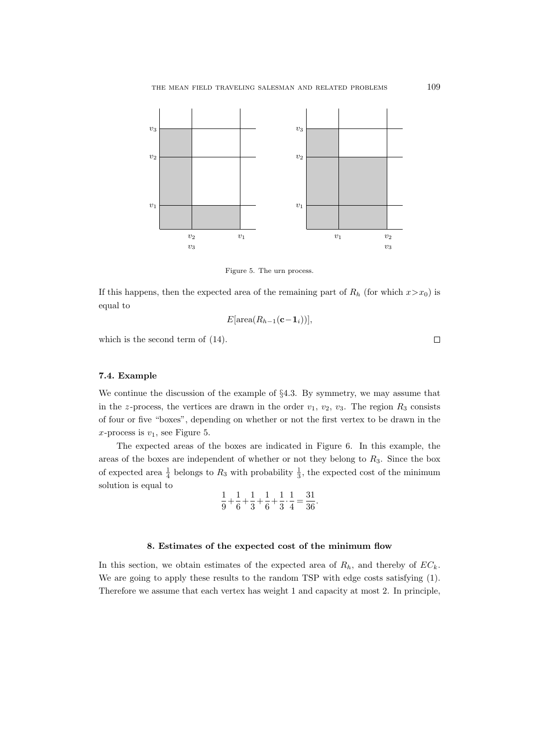Figure 5. The urn process.

If this happens, then the expected area of the remaining part of $R_h$ (for which $x > x_0$) is equal to

$$E[\text{area}(R_{h-1}(\mathbf{c} - \mathbf{1}_i))],$$

which is the second term of (14). □

### 7.4. Example

We continue the discussion of the example of §4.3. By symmetry, we may assume that in the $z$-process, the vertices are drawn in the order $v_1$, $v_2$, $v_3$. The region $R_3$ consists of four or five "boxes", depending on whether or not the first vertex to be drawn in the $x$-process is $v_1$, see Figure 5.

The expected areas of the boxes are indicated in Figure 6. In this example, the areas of the boxes are independent of whether or not they belong to $R_3$. Since the box of expected area $\frac{1}{4}$ belongs to $R_3$ with probability $\frac{1}{3}$, the expected cost of the minimum solution is equal to

$$\frac{1}{9} + \frac{1}{6} + \frac{1}{3} + \frac{1}{6} + \frac{1}{3} \cdot \frac{1}{4} = \frac{31}{36}.$$

## 8. Estimates of the expected cost of the minimum flow

In this section, we obtain estimates of the expected area of $R_h$, and thereby of $EC_k$. We are going to apply these results to the random TSP with edge costs satisfying (1). Therefore we assume that each vertex has weight 1 and capacity at most 2. In principle,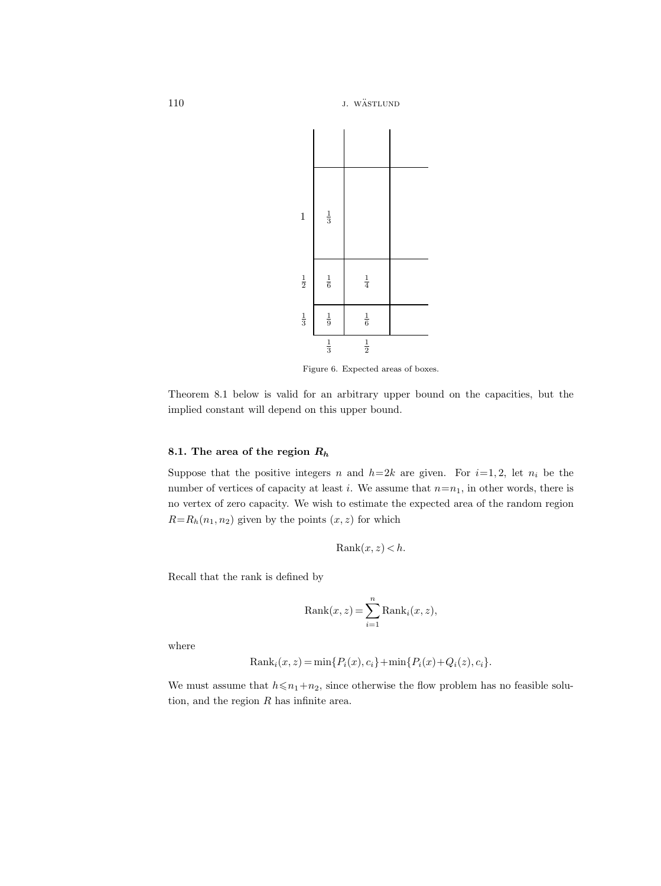|  |  |  |  |
| --- | --- | --- | --- |
| $1$ | $\frac{1}{3}$ |  |  |
| $\frac{1}{2}$ | $\frac{1}{6}$ | $\frac{1}{4}$ |  |
| $\frac{1}{3}$ | $\frac{1}{9}$ | $\frac{1}{6}$ |  |
|  | $\frac{1}{3}$ | $\frac{1}{2}$ |  |

Figure 6. Expected areas of boxes.

Theorem 8.1 below is valid for an arbitrary upper bound on the capacities, but the implied constant will depend on this upper bound.

### 8.1. The area of the region $R_h$

Suppose that the positive integers $n$ and $h=2k$ are given. For $i=1,2$, let $n_i$ be the number of vertices of capacity at least $i$. We assume that $n=n_1$, in other words, there is no vertex of zero capacity. We wish to estimate the expected area of the random region $R=R_h(n_1,n_2)$ given by the points $(x,z)$ for which

$$\operatorname{Rank}(x,z) < h.$$

Recall that the rank is defined by

$$\operatorname{Rank}(x,z) = \sum_{i=1}^{n} \operatorname{Rank}_i(x,z),$$

where

$$\operatorname{Rank}_i(x,z) = \min\{P_i(x), c_i\} + \min\{P_i(x)+Q_i(z), c_i\}.$$

We must assume that $h \leqslant n_1+n_2$, since otherwise the flow problem has no feasible solution, and the region $R$ has infinite area.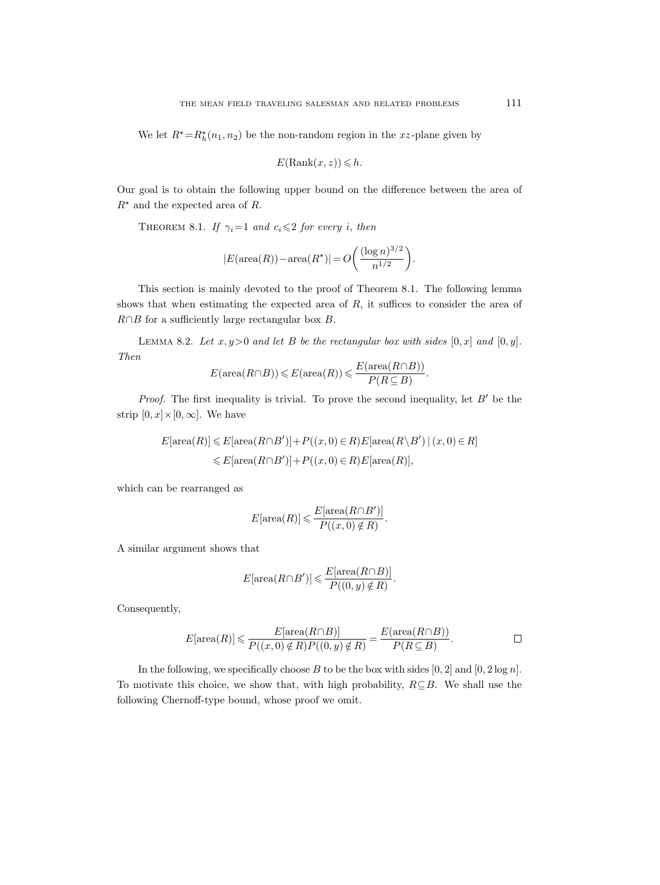We let $R^\star = R^\star_h(n_1, n_2)$ be the non-random region in the $xz$-plane given by

$$E(\operatorname{Rank}(x,z)) \leqslant h.$$

Our goal is to obtain the following upper bound on the difference between the area of $R^\star$ and the expected area of $R$.

Theorem 8.1. *If $\gamma_i = 1$ and $c_i \leqslant 2$ for every $i$, then*

$$|E(\operatorname{area}(R)) - \operatorname{area}(R^\star)| = O\biggl(\frac{(\log n)^{3/2}}{n^{1/2}}\biggr).$$

This section is mainly devoted to the proof of Theorem 8.1. The following lemma shows that when estimating the expected area of $R$, it suffices to consider the area of $R \cap B$ for a sufficiently large rectangular box $B$.

Lemma 8.2. *Let $x, y > 0$ and let $B$ be the rectangular box with sides $[0, x]$ and $[0, y]$. Then*

$$E(\operatorname{area}(R \cap B)) \leqslant E(\operatorname{area}(R)) \leqslant \frac{E(\operatorname{area}(R \cap B))}{P(R \subseteq B)}.$$

*Proof.* The first inequality is trivial. To prove the second inequality, let $B'$ be the strip $[0, x] \times [0, \infty]$. We have

$$\begin{aligned}
E[\operatorname{area}(R)] &\leqslant E[\operatorname{area}(R \cap B')] + P((x,0) \in R) E[\operatorname{area}(R \setminus B') \mid (x,0) \in R] \\
&\leqslant E[\operatorname{area}(R \cap B')] + P((x,0) \in R) E[\operatorname{area}(R)],
\end{aligned}$$

which can be rearranged as

$$E[\operatorname{area}(R)] \leqslant \frac{E[\operatorname{area}(R \cap B')]}{P((x,0) \notin R)}.$$

A similar argument shows that

$$E[\operatorname{area}(R \cap B')] \leqslant \frac{E[\operatorname{area}(R \cap B)]}{P((0,y) \notin R)}.$$

Consequently,

$$E[\operatorname{area}(R)] \leqslant \frac{E[\operatorname{area}(R \cap B)]}{P((x,0) \notin R) P((0,y) \notin R)} = \frac{E(\operatorname{area}(R \cap B))}{P(R \subseteq B)}. \qquad \square$$

In the following, we specifically choose $B$ to be the box with sides $[0, 2]$ and $[0, 2 \log n]$. To motivate this choice, we show that, with high probability, $R \subseteq B$. We shall use the following Chernoff-type bound, whose proof we omit.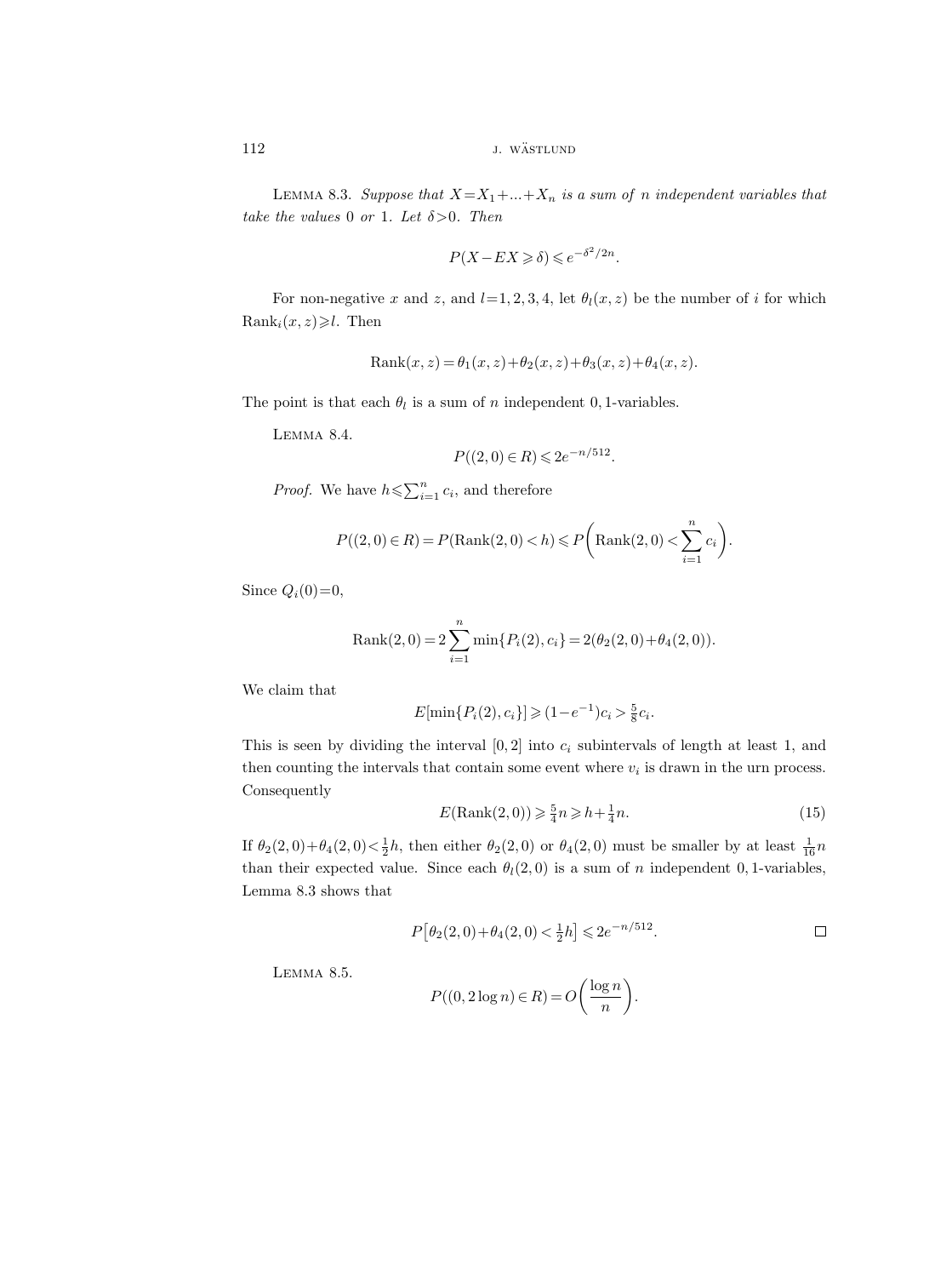Lemma 8.3. *Suppose that $X=X_1+\ldots+X_n$ is a sum of $n$ independent variables that take the values* 0 *or* 1. *Let $\delta>0$. Then*

$$P(X-EX\geqslant\delta)\leqslant e^{-\delta^2/2n}.$$

For non-negative $x$ and $z$, and $l=1,2,3,4$, let $\theta_l(x,z)$ be the number of $i$ for which $\text{Rank}_i(x,z)\geqslant l$. Then

$$\text{Rank}(x,z)=\theta_1(x,z)+\theta_2(x,z)+\theta_3(x,z)+\theta_4(x,z).$$

The point is that each $\theta_l$ is a sum of $n$ independent $0,1$-variables.

Lemma 8.4.

$$P((2,0)\in R)\leqslant 2e^{-n/512}.$$

*Proof.* We have $h\leqslant\sum_{i=1}^n c_i$, and therefore

$$P((2,0)\in R)=P(\text{Rank}(2,0)<h)\leqslant P\biggl(\text{Rank}(2,0)<\sum_{i=1}^n c_i\biggr).$$

Since $Q_i(0)=0$,

$$\text{Rank}(2,0)=2\sum_{i=1}^n\min\{P_i(2),c_i\}=2(\theta_2(2,0)+\theta_4(2,0)).$$

We claim that

$$E[\min\{P_i(2),c_i\}]\geqslant(1-e^{-1})c_i>\tfrac{5}{8}c_i.$$

This is seen by dividing the interval $[0,2]$ into $c_i$ subintervals of length at least 1, and then counting the intervals that contain some event where $v_i$ is drawn in the urn process. Consequently

$$E(\text{Rank}(2,0))\geqslant\tfrac{5}{4}n\geqslant h+\tfrac{1}{4}n. \tag{15}$$

If $\theta_2(2,0)+\theta_4(2,0)<\frac{1}{2}h$, then either $\theta_2(2,0)$ or $\theta_4(2,0)$ must be smaller by at least $\frac{1}{16}n$ than their expected value. Since each $\theta_l(2,0)$ is a sum of $n$ independent $0,1$-variables, Lemma 8.3 shows that

$$P\bigl[\theta_2(2,0)+\theta_4(2,0)<\tfrac{1}{2}h\bigr]\leqslant 2e^{-n/512}. \qquad\square$$

Lemma 8.5.

$$P((0,2\log n)\in R)=O\biggl(\frac{\log n}{n}\biggr).$$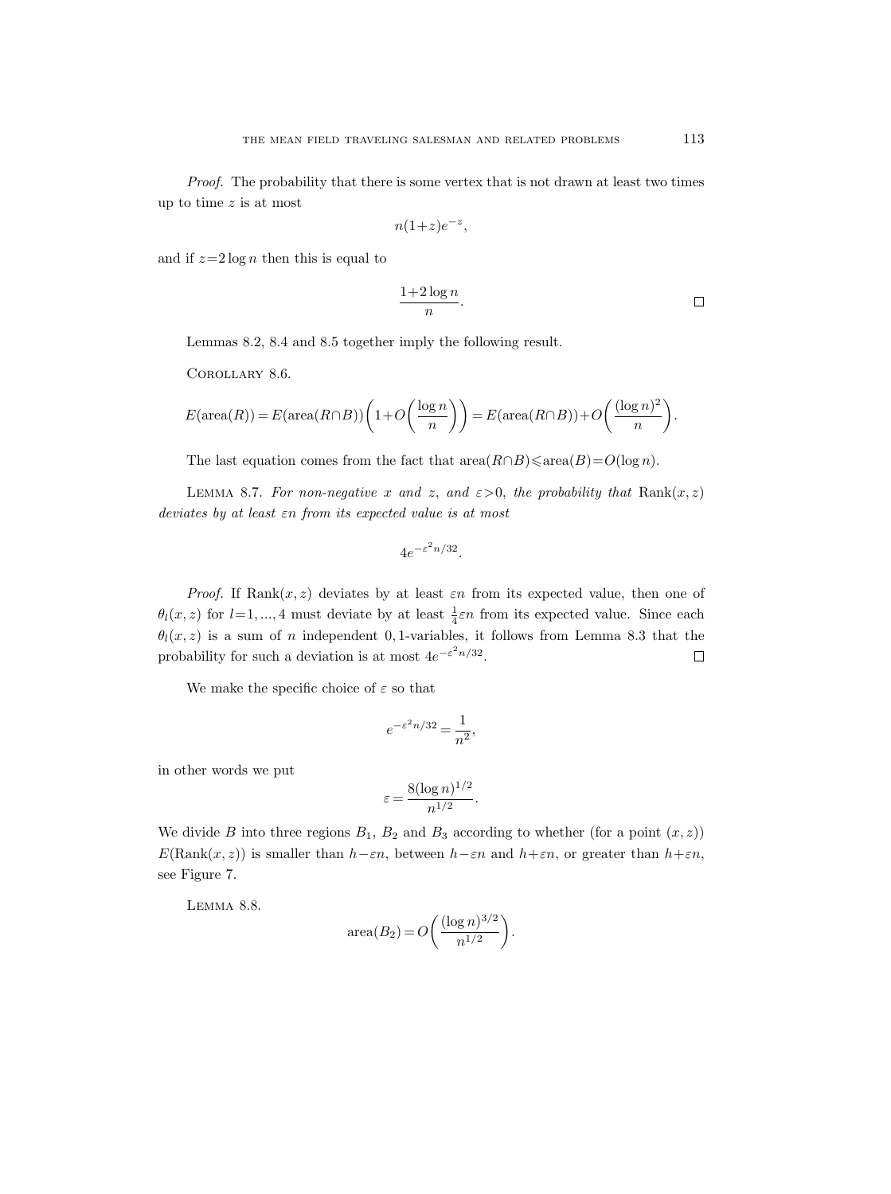*Proof.* The probability that there is some vertex that is not drawn at least two times up to time $z$ is at most

$$n(1+z)e^{-z},$$

and if $z=2\log n$ then this is equal to

$$\frac{1+2\log n}{n}. \qquad \square$$

Lemmas 8.2, 8.4 and 8.5 together imply the following result.

COROLLARY 8.6.

$$E(\text{area}(R)) = E(\text{area}(R\cap B))\left(1+O\left(\frac{\log n}{n}\right)\right) = E(\text{area}(R\cap B)) + O\left(\frac{(\log n)^2}{n}\right).$$

The last equation comes from the fact that $\text{area}(R\cap B) \leqslant \text{area}(B) = O(\log n)$.

LEMMA 8.7. *For non-negative $x$ and $z$, and $\varepsilon>0$, the probability that* $\text{Rank}(x,z)$ *deviates by at least $\varepsilon n$ from its expected value is at most*

$$4e^{-\varepsilon^2 n/32}.$$

*Proof.* If $\text{Rank}(x,z)$ deviates by at least $\varepsilon n$ from its expected value, then one of $\theta_l(x,z)$ for $l=1,...,4$ must deviate by at least $\frac{1}{4}\varepsilon n$ from its expected value. Since each $\theta_l(x,z)$ is a sum of $n$ independent 0,1-variables, it follows from Lemma 8.3 that the probability for such a deviation is at most $4e^{-\varepsilon^2 n/32}$. $\square$

We make the specific choice of $\varepsilon$ so that

$$e^{-\varepsilon^2 n/32} = \frac{1}{n^2},$$

in other words we put

$$\varepsilon = \frac{8(\log n)^{1/2}}{n^{1/2}}.$$

We divide $B$ into three regions $B_1$, $B_2$ and $B_3$ according to whether (for a point $(x,z)$) $E(\text{Rank}(x,z))$ is smaller than $h-\varepsilon n$, between $h-\varepsilon n$ and $h+\varepsilon n$, or greater than $h+\varepsilon n$, see Figure 7.

LEMMA 8.8.

$$\text{area}(B_2) = O\left(\frac{(\log n)^{3/2}}{n^{1/2}}\right).$$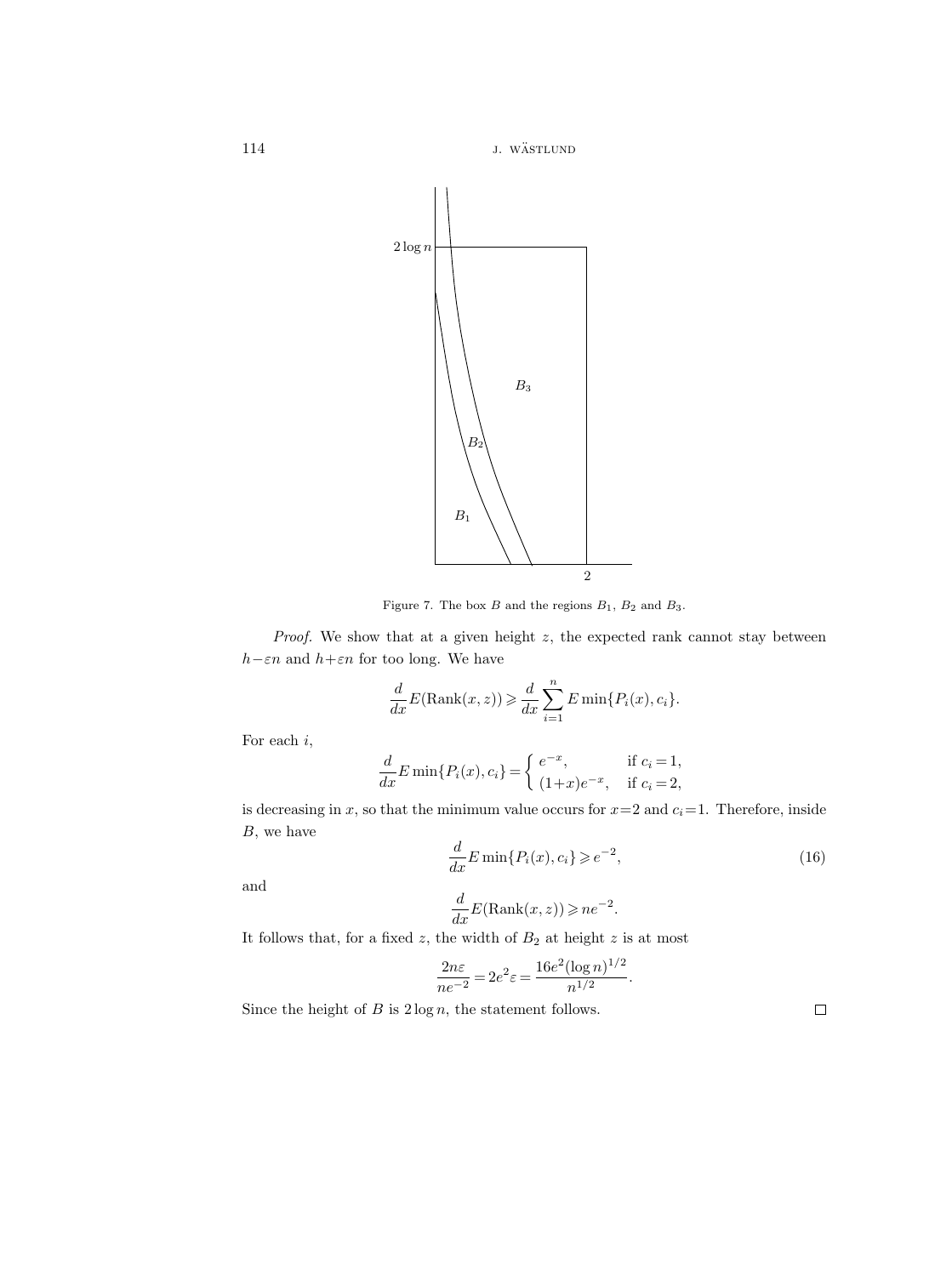Figure 7. The box $B$ and the regions $B_1$, $B_2$ and $B_3$.

*Proof.* We show that at a given height $z$, the expected rank cannot stay between $h-\varepsilon n$ and $h+\varepsilon n$ for too long. We have

$$\frac{d}{dx}E(\mathrm{Rank}(x,z)) \geqslant \frac{d}{dx}\sum_{i=1}^{n} E\min\{P_i(x), c_i\}.$$

For each $i$,

$$\frac{d}{dx}E\min\{P_i(x), c_i\} = \begin{cases} e^{-x}, & \text{if } c_i = 1, \\ (1+x)e^{-x}, & \text{if } c_i = 2, \end{cases}$$

is decreasing in $x$, so that the minimum value occurs for $x=2$ and $c_i=1$. Therefore, inside $B$, we have

$$\frac{d}{dx}E\min\{P_i(x), c_i\} \geqslant e^{-2}, \tag{16}$$

and

$$\frac{d}{dx}E(\mathrm{Rank}(x,z)) \geqslant ne^{-2}.$$

It follows that, for a fixed $z$, the width of $B_2$ at height $z$ is at most

$$\frac{2n\varepsilon}{ne^{-2}} = 2e^2\varepsilon = \frac{16e^2(\log n)^{1/2}}{n^{1/2}}.$$

Since the height of $B$ is $2\log n$, the statement follows. $\square$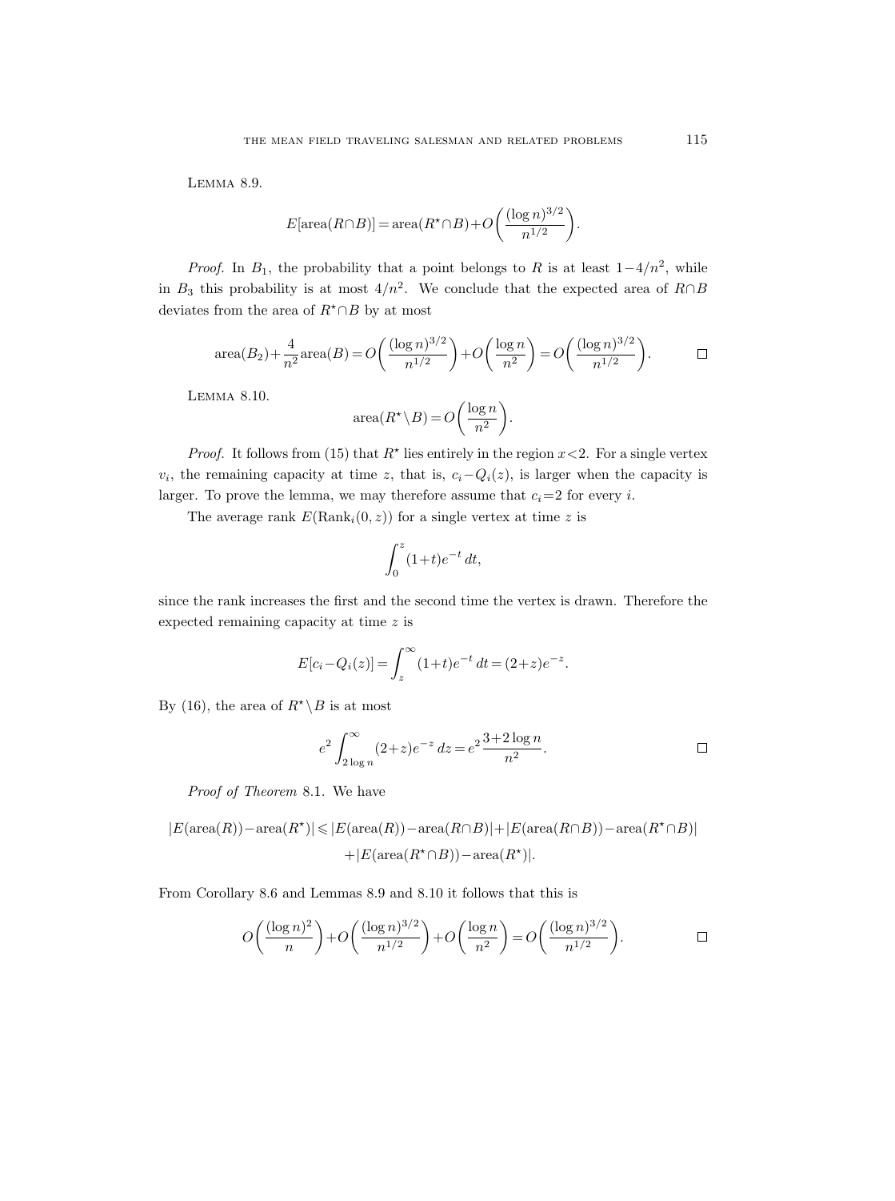Lemma 8.9.

$$E[\text{area}(R\cap B)] = \text{area}(R^\star\cap B) + O\left(\frac{(\log n)^{3/2}}{n^{1/2}}\right).$$

*Proof.* In $B_1$, the probability that a point belongs to $R$ is at least $1-4/n^2$, while in $B_3$ this probability is at most $4/n^2$. We conclude that the expected area of $R\cap B$ deviates from the area of $R^\star\cap B$ by at most

$$\text{area}(B_2) + \frac{4}{n^2}\text{area}(B) = O\left(\frac{(\log n)^{3/2}}{n^{1/2}}\right) + O\left(\frac{\log n}{n^2}\right) = O\left(\frac{(\log n)^{3/2}}{n^{1/2}}\right). \qquad \square$$

Lemma 8.10.

$$\text{area}(R^\star\setminus B) = O\left(\frac{\log n}{n^2}\right).$$

*Proof.* It follows from (15) that $R^\star$ lies entirely in the region $x<2$. For a single vertex $v_i$, the remaining capacity at time $z$, that is, $c_i - Q_i(z)$, is larger when the capacity is larger. To prove the lemma, we may therefore assume that $c_i=2$ for every $i$.

The average rank $E(\text{Rank}_i(0,z))$ for a single vertex at time $z$ is

$$\int_0^z (1+t)e^{-t}\,dt,$$

since the rank increases the first and the second time the vertex is drawn. Therefore the expected remaining capacity at time $z$ is

$$E[c_i - Q_i(z)] = \int_z^\infty (1+t)e^{-t}\,dt = (2+z)e^{-z}.$$

By (16), the area of $R^\star\setminus B$ is at most

$$e^2\int_{2\log n}^\infty (2+z)e^{-z}\,dz = e^2\frac{3+2\log n}{n^2}. \qquad \square$$

*Proof of Theorem* 8.1. We have

$$\begin{aligned}|E(\text{area}(R)) - \text{area}(R^\star)| \leqslant{}& |E(\text{area}(R)) - \text{area}(R\cap B)| + |E(\text{area}(R\cap B)) - \text{area}(R^\star\cap B)| \\ &+ |E(\text{area}(R^\star\cap B)) - \text{area}(R^\star)|.\end{aligned}$$

From Corollary 8.6 and Lemmas 8.9 and 8.10 it follows that this is

$$O\left(\frac{(\log n)^2}{n}\right) + O\left(\frac{(\log n)^{3/2}}{n^{1/2}}\right) + O\left(\frac{\log n}{n^2}\right) = O\left(\frac{(\log n)^{3/2}}{n^{1/2}}\right). \qquad \square$$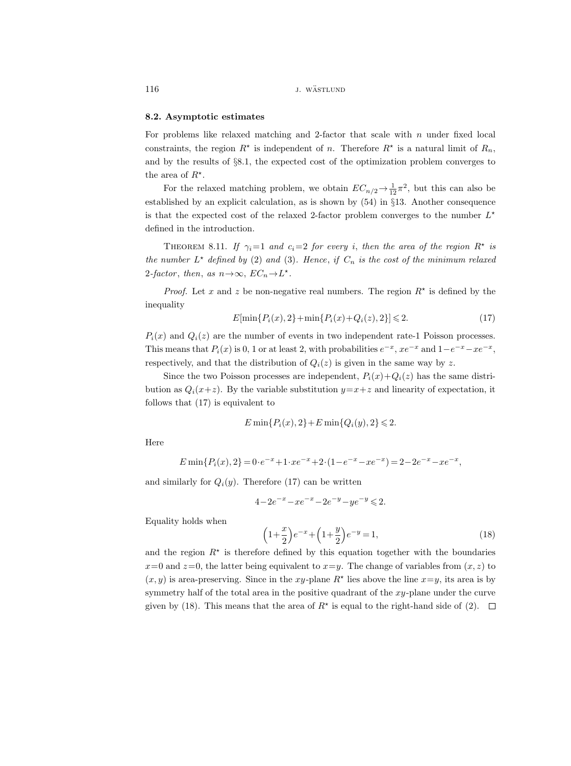### 8.2. Asymptotic estimates

For problems like relaxed matching and 2-factor that scale with $n$ under fixed local constraints, the region $R^\star$ is independent of $n$. Therefore $R^\star$ is a natural limit of $R_n$, and by the results of §8.1, the expected cost of the optimization problem converges to the area of $R^\star$.

For the relaxed matching problem, we obtain $EC_{n/2} \to \frac{1}{12}\pi^2$, but this can also be established by an explicit calculation, as is shown by (54) in §13. Another consequence is that the expected cost of the relaxed 2-factor problem converges to the number $L^\star$ defined in the introduction.

Theorem 8.11. *If $\gamma_i = 1$ and $c_i = 2$ for every $i$, then the area of the region $R^\star$ is the number $L^\star$ defined by* (2) *and* (3). *Hence, if $C_n$ is the cost of the minimum relaxed 2-factor, then, as $n \to \infty$, $EC_n \to L^\star$.*

*Proof.* Let $x$ and $z$ be non-negative real numbers. The region $R^\star$ is defined by the inequality

$$E[\min\{P_i(x), 2\} + \min\{P_i(x) + Q_i(z), 2\}] \leqslant 2. \tag{17}$$

$P_i(x)$ and $Q_i(z)$ are the number of events in two independent rate-1 Poisson processes. This means that $P_i(x)$ is 0, 1 or at least 2, with probabilities $e^{-x}$, $xe^{-x}$ and $1 - e^{-x} - xe^{-x}$, respectively, and that the distribution of $Q_i(z)$ is given in the same way by $z$.

Since the two Poisson processes are independent, $P_i(x) + Q_i(z)$ has the same distribution as $Q_i(x+z)$. By the variable substitution $y = x + z$ and linearity of expectation, it follows that (17) is equivalent to

$$E\min\{P_i(x), 2\} + E\min\{Q_i(y), 2\} \leqslant 2.$$

Here

$$E\min\{P_i(x), 2\} = 0 \cdot e^{-x} + 1 \cdot xe^{-x} + 2 \cdot (1 - e^{-x} - xe^{-x}) = 2 - 2e^{-x} - xe^{-x},$$

and similarly for $Q_i(y)$. Therefore (17) can be written

$$4 - 2e^{-x} - xe^{-x} - 2e^{-y} - ye^{-y} \leqslant 2.$$

Equality holds when

$$\left(1 + \frac{x}{2}\right)e^{-x} + \left(1 + \frac{y}{2}\right)e^{-y} = 1, \tag{18}$$

and the region $R^\star$ is therefore defined by this equation together with the boundaries $x = 0$ and $z = 0$, the latter being equivalent to $x = y$. The change of variables from $(x, z)$ to $(x, y)$ is area-preserving. Since in the $xy$-plane $R^\star$ lies above the line $x = y$, its area is by symmetry half of the total area in the positive quadrant of the $xy$-plane under the curve given by (18). This means that the area of $R^\star$ is equal to the right-hand side of (2). $\square$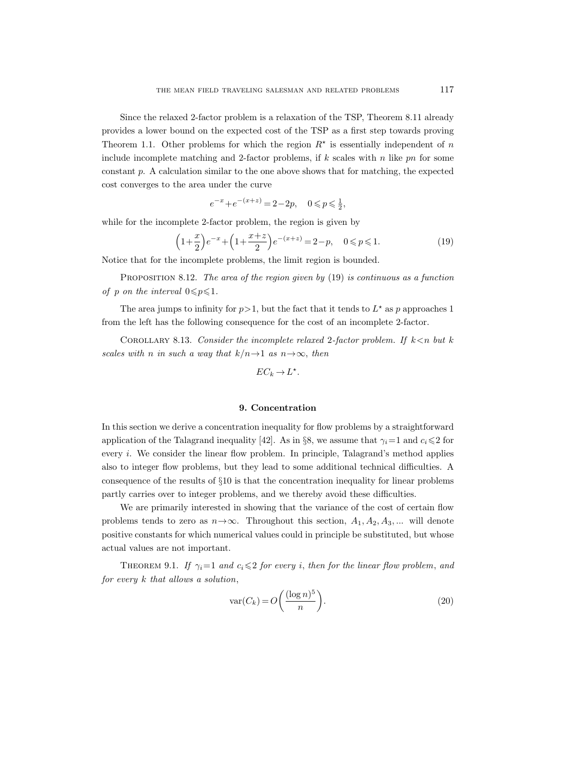Since the relaxed 2-factor problem is a relaxation of the TSP, Theorem 8.11 already provides a lower bound on the expected cost of the TSP as a first step towards proving Theorem 1.1. Other problems for which the region $R^\star$ is essentially independent of $n$ include incomplete matching and 2-factor problems, if $k$ scales with $n$ like $pn$ for some constant $p$. A calculation similar to the one above shows that for matching, the expected cost converges to the area under the curve

$$e^{-x}+e^{-(x+z)}=2-2p, \quad 0 \leqslant p \leqslant \tfrac{1}{2},$$

while for the incomplete 2-factor problem, the region is given by

$$\left(1+\frac{x}{2}\right)e^{-x}+\left(1+\frac{x+z}{2}\right)e^{-(x+z)}=2-p, \quad 0 \leqslant p \leqslant 1. \tag{19}$$

Notice that for the incomplete problems, the limit region is bounded.

Proposition 8.12. *The area of the region given by* (19) *is continuous as a function of $p$ on the interval $0 \leqslant p \leqslant 1$.*

The area jumps to infinity for $p>1$, but the fact that it tends to $L^\star$ as $p$ approaches 1 from the left has the following consequence for the cost of an incomplete 2-factor.

Corollary 8.13. *Consider the incomplete relaxed 2-factor problem. If $k<n$ but $k$ scales with $n$ in such a way that $k/n \to 1$ as $n \to \infty$, then*

$$EC_k \to L^\star.$$

## 9. Concentration

In this section we derive a concentration inequality for flow problems by a straightforward application of the Talagrand inequality [42]. As in §8, we assume that $\gamma_i=1$ and $c_i \leqslant 2$ for every $i$. We consider the linear flow problem. In principle, Talagrand's method applies also to integer flow problems, but they lead to some additional technical difficulties. A consequence of the results of §10 is that the concentration inequality for linear problems partly carries over to integer problems, and we thereby avoid these difficulties.

We are primarily interested in showing that the variance of the cost of certain flow problems tends to zero as $n \to \infty$. Throughout this section, $A_1, A_2, A_3, \ldots$ will denote positive constants for which numerical values could in principle be substituted, but whose actual values are not important.

Theorem 9.1. *If $\gamma_i=1$ and $c_i \leqslant 2$ for every $i$, then for the linear flow problem, and for every $k$ that allows a solution,*

$$\operatorname{var}(C_k)=O\left(\frac{(\log n)^5}{n}\right). \tag{20}$$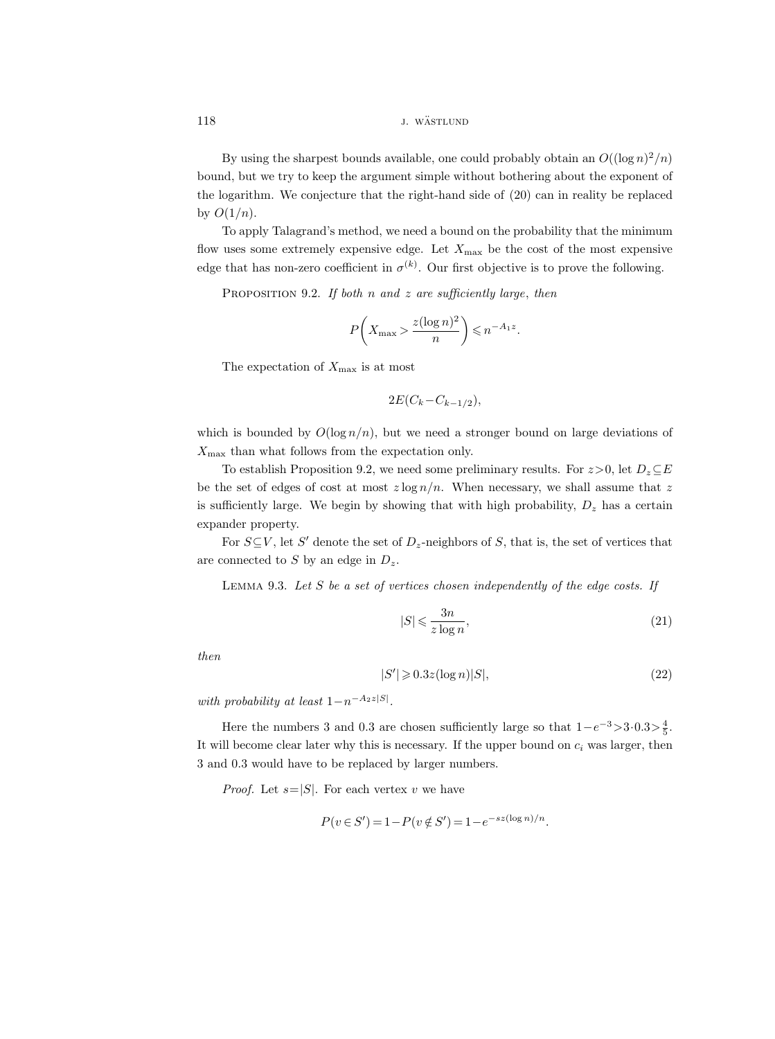By using the sharpest bounds available, one could probably obtain an $O((\log n)^2/n)$ bound, but we try to keep the argument simple without bothering about the exponent of the logarithm. We conjecture that the right-hand side of (20) can in reality be replaced by $O(1/n)$.

To apply Talagrand's method, we need a bound on the probability that the minimum flow uses some extremely expensive edge. Let $X_{\max}$ be the cost of the most expensive edge that has non-zero coefficient in $\sigma^{(k)}$. Our first objective is to prove the following.

PROPOSITION 9.2. *If both $n$ and $z$ are sufficiently large*, *then*

$$P\left(X_{\max} > \frac{z(\log n)^2}{n}\right) \leqslant n^{-A_1 z}.$$

The expectation of $X_{\max}$ is at most

$$2E(C_k - C_{k-1/2}),$$

which is bounded by $O(\log n/n)$, but we need a stronger bound on large deviations of $X_{\max}$ than what follows from the expectation only.

To establish Proposition 9.2, we need some preliminary results. For $z>0$, let $D_z \subseteq E$ be the set of edges of cost at most $z \log n/n$. When necessary, we shall assume that $z$ is sufficiently large. We begin by showing that with high probability, $D_z$ has a certain expander property.

For $S \subseteq V$, let $S'$ denote the set of $D_z$-neighbors of $S$, that is, the set of vertices that are connected to $S$ by an edge in $D_z$.

LEMMA 9.3. *Let $S$ be a set of vertices chosen independently of the edge costs. If*

$$|S| \leqslant \frac{3n}{z \log n}, \tag{21}$$

*then*

$$|S'| \geqslant 0.3 z (\log n)|S|, \tag{22}$$

*with probability at least* $1 - n^{-A_2 z |S|}$.

Here the numbers 3 and 0.3 are chosen sufficiently large so that $1 - e^{-3} > 3 \cdot 0.3 > \frac{4}{5}$. It will become clear later why this is necessary. If the upper bound on $c_i$ was larger, then 3 and 0.3 would have to be replaced by larger numbers.

*Proof.* Let $s = |S|$. For each vertex $v$ we have

$$P(v \in S') = 1 - P(v \notin S') = 1 - e^{-sz(\log n)/n}.$$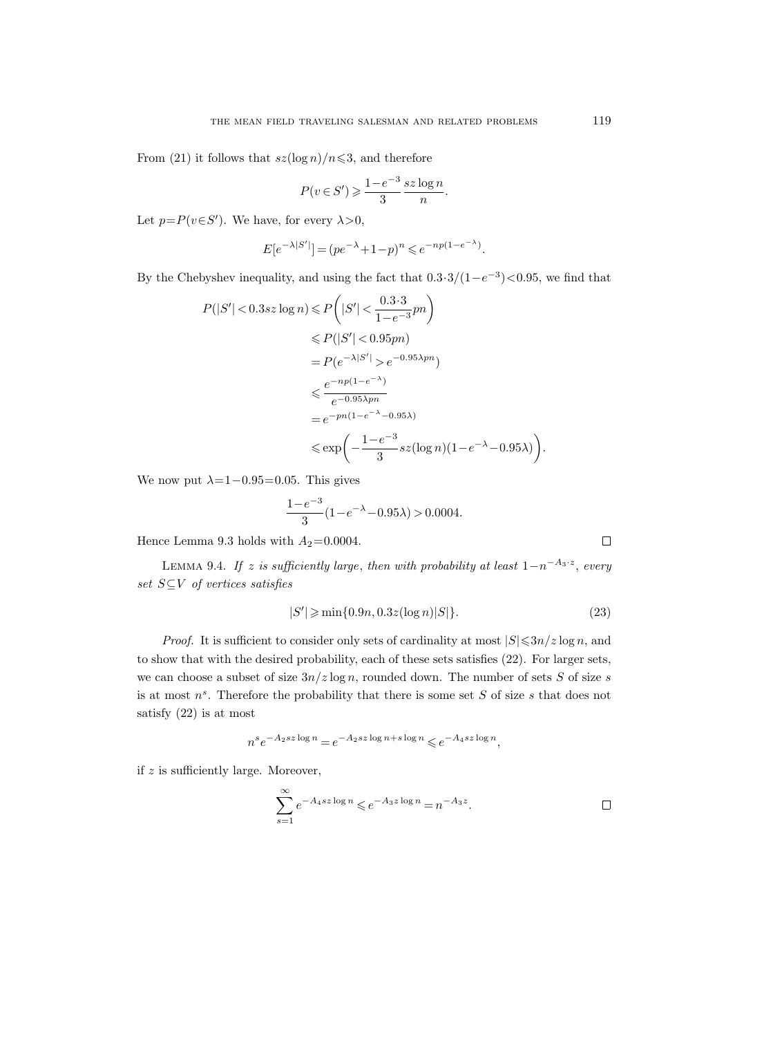From (21) it follows that $sz(\log n)/n \leqslant 3$, and therefore

$$P(v \in S') \geqslant \frac{1-e^{-3}}{3} \frac{sz \log n}{n}.$$

Let $p = P(v \in S')$. We have, for every $\lambda > 0$,

$$E[e^{-\lambda |S'|}] = (pe^{-\lambda} + 1 - p)^n \leqslant e^{-np(1-e^{-\lambda})}.$$

By the Chebyshev inequality, and using the fact that $0.3 \cdot 3/(1-e^{-3}) < 0.95$, we find that

$$\begin{aligned}
P(|S'| < 0.3sz \log n) &\leqslant P\left(|S'| < \frac{0.3 \cdot 3}{1-e^{-3}} pn\right) \\
&\leqslant P(|S'| < 0.95pn) \\
&= P(e^{-\lambda |S'|} > e^{-0.95\lambda pn}) \\
&\leqslant \frac{e^{-np(1-e^{-\lambda})}}{e^{-0.95\lambda pn}} \\
&= e^{-pn(1-e^{-\lambda} - 0.95\lambda)} \\
&\leqslant \exp\left(-\frac{1-e^{-3}}{3} sz(\log n)(1-e^{-\lambda} - 0.95\lambda)\right).
\end{aligned}$$

We now put $\lambda = 1 - 0.95 = 0.05$. This gives

$$\frac{1-e^{-3}}{3}(1-e^{-\lambda} - 0.95\lambda) > 0.0004.$$

Hence Lemma 9.3 holds with $A_2 = 0.0004$. $\square$

LEMMA 9.4. *If $z$ is sufficiently large, then with probability at least $1 - n^{-A_3 \cdot z}$, every set $S \subseteq V$ of vertices satisfies*

$$|S'| \geqslant \min\{0.9n, 0.3z(\log n)|S|\}. \tag{23}$$

*Proof.* It is sufficient to consider only sets of cardinality at most $|S| \leqslant 3n/z \log n$, and to show that with the desired probability, each of these sets satisfies (22). For larger sets, we can choose a subset of size $3n/z \log n$, rounded down. The number of sets $S$ of size $s$ is at most $n^s$. Therefore the probability that there is some set $S$ of size $s$ that does not satisfy (22) is at most

$$n^s e^{-A_2 sz \log n} = e^{-A_2 sz \log n + s \log n} \leqslant e^{-A_4 sz \log n},$$

if $z$ is sufficiently large. Moreover,

$$\sum_{s=1}^{\infty} e^{-A_4 sz \log n} \leqslant e^{-A_3 z \log n} = n^{-A_3 z}. \qquad \square$$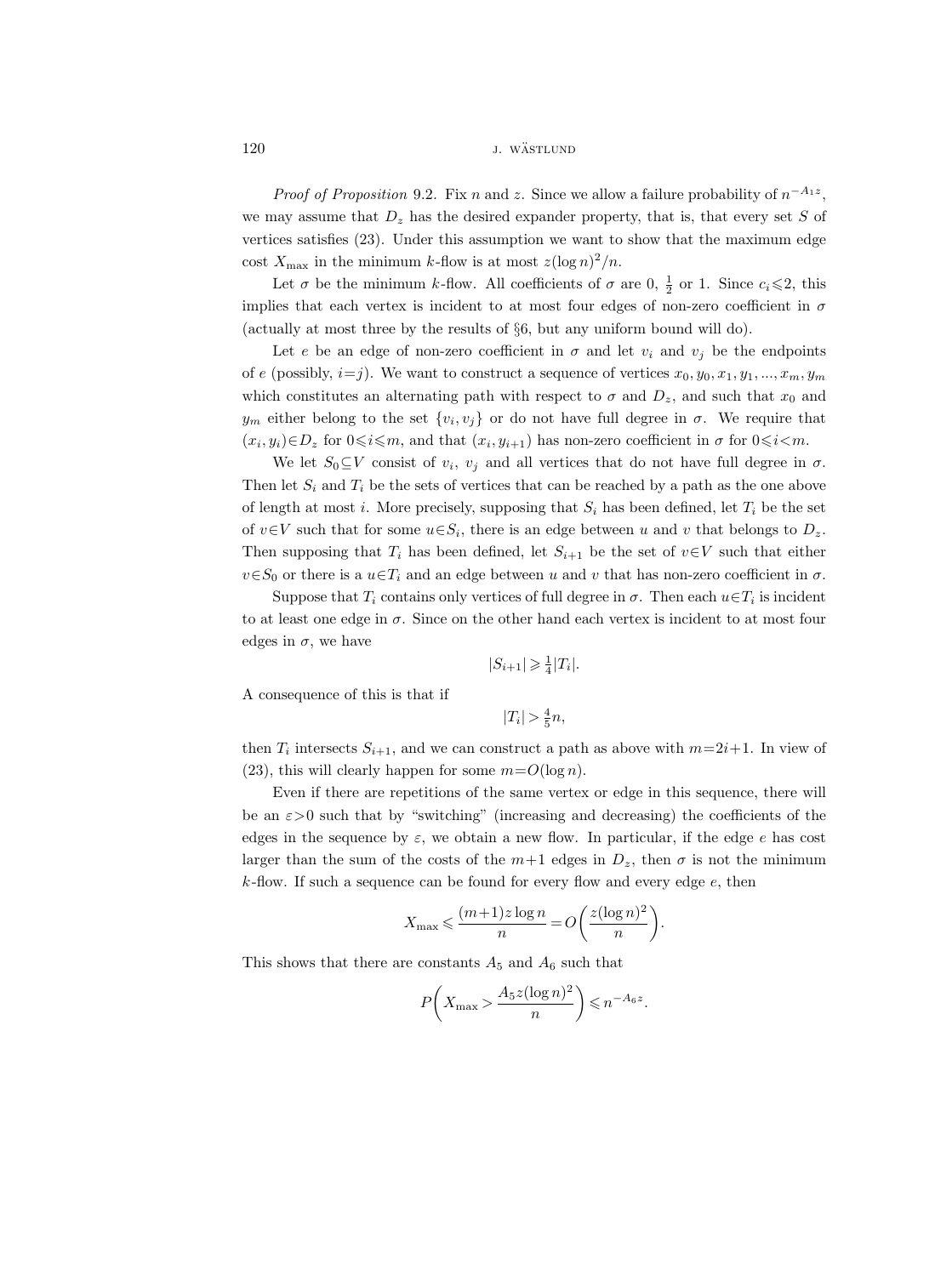*Proof of Proposition* 9.2. Fix $n$ and $z$. Since we allow a failure probability of $n^{-A_1 z}$, we may assume that $D_z$ has the desired expander property, that is, that every set $S$ of vertices satisfies (23). Under this assumption we want to show that the maximum edge cost $X_{\max}$ in the minimum $k$-flow is at most $z(\log n)^2/n$.

Let $\sigma$ be the minimum $k$-flow. All coefficients of $\sigma$ are 0, $\frac{1}{2}$ or 1. Since $c_i \leqslant 2$, this implies that each vertex is incident to at most four edges of non-zero coefficient in $\sigma$ (actually at most three by the results of §6, but any uniform bound will do).

Let $e$ be an edge of non-zero coefficient in $\sigma$ and let $v_i$ and $v_j$ be the endpoints of $e$ (possibly, $i=j$). We want to construct a sequence of vertices $x_0, y_0, x_1, y_1, ..., x_m, y_m$ which constitutes an alternating path with respect to $\sigma$ and $D_z$, and such that $x_0$ and $y_m$ either belong to the set $\{v_i, v_j\}$ or do not have full degree in $\sigma$. We require that $(x_i, y_i) \in D_z$ for $0 \leqslant i \leqslant m$, and that $(x_i, y_{i+1})$ has non-zero coefficient in $\sigma$ for $0 \leqslant i < m$.

We let $S_0 \subseteq V$ consist of $v_i$, $v_j$ and all vertices that do not have full degree in $\sigma$. Then let $S_i$ and $T_i$ be the sets of vertices that can be reached by a path as the one above of length at most $i$. More precisely, supposing that $S_i$ has been defined, let $T_i$ be the set of $v \in V$ such that for some $u \in S_i$, there is an edge between $u$ and $v$ that belongs to $D_z$. Then supposing that $T_i$ has been defined, let $S_{i+1}$ be the set of $v \in V$ such that either $v \in S_0$ or there is a $u \in T_i$ and an edge between $u$ and $v$ that has non-zero coefficient in $\sigma$.

Suppose that $T_i$ contains only vertices of full degree in $\sigma$. Then each $u \in T_i$ is incident to at least one edge in $\sigma$. Since on the other hand each vertex is incident to at most four edges in $\sigma$, we have

$$|S_{i+1}| \geqslant \tfrac{1}{4}|T_i|.$$

A consequence of this is that if

$$|T_i| > \tfrac{4}{5}n,$$

then $T_i$ intersects $S_{i+1}$, and we can construct a path as above with $m=2i+1$. In view of (23), this will clearly happen for some $m=O(\log n)$.

Even if there are repetitions of the same vertex or edge in this sequence, there will be an $\varepsilon > 0$ such that by "switching" (increasing and decreasing) the coefficients of the edges in the sequence by $\varepsilon$, we obtain a new flow. In particular, if the edge $e$ has cost larger than the sum of the costs of the $m+1$ edges in $D_z$, then $\sigma$ is not the minimum $k$-flow. If such a sequence can be found for every flow and every edge $e$, then

$$X_{\max} \leqslant \frac{(m+1)z\log n}{n} = O\left(\frac{z(\log n)^2}{n}\right).$$

This shows that there are constants $A_5$ and $A_6$ such that

$$P\left(X_{\max} > \frac{A_5 z(\log n)^2}{n}\right) \leqslant n^{-A_6 z}.$$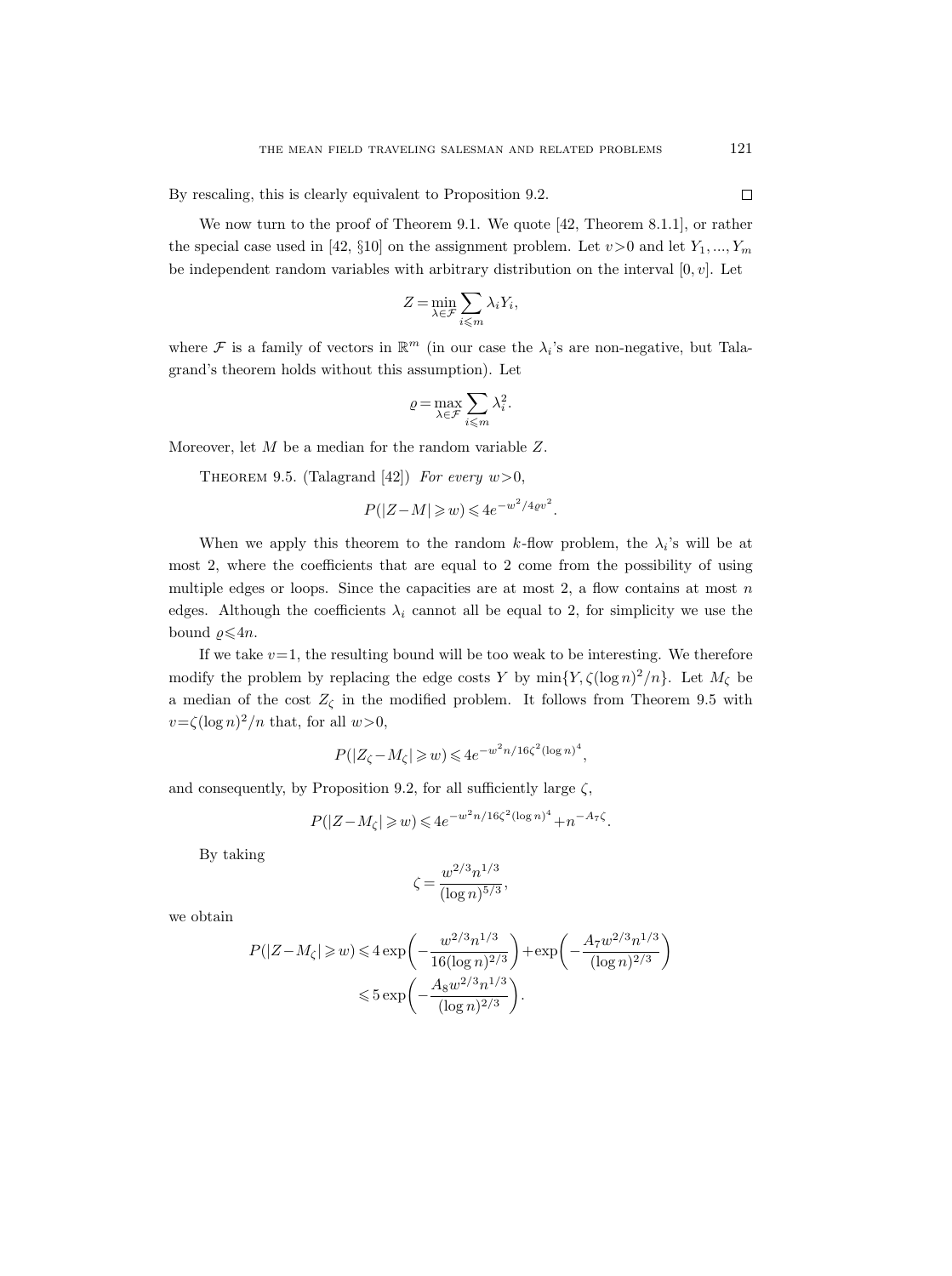By rescaling, this is clearly equivalent to Proposition 9.2. $\square$

We now turn to the proof of Theorem 9.1. We quote [42, Theorem 8.1.1], or rather the special case used in [42, §10] on the assignment problem. Let $v>0$ and let $Y_1, ..., Y_m$ be independent random variables with arbitrary distribution on the interval $[0, v]$. Let

$$Z = \min_{\lambda \in \mathcal{F}} \sum_{i \leqslant m} \lambda_i Y_i,$$

where $\mathcal{F}$ is a family of vectors in $\mathbb{R}^m$ (in our case the $\lambda_i$'s are non-negative, but Talagrand's theorem holds without this assumption). Let

$$\varrho = \max_{\lambda \in \mathcal{F}} \sum_{i \leqslant m} \lambda_i^2.$$

Moreover, let $M$ be a median for the random variable $Z$.

Theorem 9.5. (Talagrand [42]) *For every $w>0$,*

$$P(|Z-M| \geqslant w) \leqslant 4e^{-w^2/4\varrho v^2}.$$

When we apply this theorem to the random $k$-flow problem, the $\lambda_i$'s will be at most 2, where the coefficients that are equal to 2 come from the possibility of using multiple edges or loops. Since the capacities are at most 2, a flow contains at most $n$ edges. Although the coefficients $\lambda_i$ cannot all be equal to 2, for simplicity we use the bound $\varrho \leqslant 4n$.

If we take $v=1$, the resulting bound will be too weak to be interesting. We therefore modify the problem by replacing the edge costs $Y$ by $\min\{Y, \zeta(\log n)^2/n\}$. Let $M_\zeta$ be a median of the cost $Z_\zeta$ in the modified problem. It follows from Theorem 9.5 with $v = \zeta(\log n)^2/n$ that, for all $w>0$,

$$P(|Z_\zeta - M_\zeta| \geqslant w) \leqslant 4e^{-w^2 n/16\zeta^2(\log n)^4},$$

and consequently, by Proposition 9.2, for all sufficiently large $\zeta$,

$$P(|Z - M_\zeta| \geqslant w) \leqslant 4e^{-w^2 n/16\zeta^2(\log n)^4} + n^{-A_7\zeta}.$$

By taking

$$\zeta = \frac{w^{2/3} n^{1/3}}{(\log n)^{5/3}},$$

we obtain

$$\begin{aligned} P(|Z - M_\zeta| \geqslant w) &\leqslant 4\exp\left(-\frac{w^{2/3} n^{1/3}}{16(\log n)^{2/3}}\right) + \exp\left(-\frac{A_7 w^{2/3} n^{1/3}}{(\log n)^{2/3}}\right) \\ &\leqslant 5\exp\left(-\frac{A_8 w^{2/3} n^{1/3}}{(\log n)^{2/3}}\right). \end{aligned}$$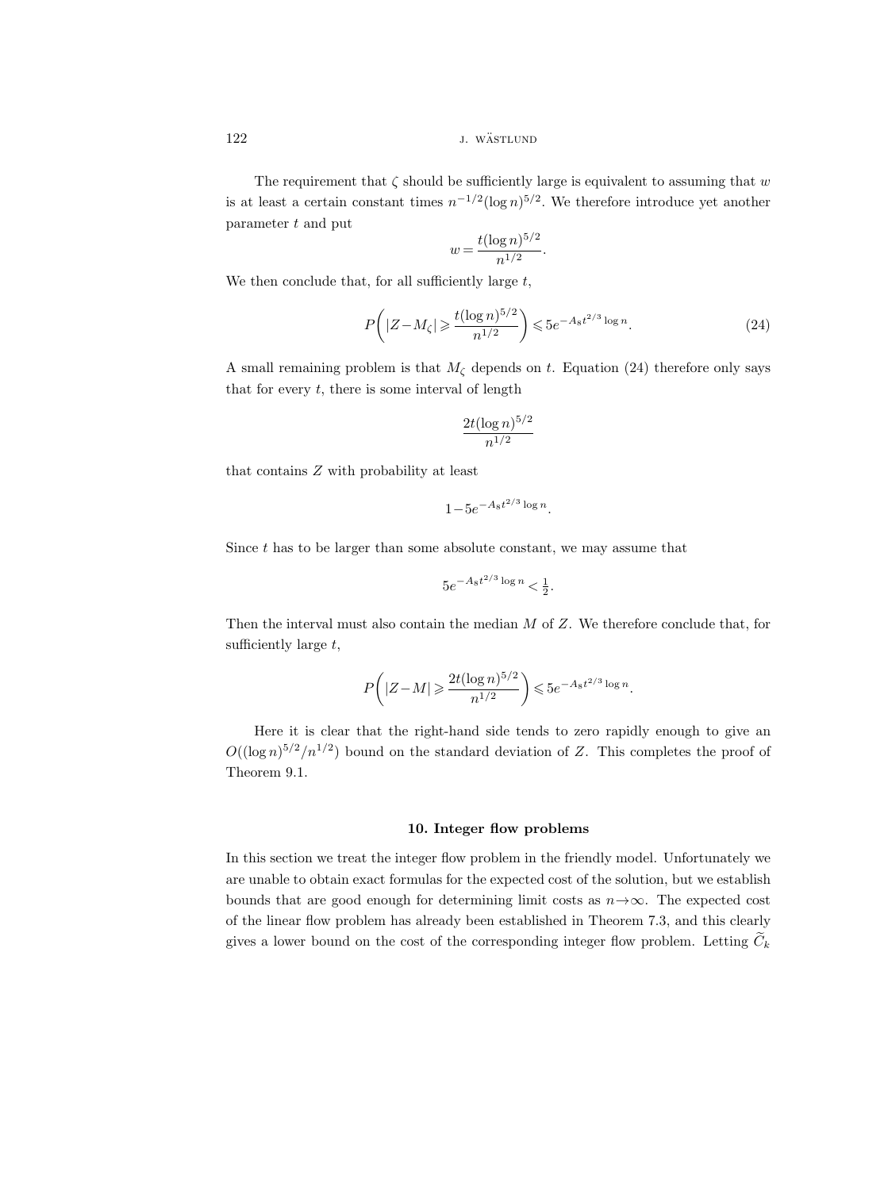The requirement that $\zeta$ should be sufficiently large is equivalent to assuming that $w$ is at least a certain constant times $n^{-1/2}(\log n)^{5/2}$. We therefore introduce yet another parameter $t$ and put

$$w = \frac{t(\log n)^{5/2}}{n^{1/2}}.$$

We then conclude that, for all sufficiently large $t$,

$$P\left(|Z - M_\zeta| \geqslant \frac{t(\log n)^{5/2}}{n^{1/2}}\right) \leqslant 5e^{-A_8 t^{2/3} \log n}. \tag{24}$$

A small remaining problem is that $M_\zeta$ depends on $t$. Equation (24) therefore only says that for every $t$, there is some interval of length

$$\frac{2t(\log n)^{5/2}}{n^{1/2}}$$

that contains $Z$ with probability at least

$$1 - 5e^{-A_8 t^{2/3} \log n}.$$

Since $t$ has to be larger than some absolute constant, we may assume that

$$5e^{-A_8 t^{2/3} \log n} < \tfrac{1}{2}.$$

Then the interval must also contain the median $M$ of $Z$. We therefore conclude that, for sufficiently large $t$,

$$P\left(|Z - M| \geqslant \frac{2t(\log n)^{5/2}}{n^{1/2}}\right) \leqslant 5e^{-A_8 t^{2/3} \log n}.$$

Here it is clear that the right-hand side tends to zero rapidly enough to give an $O((\log n)^{5/2}/n^{1/2})$ bound on the standard deviation of $Z$. This completes the proof of Theorem 9.1.

## 10. Integer flow problems

In this section we treat the integer flow problem in the friendly model. Unfortunately we are unable to obtain exact formulas for the expected cost of the solution, but we establish bounds that are good enough for determining limit costs as $n \to \infty$. The expected cost of the linear flow problem has already been established in Theorem 7.3, and this clearly gives a lower bound on the cost of the corresponding integer flow problem. Letting $\widetilde{C}_k$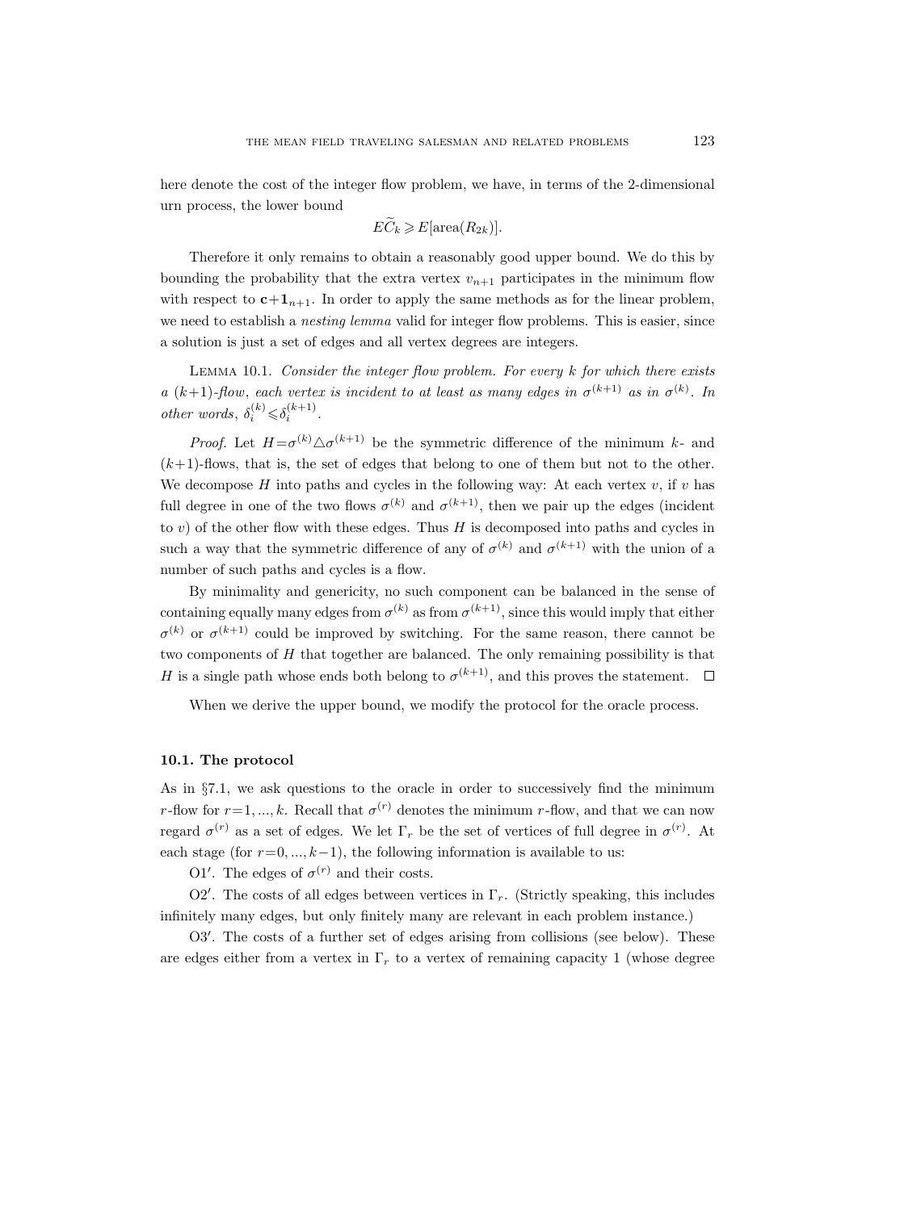here denote the cost of the integer flow problem, we have, in terms of the 2-dimensional urn process, the lower bound

$$E\widetilde{C}_k \geqslant E[\text{area}(R_{2k})].$$

Therefore it only remains to obtain a reasonably good upper bound. We do this by bounding the probability that the extra vertex $v_{n+1}$ participates in the minimum flow with respect to $\mathbf{c}+\mathbf{1}_{n+1}$. In order to apply the same methods as for the linear problem, we need to establish a *nesting lemma* valid for integer flow problems. This is easier, since a solution is just a set of edges and all vertex degrees are integers.

Lemma 10.1. *Consider the integer flow problem. For every $k$ for which there exists a $(k+1)$-flow, each vertex is incident to at least as many edges in $\sigma^{(k+1)}$ as in $\sigma^{(k)}$. In other words, $\delta_i^{(k)} \leqslant \delta_i^{(k+1)}$.*

*Proof.* Let $H=\sigma^{(k)} \triangle \sigma^{(k+1)}$ be the symmetric difference of the minimum $k$- and $(k+1)$-flows, that is, the set of edges that belong to one of them but not to the other. We decompose $H$ into paths and cycles in the following way: At each vertex $v$, if $v$ has full degree in one of the two flows $\sigma^{(k)}$ and $\sigma^{(k+1)}$, then we pair up the edges (incident to $v$) of the other flow with these edges. Thus $H$ is decomposed into paths and cycles in such a way that the symmetric difference of any of $\sigma^{(k)}$ and $\sigma^{(k+1)}$ with the union of a number of such paths and cycles is a flow.

By minimality and genericity, no such component can be balanced in the sense of containing equally many edges from $\sigma^{(k)}$ as from $\sigma^{(k+1)}$, since this would imply that either $\sigma^{(k)}$ or $\sigma^{(k+1)}$ could be improved by switching. For the same reason, there cannot be two components of $H$ that together are balanced. The only remaining possibility is that $H$ is a single path whose ends both belong to $\sigma^{(k+1)}$, and this proves the statement. $\square$

When we derive the upper bound, we modify the protocol for the oracle process.

### 10.1. The protocol

As in §7.1, we ask questions to the oracle in order to successively find the minimum $r$-flow for $r=1, ..., k$. Recall that $\sigma^{(r)}$ denotes the minimum $r$-flow, and that we can now regard $\sigma^{(r)}$ as a set of edges. We let $\Gamma_r$ be the set of vertices of full degree in $\sigma^{(r)}$. At each stage (for $r=0, ..., k-1$), the following information is available to us:

O1′. The edges of $\sigma^{(r)}$ and their costs.

O2′. The costs of all edges between vertices in $\Gamma_r$. (Strictly speaking, this includes infinitely many edges, but only finitely many are relevant in each problem instance.)

O3′. The costs of a further set of edges arising from collisions (see below). These are edges either from a vertex in $\Gamma_r$ to a vertex of remaining capacity 1 (whose degree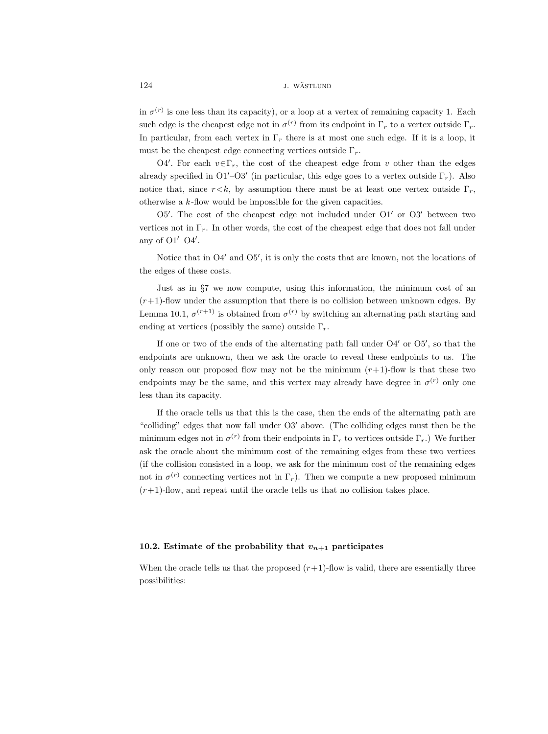in $\sigma^{(r)}$ is one less than its capacity), or a loop at a vertex of remaining capacity 1. Each such edge is the cheapest edge not in $\sigma^{(r)}$ from its endpoint in $\Gamma_r$ to a vertex outside $\Gamma_r$. In particular, from each vertex in $\Gamma_r$ there is at most one such edge. If it is a loop, it must be the cheapest edge connecting vertices outside $\Gamma_r$.

O4′. For each $v \in \Gamma_r$, the cost of the cheapest edge from $v$ other than the edges already specified in O1′–O3′ (in particular, this edge goes to a vertex outside $\Gamma_r$). Also notice that, since $r<k$, by assumption there must be at least one vertex outside $\Gamma_r$, otherwise a $k$-flow would be impossible for the given capacities.

O5′. The cost of the cheapest edge not included under O1′ or O3′ between two vertices not in $\Gamma_r$. In other words, the cost of the cheapest edge that does not fall under any of O1′–O4′.

Notice that in O4′ and O5′, it is only the costs that are known, not the locations of the edges of these costs.

Just as in §7 we now compute, using this information, the minimum cost of an $(r+1)$-flow under the assumption that there is no collision between unknown edges. By Lemma 10.1, $\sigma^{(r+1)}$ is obtained from $\sigma^{(r)}$ by switching an alternating path starting and ending at vertices (possibly the same) outside $\Gamma_r$.

If one or two of the ends of the alternating path fall under O4′ or O5′, so that the endpoints are unknown, then we ask the oracle to reveal these endpoints to us. The only reason our proposed flow may not be the minimum $(r+1)$-flow is that these two endpoints may be the same, and this vertex may already have degree in $\sigma^{(r)}$ only one less than its capacity.

If the oracle tells us that this is the case, then the ends of the alternating path are "colliding" edges that now fall under O3′ above. (The colliding edges must then be the minimum edges not in $\sigma^{(r)}$ from their endpoints in $\Gamma_r$ to vertices outside $\Gamma_r$.) We further ask the oracle about the minimum cost of the remaining edges from these two vertices (if the collision consisted in a loop, we ask for the minimum cost of the remaining edges not in $\sigma^{(r)}$ connecting vertices not in $\Gamma_r$). Then we compute a new proposed minimum $(r+1)$-flow, and repeat until the oracle tells us that no collision takes place.

### 10.2. Estimate of the probability that $v_{n+1}$ participates

When the oracle tells us that the proposed $(r+1)$-flow is valid, there are essentially three possibilities: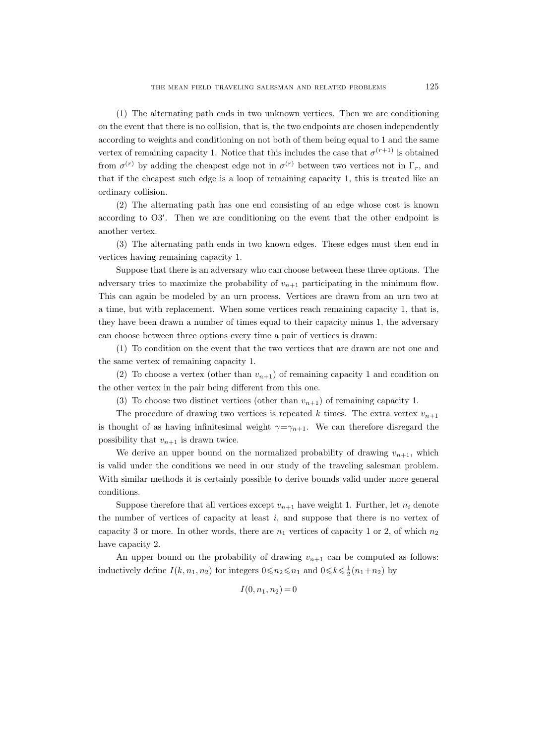(1) The alternating path ends in two unknown vertices. Then we are conditioning on the event that there is no collision, that is, the two endpoints are chosen independently according to weights and conditioning on not both of them being equal to 1 and the same vertex of remaining capacity 1. Notice that this includes the case that $\sigma^{(r+1)}$ is obtained from $\sigma^{(r)}$ by adding the cheapest edge not in $\sigma^{(r)}$ between two vertices not in $\Gamma_r$, and that if the cheapest such edge is a loop of remaining capacity 1, this is treated like an ordinary collision.

(2) The alternating path has one end consisting of an edge whose cost is known according to O3′. Then we are conditioning on the event that the other endpoint is another vertex.

(3) The alternating path ends in two known edges. These edges must then end in vertices having remaining capacity 1.

Suppose that there is an adversary who can choose between these three options. The adversary tries to maximize the probability of $v_{n+1}$ participating in the minimum flow. This can again be modeled by an urn process. Vertices are drawn from an urn two at a time, but with replacement. When some vertices reach remaining capacity 1, that is, they have been drawn a number of times equal to their capacity minus 1, the adversary can choose between three options every time a pair of vertices is drawn:

(1) To condition on the event that the two vertices that are drawn are not one and the same vertex of remaining capacity 1.

(2) To choose a vertex (other than $v_{n+1}$) of remaining capacity 1 and condition on the other vertex in the pair being different from this one.

(3) To choose two distinct vertices (other than $v_{n+1}$) of remaining capacity 1.

The procedure of drawing two vertices is repeated $k$ times. The extra vertex $v_{n+1}$ is thought of as having infinitesimal weight $\gamma=\gamma_{n+1}$. We can therefore disregard the possibility that $v_{n+1}$ is drawn twice.

We derive an upper bound on the normalized probability of drawing $v_{n+1}$, which is valid under the conditions we need in our study of the traveling salesman problem. With similar methods it is certainly possible to derive bounds valid under more general conditions.

Suppose therefore that all vertices except $v_{n+1}$ have weight 1. Further, let $n_i$ denote the number of vertices of capacity at least $i$, and suppose that there is no vertex of capacity 3 or more. In other words, there are $n_1$ vertices of capacity 1 or 2, of which $n_2$ have capacity 2.

An upper bound on the probability of drawing $v_{n+1}$ can be computed as follows: inductively define $I(k, n_1, n_2)$ for integers $0 \leqslant n_2 \leqslant n_1$ and $0 \leqslant k \leqslant \frac{1}{2}(n_1+n_2)$ by

$$I(0, n_1, n_2) = 0$$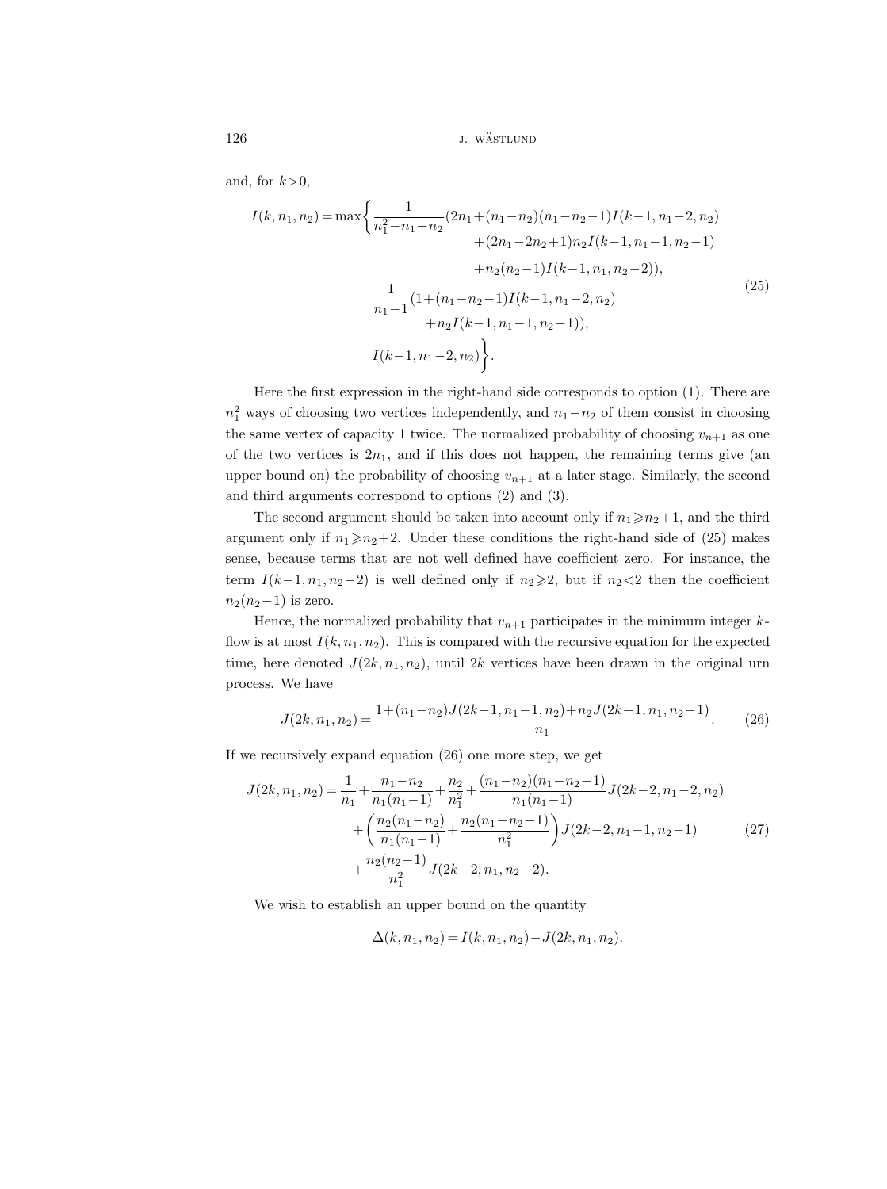and, for $k>0$,

$$
\begin{aligned}
I(k,n_1,n_2)=\max\Bigg\{ & \frac{1}{n_1^2-n_1+n_2}(2n_1+(n_1-n_2)(n_1-n_2-1)I(k-1,n_1-2,n_2) \\
& \qquad +(2n_1-2n_2+1)n_2 I(k-1,n_1-1,n_2-1) \\
& \qquad +n_2(n_2-1)I(k-1,n_1,n_2-2)), \\
& \frac{1}{n_1-1}(1+(n_1-n_2-1)I(k-1,n_1-2,n_2) \\
& \qquad +n_2 I(k-1,n_1-1,n_2-1)), \\
& I(k-1,n_1-2,n_2)\Bigg\}.
\end{aligned} \tag{25}
$$

Here the first expression in the right-hand side corresponds to option (1). There are $n_1^2$ ways of choosing two vertices independently, and $n_1-n_2$ of them consist in choosing the same vertex of capacity 1 twice. The normalized probability of choosing $v_{n+1}$ as one of the two vertices is $2n_1$, and if this does not happen, the remaining terms give (an upper bound on) the probability of choosing $v_{n+1}$ at a later stage. Similarly, the second and third arguments correspond to options (2) and (3).

The second argument should be taken into account only if $n_1\geqslant n_2+1$, and the third argument only if $n_1\geqslant n_2+2$. Under these conditions the right-hand side of (25) makes sense, because terms that are not well defined have coefficient zero. For instance, the term $I(k-1,n_1,n_2-2)$ is well defined only if $n_2\geqslant 2$, but if $n_2<2$ then the coefficient $n_2(n_2-1)$ is zero.

Hence, the normalized probability that $v_{n+1}$ participates in the minimum integer $k$-flow is at most $I(k,n_1,n_2)$. This is compared with the recursive equation for the expected time, here denoted $J(2k,n_1,n_2)$, until $2k$ vertices have been drawn in the original urn process. We have

$$
J(2k,n_1,n_2)=\frac{1+(n_1-n_2)J(2k-1,n_1-1,n_2)+n_2 J(2k-1,n_1,n_2-1)}{n_1}. \tag{26}
$$

If we recursively expand equation (26) one more step, we get

$$
\begin{aligned}
J(2k,n_1,n_2)=\ & \frac{1}{n_1}+\frac{n_1-n_2}{n_1(n_1-1)}+\frac{n_2}{n_1^2}+\frac{(n_1-n_2)(n_1-n_2-1)}{n_1(n_1-1)}J(2k-2,n_1-2,n_2) \\
& +\left(\frac{n_2(n_1-n_2)}{n_1(n_1-1)}+\frac{n_2(n_1-n_2+1)}{n_1^2}\right)J(2k-2,n_1-1,n_2-1) \\
& +\frac{n_2(n_2-1)}{n_1^2}J(2k-2,n_1,n_2-2).
\end{aligned} \tag{27}
$$

We wish to establish an upper bound on the quantity

$$
\Delta(k,n_1,n_2)=I(k,n_1,n_2)-J(2k,n_1,n_2).
$$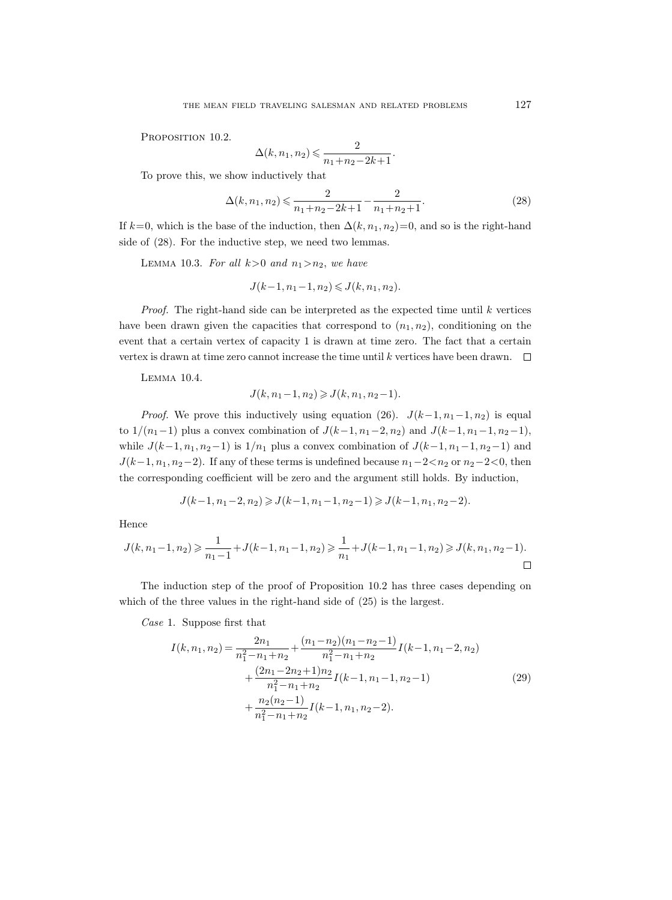Proposition 10.2.

$$\Delta(k, n_1, n_2) \leqslant \frac{2}{n_1+n_2-2k+1}.$$

To prove this, we show inductively that

$$\Delta(k, n_1, n_2) \leqslant \frac{2}{n_1+n_2-2k+1} - \frac{2}{n_1+n_2+1}. \tag{28}$$

If $k=0$, which is the base of the induction, then $\Delta(k, n_1, n_2)=0$, and so is the right-hand side of (28). For the inductive step, we need two lemmas.

Lemma 10.3. *For all $k>0$ and $n_1>n_2$, we have*

$$J(k-1, n_1-1, n_2) \leqslant J(k, n_1, n_2).$$

*Proof.* The right-hand side can be interpreted as the expected time until $k$ vertices have been drawn given the capacities that correspond to $(n_1, n_2)$, conditioning on the event that a certain vertex of capacity 1 is drawn at time zero. The fact that a certain vertex is drawn at time zero cannot increase the time until $k$ vertices have been drawn. □

Lemma 10.4.

$$J(k, n_1-1, n_2) \geqslant J(k, n_1, n_2-1).$$

*Proof.* We prove this inductively using equation (26). $J(k-1, n_1-1, n_2)$ is equal to $1/(n_1-1)$ plus a convex combination of $J(k-1, n_1-2, n_2)$ and $J(k-1, n_1-1, n_2-1)$, while $J(k-1, n_1, n_2-1)$ is $1/n_1$ plus a convex combination of $J(k-1, n_1-1, n_2-1)$ and $J(k-1, n_1, n_2-2)$. If any of these terms is undefined because $n_1-2<n_2$ or $n_2-2<0$, then the corresponding coefficient will be zero and the argument still holds. By induction,

$$J(k-1, n_1-2, n_2) \geqslant J(k-1, n_1-1, n_2-1) \geqslant J(k-1, n_1, n_2-2).$$

Hence

$$J(k, n_1-1, n_2) \geqslant \frac{1}{n_1-1} + J(k-1, n_1-1, n_2) \geqslant \frac{1}{n_1} + J(k-1, n_1-1, n_2) \geqslant J(k, n_1, n_2-1).$$

□

The induction step of the proof of Proposition 10.2 has three cases depending on which of the three values in the right-hand side of (25) is the largest.

*Case* 1. Suppose first that

$$\begin{aligned} I(k, n_1, n_2) = \frac{2n_1}{n_1^2-n_1+n_2} &+ \frac{(n_1-n_2)(n_1-n_2-1)}{n_1^2-n_1+n_2} I(k-1, n_1-2, n_2) \\ &+ \frac{(2n_1-2n_2+1)n_2}{n_1^2-n_1+n_2} I(k-1, n_1-1, n_2-1) \\ &+ \frac{n_2(n_2-1)}{n_1^2-n_1+n_2} I(k-1, n_1, n_2-2). \end{aligned} \tag{29}$$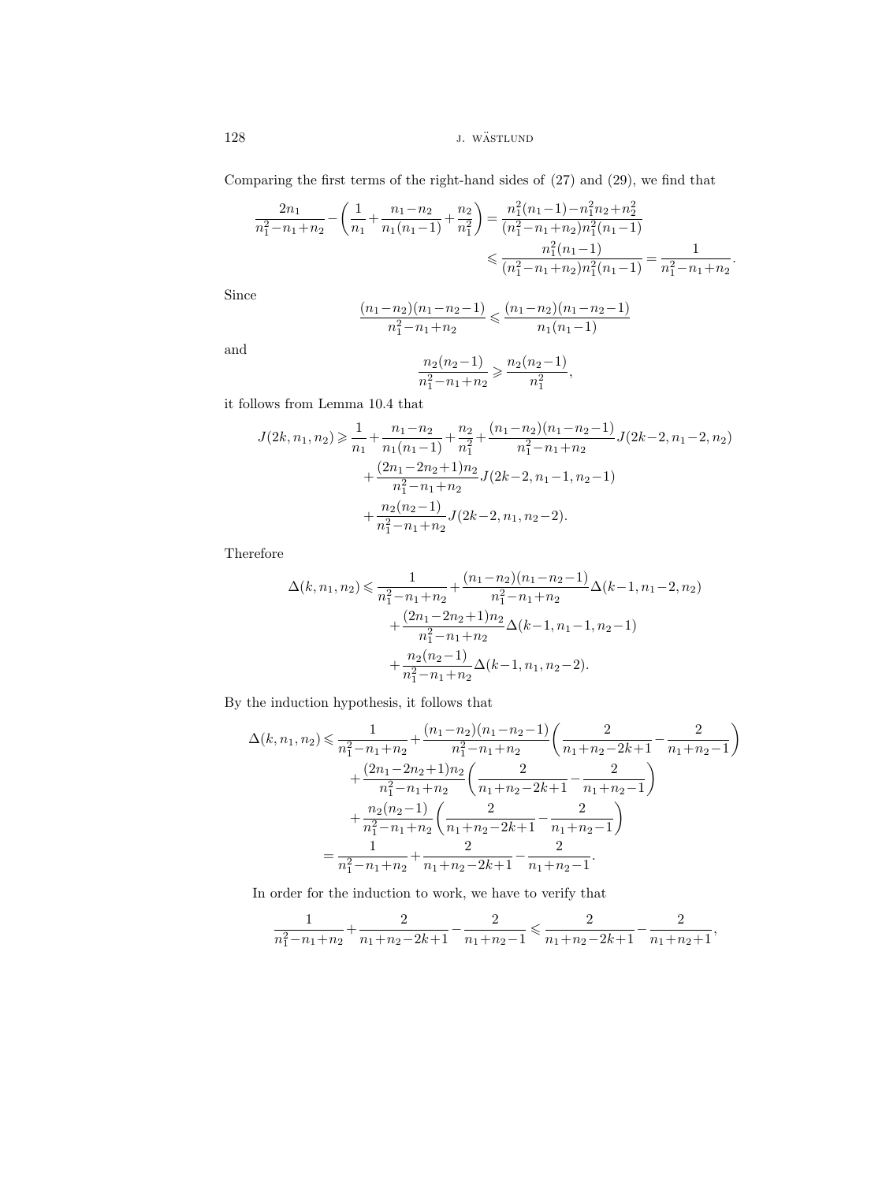Comparing the first terms of the right-hand sides of (27) and (29), we find that

$$\frac{2n_1}{n_1^2-n_1+n_2}-\left(\frac{1}{n_1}+\frac{n_1-n_2}{n_1(n_1-1)}+\frac{n_2}{n_1^2}\right)=\frac{n_1^2(n_1-1)-n_1^2n_2+n_2^2}{(n_1^2-n_1+n_2)n_1^2(n_1-1)}$$
$$\leqslant\frac{n_1^2(n_1-1)}{(n_1^2-n_1+n_2)n_1^2(n_1-1)}=\frac{1}{n_1^2-n_1+n_2}.$$

Since

$$\frac{(n_1-n_2)(n_1-n_2-1)}{n_1^2-n_1+n_2}\leqslant\frac{(n_1-n_2)(n_1-n_2-1)}{n_1(n_1-1)}$$

and

$$\frac{n_2(n_2-1)}{n_1^2-n_1+n_2}\geqslant\frac{n_2(n_2-1)}{n_1^2},$$

it follows from Lemma 10.4 that

$$\begin{aligned}J(2k,n_1,n_2)\geqslant{}&\frac{1}{n_1}+\frac{n_1-n_2}{n_1(n_1-1)}+\frac{n_2}{n_1^2}+\frac{(n_1-n_2)(n_1-n_2-1)}{n_1^2-n_1+n_2}J(2k-2,n_1-2,n_2)\\&+\frac{(2n_1-2n_2+1)n_2}{n_1^2-n_1+n_2}J(2k-2,n_1-1,n_2-1)\\&+\frac{n_2(n_2-1)}{n_1^2-n_1+n_2}J(2k-2,n_1,n_2-2).\end{aligned}$$

Therefore

$$\begin{aligned}\Delta(k,n_1,n_2)\leqslant{}&\frac{1}{n_1^2-n_1+n_2}+\frac{(n_1-n_2)(n_1-n_2-1)}{n_1^2-n_1+n_2}\Delta(k-1,n_1-2,n_2)\\&+\frac{(2n_1-2n_2+1)n_2}{n_1^2-n_1+n_2}\Delta(k-1,n_1-1,n_2-1)\\&+\frac{n_2(n_2-1)}{n_1^2-n_1+n_2}\Delta(k-1,n_1,n_2-2).\end{aligned}$$

By the induction hypothesis, it follows that

$$\begin{aligned}\Delta(k,n_1,n_2)\leqslant{}&\frac{1}{n_1^2-n_1+n_2}+\frac{(n_1-n_2)(n_1-n_2-1)}{n_1^2-n_1+n_2}\left(\frac{2}{n_1+n_2-2k+1}-\frac{2}{n_1+n_2-1}\right)\\&+\frac{(2n_1-2n_2+1)n_2}{n_1^2-n_1+n_2}\left(\frac{2}{n_1+n_2-2k+1}-\frac{2}{n_1+n_2-1}\right)\\&+\frac{n_2(n_2-1)}{n_1^2-n_1+n_2}\left(\frac{2}{n_1+n_2-2k+1}-\frac{2}{n_1+n_2-1}\right)\\={}&\frac{1}{n_1^2-n_1+n_2}+\frac{2}{n_1+n_2-2k+1}-\frac{2}{n_1+n_2-1}.\end{aligned}$$

In order for the induction to work, we have to verify that

$$\frac{1}{n_1^2-n_1+n_2}+\frac{2}{n_1+n_2-2k+1}-\frac{2}{n_1+n_2-1}\leqslant\frac{2}{n_1+n_2-2k+1}-\frac{2}{n_1+n_2+1},$$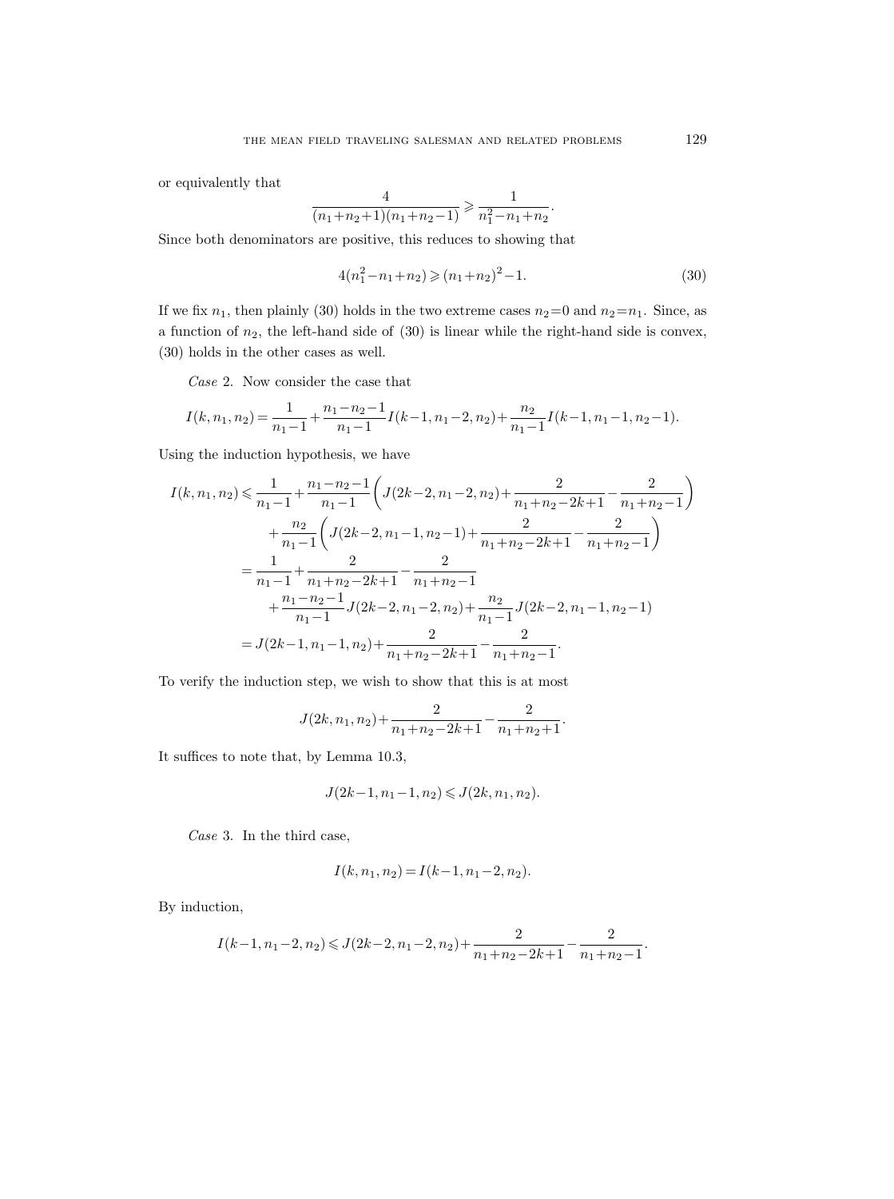or equivalently that

$$\frac{4}{(n_1+n_2+1)(n_1+n_2-1)} \geqslant \frac{1}{n_1^2-n_1+n_2}.$$

Since both denominators are positive, this reduces to showing that

$$4(n_1^2-n_1+n_2) \geqslant (n_1+n_2)^2-1. \tag{30}$$

If we fix $n_1$, then plainly (30) holds in the two extreme cases $n_2=0$ and $n_2=n_1$. Since, as a function of $n_2$, the left-hand side of (30) is linear while the right-hand side is convex, (30) holds in the other cases as well.

*Case* 2. Now consider the case that

$$I(k,n_1,n_2) = \frac{1}{n_1-1} + \frac{n_1-n_2-1}{n_1-1} I(k-1,n_1-2,n_2) + \frac{n_2}{n_1-1} I(k-1,n_1-1,n_2-1).$$

Using the induction hypothesis, we have

$$\begin{aligned}
I(k,n_1,n_2) &\leqslant \frac{1}{n_1-1} + \frac{n_1-n_2-1}{n_1-1}\left(J(2k-2,n_1-2,n_2) + \frac{2}{n_1+n_2-2k+1} - \frac{2}{n_1+n_2-1}\right) \\
&\quad + \frac{n_2}{n_1-1}\left(J(2k-2,n_1-1,n_2-1) + \frac{2}{n_1+n_2-2k+1} - \frac{2}{n_1+n_2-1}\right) \\
&= \frac{1}{n_1-1} + \frac{2}{n_1+n_2-2k+1} - \frac{2}{n_1+n_2-1} \\
&\quad + \frac{n_1-n_2-1}{n_1-1} J(2k-2,n_1-2,n_2) + \frac{n_2}{n_1-1} J(2k-2,n_1-1,n_2-1) \\
&= J(2k-1,n_1-1,n_2) + \frac{2}{n_1+n_2-2k+1} - \frac{2}{n_1+n_2-1}.
\end{aligned}$$

To verify the induction step, we wish to show that this is at most

$$J(2k,n_1,n_2) + \frac{2}{n_1+n_2-2k+1} - \frac{2}{n_1+n_2+1}.$$

It suffices to note that, by Lemma 10.3,

$$J(2k-1,n_1-1,n_2) \leqslant J(2k,n_1,n_2).$$

*Case* 3. In the third case,

$$I(k,n_1,n_2) = I(k-1,n_1-2,n_2).$$

By induction,

$$I(k-1,n_1-2,n_2) \leqslant J(2k-2,n_1-2,n_2) + \frac{2}{n_1+n_2-2k+1} - \frac{2}{n_1+n_2-1}.$$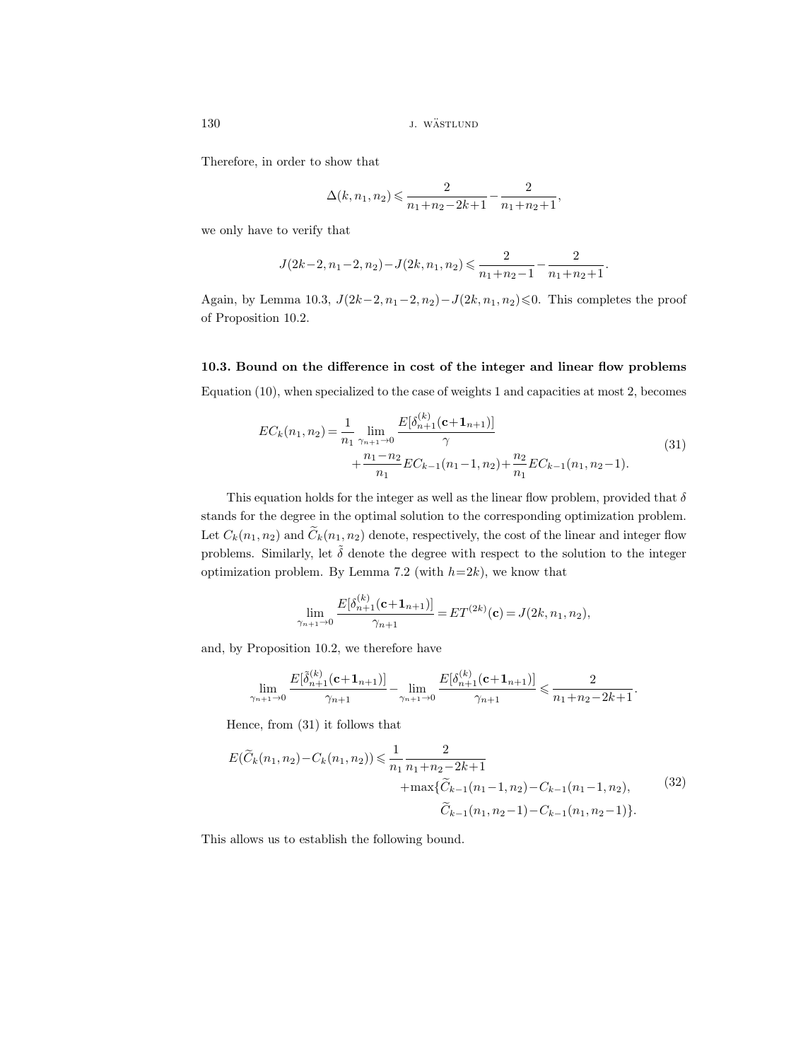Therefore, in order to show that

$$\Delta(k, n_1, n_2) \leqslant \frac{2}{n_1+n_2-2k+1} - \frac{2}{n_1+n_2+1},$$

we only have to verify that

$$J(2k-2, n_1-2, n_2) - J(2k, n_1, n_2) \leqslant \frac{2}{n_1+n_2-1} - \frac{2}{n_1+n_2+1}.$$

Again, by Lemma 10.3, $J(2k-2, n_1-2, n_2) - J(2k, n_1, n_2) \leqslant 0$. This completes the proof of Proposition 10.2.

### 10.3. Bound on the difference in cost of the integer and linear flow problems

Equation (10), when specialized to the case of weights 1 and capacities at most 2, becomes

$$\begin{aligned} EC_k(n_1, n_2) = \frac{1}{n_1} \lim_{\gamma_{n+1}\to 0} \frac{E[\delta^{(k)}_{n+1}(\mathbf{c}+\mathbf{1}_{n+1})]}{\gamma} \\ + \frac{n_1-n_2}{n_1} EC_{k-1}(n_1-1, n_2) + \frac{n_2}{n_1} EC_{k-1}(n_1, n_2-1). \end{aligned} \tag{31}$$

This equation holds for the integer as well as the linear flow problem, provided that $\delta$ stands for the degree in the optimal solution to the corresponding optimization problem. Let $C_k(n_1, n_2)$ and $\widetilde{C}_k(n_1, n_2)$ denote, respectively, the cost of the linear and integer flow problems. Similarly, let $\tilde{\delta}$ denote the degree with respect to the solution to the integer optimization problem. By Lemma 7.2 (with $h=2k$), we know that

$$\lim_{\gamma_{n+1}\to 0} \frac{E[\delta^{(k)}_{n+1}(\mathbf{c}+\mathbf{1}_{n+1})]}{\gamma_{n+1}} = ET^{(2k)}(\mathbf{c}) = J(2k, n_1, n_2),$$

and, by Proposition 10.2, we therefore have

$$\lim_{\gamma_{n+1}\to 0} \frac{E[\tilde{\delta}^{(k)}_{n+1}(\mathbf{c}+\mathbf{1}_{n+1})]}{\gamma_{n+1}} - \lim_{\gamma_{n+1}\to 0} \frac{E[\delta^{(k)}_{n+1}(\mathbf{c}+\mathbf{1}_{n+1})]}{\gamma_{n+1}} \leqslant \frac{2}{n_1+n_2-2k+1}.$$

Hence, from (31) it follows that

$$\begin{aligned} E(\widetilde{C}_k(n_1, n_2) - C_k(n_1, n_2)) \leqslant \frac{1}{n_1} \frac{2}{n_1+n_2-2k+1} \\ + \max\{\widetilde{C}_{k-1}(n_1-1, n_2) - C_{k-1}(n_1-1, n_2), \\ \widetilde{C}_{k-1}(n_1, n_2-1) - C_{k-1}(n_1, n_2-1)\}. \end{aligned} \tag{32}$$

This allows us to establish the following bound.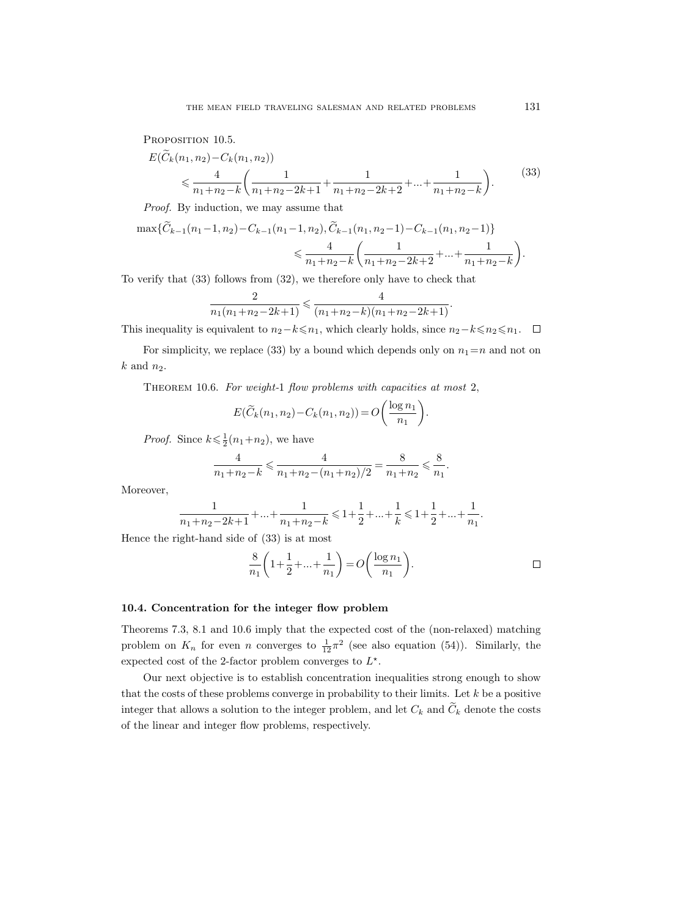Proposition 10.5.

$$
\begin{aligned}
&E(\widetilde{C}_k(n_1,n_2)-C_k(n_1,n_2)) \\
&\qquad \leqslant \frac{4}{n_1+n_2-k}\left(\frac{1}{n_1+n_2-2k+1}+\frac{1}{n_1+n_2-2k+2}+\ldots+\frac{1}{n_1+n_2-k}\right).
\end{aligned} \tag{33}
$$

*Proof.* By induction, we may assume that

$$
\begin{aligned}
\max\{&\widetilde{C}_{k-1}(n_1-1,n_2)-C_{k-1}(n_1-1,n_2),\widetilde{C}_{k-1}(n_1,n_2-1)-C_{k-1}(n_1,n_2-1)\} \\
&\leqslant \frac{4}{n_1+n_2-k}\left(\frac{1}{n_1+n_2-2k+2}+\ldots+\frac{1}{n_1+n_2-k}\right).
\end{aligned}
$$

To verify that (33) follows from (32), we therefore only have to check that

$$
\frac{2}{n_1(n_1+n_2-2k+1)} \leqslant \frac{4}{(n_1+n_2-k)(n_1+n_2-2k+1)}.
$$

This inequality is equivalent to $n_2-k\leqslant n_1$, which clearly holds, since $n_2-k\leqslant n_2\leqslant n_1$. $\square$

For simplicity, we replace (33) by a bound which depends only on $n_1=n$ and not on $k$ and $n_2$.

Theorem 10.6. *For weight-*1 *flow problems with capacities at most* 2,

$$
E(\widetilde{C}_k(n_1,n_2)-C_k(n_1,n_2)) = O\left(\frac{\log n_1}{n_1}\right).
$$

*Proof.* Since $k\leqslant \frac{1}{2}(n_1+n_2)$, we have

$$
\frac{4}{n_1+n_2-k} \leqslant \frac{4}{n_1+n_2-(n_1+n_2)/2} = \frac{8}{n_1+n_2} \leqslant \frac{8}{n_1}.
$$

Moreover,

$$
\frac{1}{n_1+n_2-2k+1}+\ldots+\frac{1}{n_1+n_2-k} \leqslant 1+\frac{1}{2}+\ldots+\frac{1}{k} \leqslant 1+\frac{1}{2}+\ldots+\frac{1}{n_1}.
$$

Hence the right-hand side of (33) is at most

$$
\frac{8}{n_1}\left(1+\frac{1}{2}+\ldots+\frac{1}{n_1}\right) = O\left(\frac{\log n_1}{n_1}\right). \qquad \square
$$

### 10.4. Concentration for the integer flow problem

Theorems 7.3, 8.1 and 10.6 imply that the expected cost of the (non-relaxed) matching problem on $K_n$ for even $n$ converges to $\frac{1}{12}\pi^2$ (see also equation (54)). Similarly, the expected cost of the 2-factor problem converges to $L^\star$.

Our next objective is to establish concentration inequalities strong enough to show that the costs of these problems converge in probability to their limits. Let $k$ be a positive integer that allows a solution to the integer problem, and let $C_k$ and $\widetilde{C}_k$ denote the costs of the linear and integer flow problems, respectively.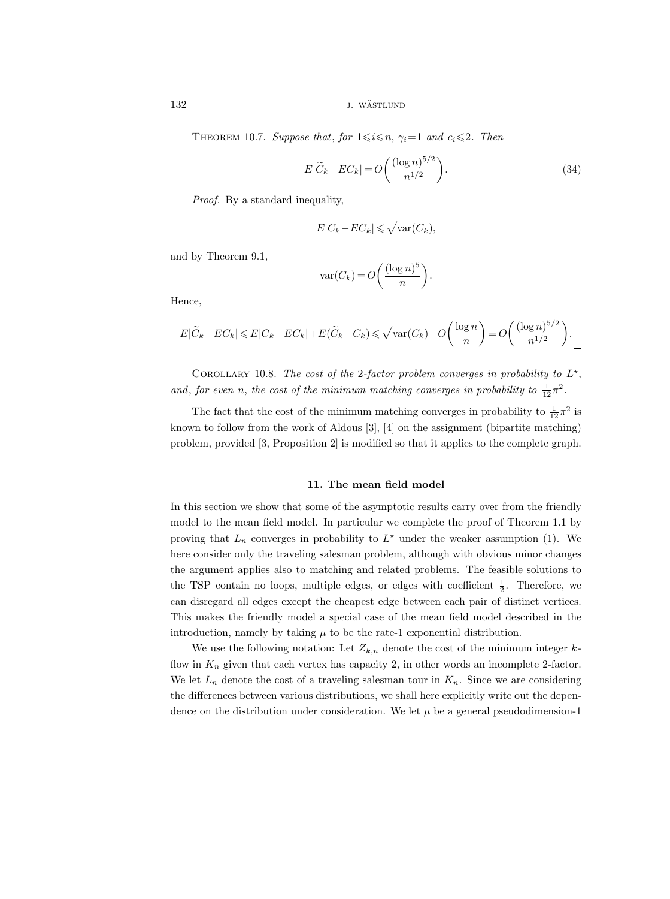Theorem 10.7. *Suppose that, for* $1 \leqslant i \leqslant n$, $\gamma_i = 1$ *and* $c_i \leqslant 2$. *Then*

$$E|\widetilde{C}_k - EC_k| = O\left(\frac{(\log n)^{5/2}}{n^{1/2}}\right). \tag{34}$$

*Proof.* By a standard inequality,

$$E|C_k - EC_k| \leqslant \sqrt{\operatorname{var}(C_k)},$$

and by Theorem 9.1,

$$\operatorname{var}(C_k) = O\left(\frac{(\log n)^5}{n}\right).$$

Hence,

$$E|\widetilde{C}_k - EC_k| \leqslant E|C_k - EC_k| + E(\widetilde{C}_k - C_k) \leqslant \sqrt{\operatorname{var}(C_k)} + O\left(\frac{\log n}{n}\right) = O\left(\frac{(\log n)^{5/2}}{n^{1/2}}\right).$$

□

Corollary 10.8. *The cost of the* 2*-factor problem converges in probability to* $L^\star$, *and*, *for even* $n$, *the cost of the minimum matching converges in probability to* $\frac{1}{12}\pi^2$.

The fact that the cost of the minimum matching converges in probability to $\frac{1}{12}\pi^2$ is known to follow from the work of Aldous [3], [4] on the assignment (bipartite matching) problem, provided [3, Proposition 2] is modified so that it applies to the complete graph.

## 11. The mean field model

In this section we show that some of the asymptotic results carry over from the friendly model to the mean field model. In particular we complete the proof of Theorem 1.1 by proving that $L_n$ converges in probability to $L^\star$ under the weaker assumption (1). We here consider only the traveling salesman problem, although with obvious minor changes the argument applies also to matching and related problems. The feasible solutions to the TSP contain no loops, multiple edges, or edges with coefficient $\frac{1}{2}$. Therefore, we can disregard all edges except the cheapest edge between each pair of distinct vertices. This makes the friendly model a special case of the mean field model described in the introduction, namely by taking $\mu$ to be the rate-1 exponential distribution.

We use the following notation: Let $Z_{k,n}$ denote the cost of the minimum integer $k$-flow in $K_n$ given that each vertex has capacity 2, in other words an incomplete 2-factor. We let $L_n$ denote the cost of a traveling salesman tour in $K_n$. Since we are considering the differences between various distributions, we shall here explicitly write out the dependence on the distribution under consideration. We let $\mu$ be a general pseudodimension-1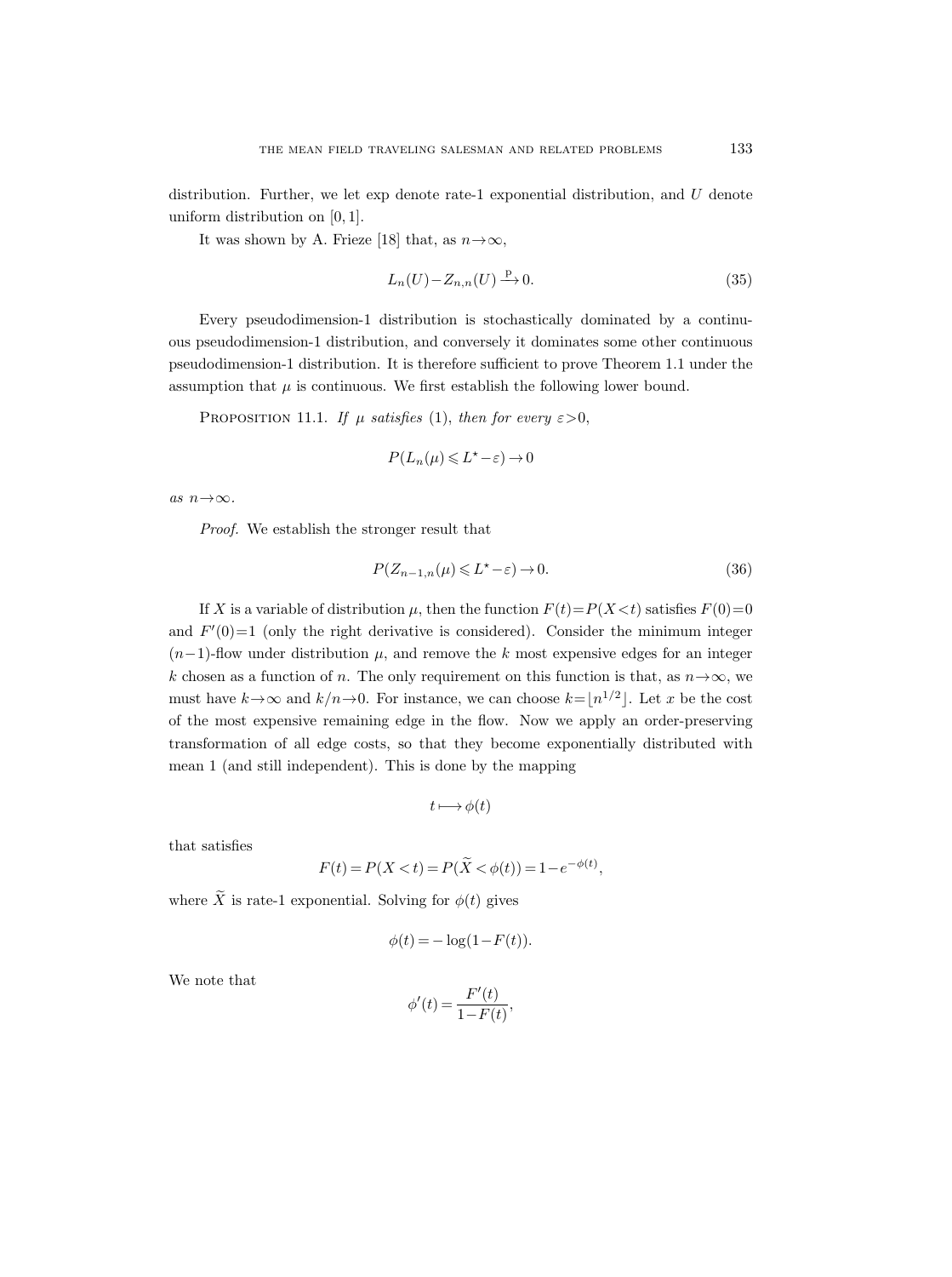distribution. Further, we let exp denote rate-1 exponential distribution, and $U$ denote uniform distribution on $[0,1]$.

It was shown by A. Frieze [18] that, as $n \to \infty$,

$$L_n(U) - Z_{n,n}(U) \xrightarrow{\text{p}} 0. \tag{35}$$

Every pseudodimension-1 distribution is stochastically dominated by a continuous pseudodimension-1 distribution, and conversely it dominates some other continuous pseudodimension-1 distribution. It is therefore sufficient to prove Theorem 1.1 under the assumption that $\mu$ is continuous. We first establish the following lower bound.

Proposition 11.1. *If $\mu$ satisfies* (1), *then for every $\varepsilon > 0$,*

$$P(L_n(\mu) \leqslant L^\star - \varepsilon) \to 0$$

*as $n \to \infty$.*

*Proof.* We establish the stronger result that

$$P(Z_{n-1,n}(\mu) \leqslant L^\star - \varepsilon) \to 0. \tag{36}$$

If $X$ is a variable of distribution $\mu$, then the function $F(t) = P(X < t)$ satisfies $F(0) = 0$ and $F'(0) = 1$ (only the right derivative is considered). Consider the minimum integer $(n-1)$-flow under distribution $\mu$, and remove the $k$ most expensive edges for an integer $k$ chosen as a function of $n$. The only requirement on this function is that, as $n \to \infty$, we must have $k \to \infty$ and $k/n \to 0$. For instance, we can choose $k = \lfloor n^{1/2} \rfloor$. Let $x$ be the cost of the most expensive remaining edge in the flow. Now we apply an order-preserving transformation of all edge costs, so that they become exponentially distributed with mean 1 (and still independent). This is done by the mapping

$$t \longmapsto \phi(t)$$

that satisfies

$$F(t) = P(X < t) = P(\widetilde{X} < \phi(t)) = 1 - e^{-\phi(t)},$$

where $\widetilde{X}$ is rate-1 exponential. Solving for $\phi(t)$ gives

$$\phi(t) = -\log(1 - F(t)).$$

We note that

$$\phi'(t) = \frac{F'(t)}{1 - F(t)},$$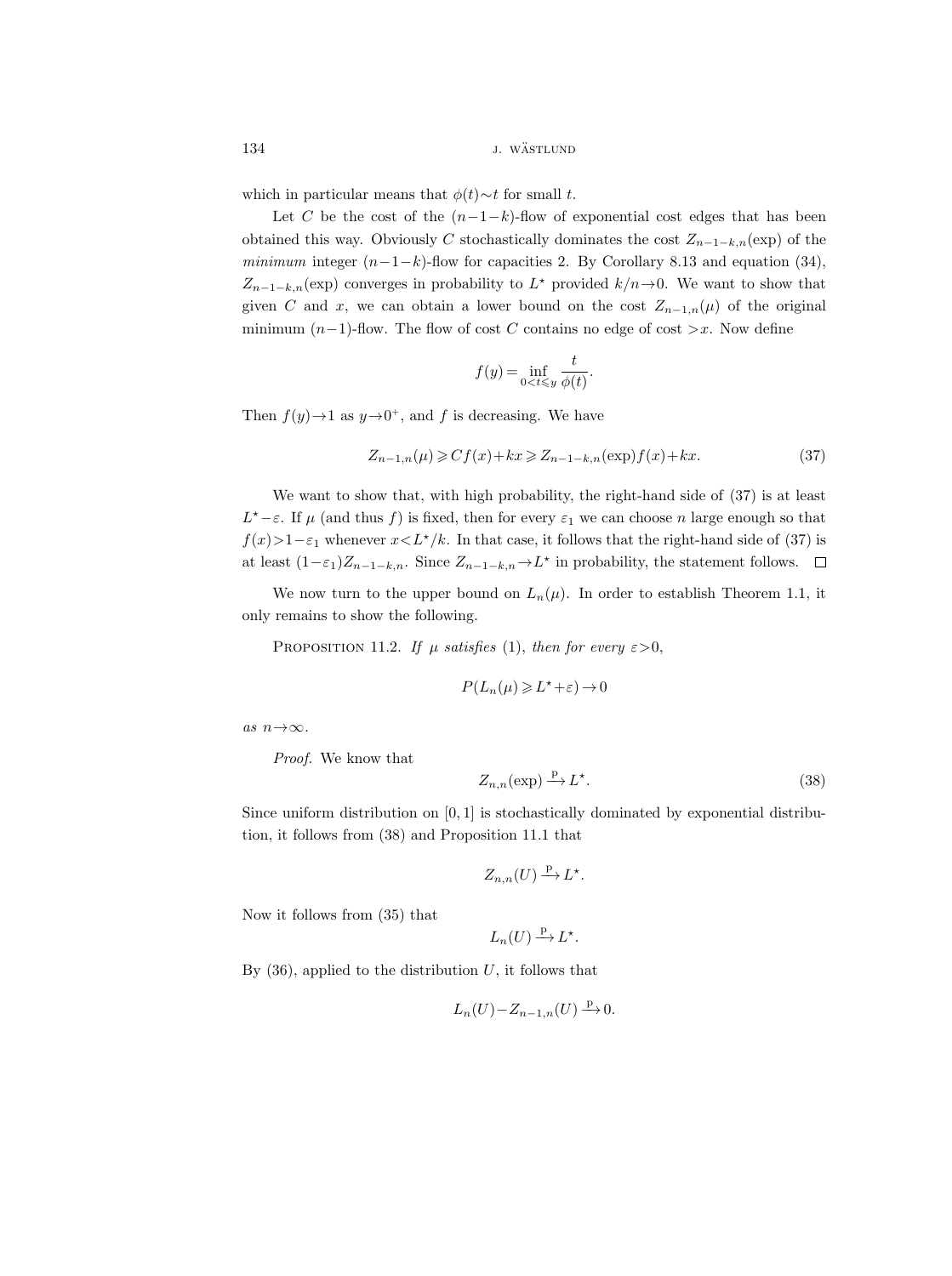which in particular means that $\phi(t)\sim t$ for small $t$.

Let $C$ be the cost of the $(n-1-k)$-flow of exponential cost edges that has been obtained this way. Obviously $C$ stochastically dominates the cost $Z_{n-1-k,n}(\exp)$ of the *minimum* integer $(n-1-k)$-flow for capacities 2. By Corollary 8.13 and equation (34), $Z_{n-1-k,n}(\exp)$ converges in probability to $L^\star$ provided $k/n\to 0$. We want to show that given $C$ and $x$, we can obtain a lower bound on the cost $Z_{n-1,n}(\mu)$ of the original minimum $(n-1)$-flow. The flow of cost $C$ contains no edge of cost $>x$. Now define

$$f(y)=\inf_{0<t\leqslant y}\frac{t}{\phi(t)}.$$

Then $f(y)\to 1$ as $y\to 0^+$, and $f$ is decreasing. We have

$$Z_{n-1,n}(\mu)\geqslant Cf(x)+kx\geqslant Z_{n-1-k,n}(\exp)f(x)+kx. \tag{37}$$

We want to show that, with high probability, the right-hand side of (37) is at least $L^\star-\varepsilon$. If $\mu$ (and thus $f$) is fixed, then for every $\varepsilon_1$ we can choose $n$ large enough so that $f(x)>1-\varepsilon_1$ whenever $x<L^\star/k$. In that case, it follows that the right-hand side of (37) is at least $(1-\varepsilon_1)Z_{n-1-k,n}$. Since $Z_{n-1-k,n}\to L^\star$ in probability, the statement follows. $\square$

We now turn to the upper bound on $L_n(\mu)$. In order to establish Theorem 1.1, it only remains to show the following.

Proposition 11.2. *If $\mu$ satisfies* (1), *then for every $\varepsilon>0$,*

$$P(L_n(\mu)\geqslant L^\star+\varepsilon)\to 0$$

*as $n\to\infty$.*

*Proof.* We know that

$$Z_{n,n}(\exp)\xrightarrow{\text{p}}L^\star. \tag{38}$$

Since uniform distribution on $[0,1]$ is stochastically dominated by exponential distribution, it follows from (38) and Proposition 11.1 that

$$Z_{n,n}(U)\xrightarrow{\text{p}}L^\star.$$

Now it follows from (35) that

$$L_n(U)\xrightarrow{\text{p}}L^\star.$$

By (36), applied to the distribution $U$, it follows that

$$L_n(U)-Z_{n-1,n}(U)\xrightarrow{\text{p}}0.$$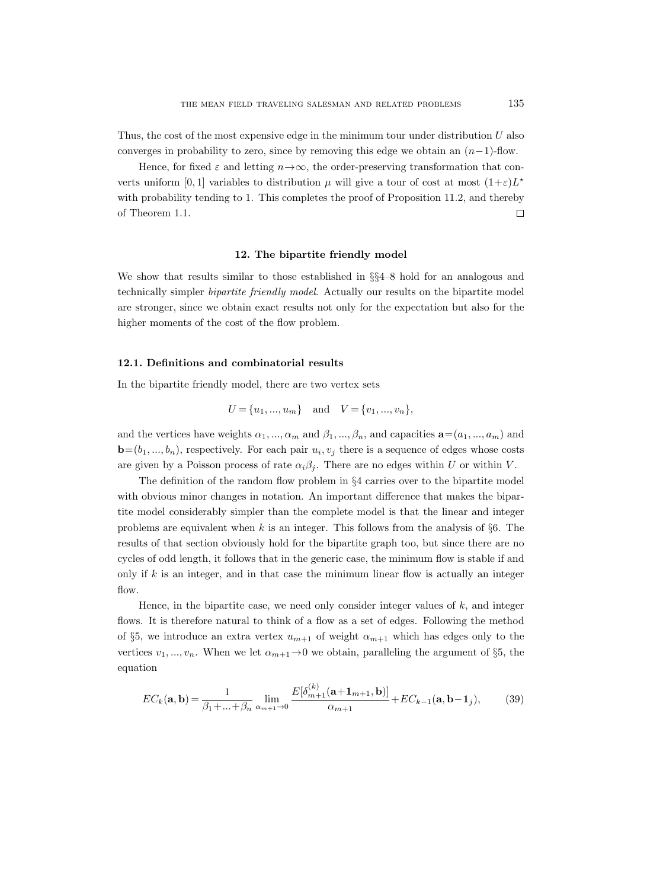Thus, the cost of the most expensive edge in the minimum tour under distribution $U$ also converges in probability to zero, since by removing this edge we obtain an $(n-1)$-flow.

Hence, for fixed $\varepsilon$ and letting $n \to \infty$, the order-preserving transformation that converts uniform $[0,1]$ variables to distribution $\mu$ will give a tour of cost at most $(1+\varepsilon)L^\star$ with probability tending to 1. This completes the proof of Proposition 11.2, and thereby of Theorem 1.1. □

## 12. The bipartite friendly model

We show that results similar to those established in §§4–8 hold for an analogous and technically simpler *bipartite friendly model*. Actually our results on the bipartite model are stronger, since we obtain exact results not only for the expectation but also for the higher moments of the cost of the flow problem.

### 12.1. Definitions and combinatorial results

In the bipartite friendly model, there are two vertex sets

$$U = \{u_1, ..., u_m\} \quad \text{and} \quad V = \{v_1, ..., v_n\},$$

and the vertices have weights $\alpha_1, ..., \alpha_m$ and $\beta_1, ..., \beta_n$, and capacities $\mathbf{a} = (a_1, ..., a_m)$ and $\mathbf{b} = (b_1, ..., b_n)$, respectively. For each pair $u_i, v_j$ there is a sequence of edges whose costs are given by a Poisson process of rate $\alpha_i \beta_j$. There are no edges within $U$ or within $V$.

The definition of the random flow problem in §4 carries over to the bipartite model with obvious minor changes in notation. An important difference that makes the bipartite model considerably simpler than the complete model is that the linear and integer problems are equivalent when $k$ is an integer. This follows from the analysis of §6. The results of that section obviously hold for the bipartite graph too, but since there are no cycles of odd length, it follows that in the generic case, the minimum flow is stable if and only if $k$ is an integer, and in that case the minimum linear flow is actually an integer flow.

Hence, in the bipartite case, we need only consider integer values of $k$, and integer flows. It is therefore natural to think of a flow as a set of edges. Following the method of §5, we introduce an extra vertex $u_{m+1}$ of weight $\alpha_{m+1}$ which has edges only to the vertices $v_1, ..., v_n$. When we let $\alpha_{m+1} \to 0$ we obtain, paralleling the argument of §5, the equation

$$EC_k(\mathbf{a}, \mathbf{b}) = \frac{1}{\beta_1 + ... + \beta_n} \lim_{\alpha_{m+1} \to 0} \frac{E[\delta_{m+1}^{(k)}(\mathbf{a} + \mathbf{1}_{m+1}, \mathbf{b})]}{\alpha_{m+1}} + EC_{k-1}(\mathbf{a}, \mathbf{b} - \mathbf{1}_j), \tag{39}$$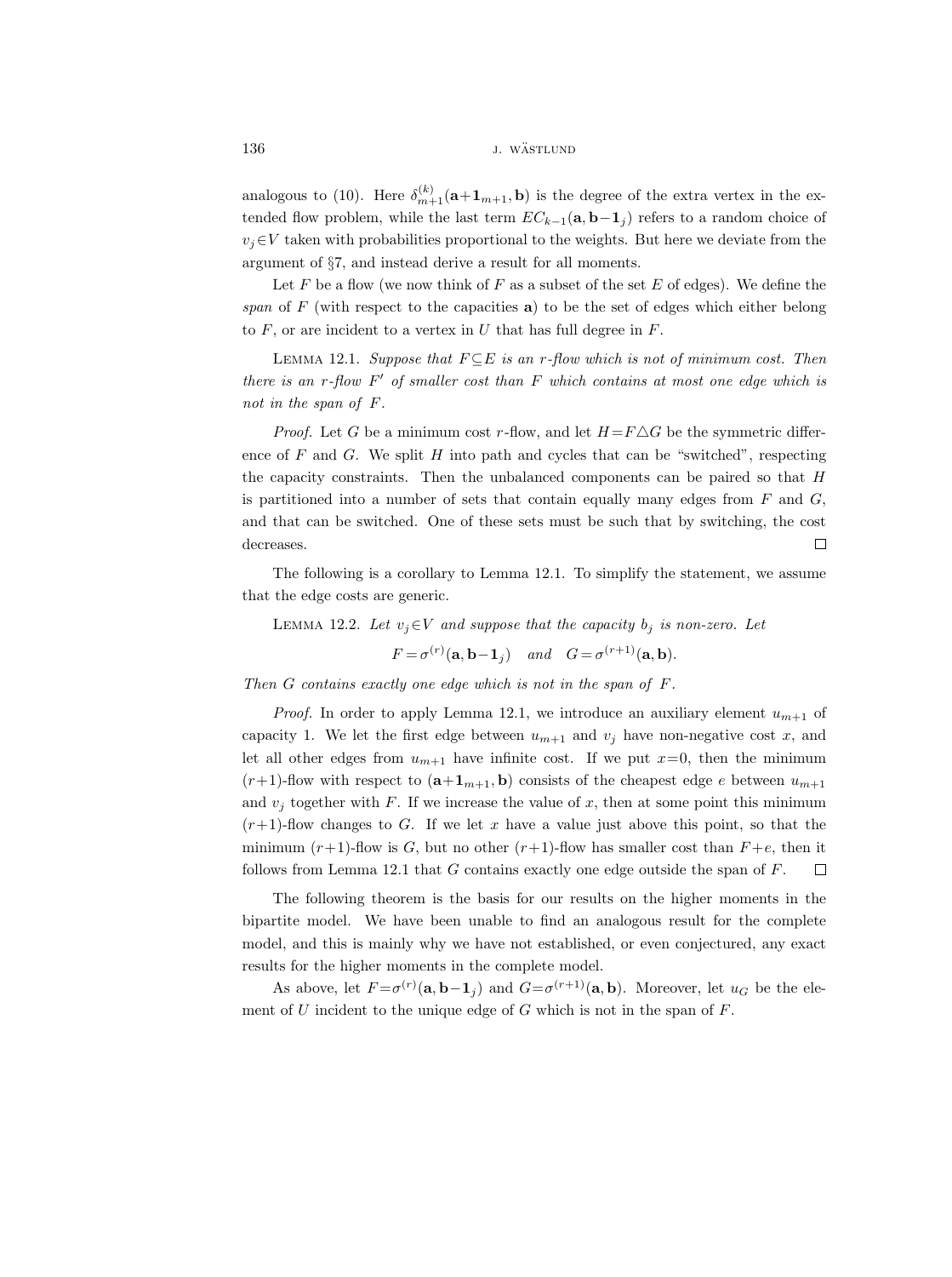analogous to (10). Here $\delta_{m+1}^{(k)}(\mathbf{a}+\mathbf{1}_{m+1},\mathbf{b})$ is the degree of the extra vertex in the extended flow problem, while the last term $EC_{k-1}(\mathbf{a},\mathbf{b}-\mathbf{1}_j)$ refers to a random choice of $v_j \in V$ taken with probabilities proportional to the weights. But here we deviate from the argument of §7, and instead derive a result for all moments.

Let $F$ be a flow (we now think of $F$ as a subset of the set $E$ of edges). We define the *span* of $F$ (with respect to the capacities $\mathbf{a}$) to be the set of edges which either belong to $F$, or are incident to a vertex in $U$ that has full degree in $F$.

LEMMA 12.1. *Suppose that $F \subseteq E$ is an $r$-flow which is not of minimum cost. Then there is an $r$-flow $F'$ of smaller cost than $F$ which contains at most one edge which is not in the span of $F$.*

*Proof.* Let $G$ be a minimum cost $r$-flow, and let $H = F \triangle G$ be the symmetric difference of $F$ and $G$. We split $H$ into path and cycles that can be "switched", respecting the capacity constraints. Then the unbalanced components can be paired so that $H$ is partitioned into a number of sets that contain equally many edges from $F$ and $G$, and that can be switched. One of these sets must be such that by switching, the cost decreases. □

The following is a corollary to Lemma 12.1. To simplify the statement, we assume that the edge costs are generic.

LEMMA 12.2. *Let $v_j \in V$ and suppose that the capacity $b_j$ is non-zero. Let*

$$F = \sigma^{(r)}(\mathbf{a},\mathbf{b}-\mathbf{1}_j) \quad \text{and} \quad G = \sigma^{(r+1)}(\mathbf{a},\mathbf{b}).$$

*Then $G$ contains exactly one edge which is not in the span of $F$.*

*Proof.* In order to apply Lemma 12.1, we introduce an auxiliary element $u_{m+1}$ of capacity 1. We let the first edge between $u_{m+1}$ and $v_j$ have non-negative cost $x$, and let all other edges from $u_{m+1}$ have infinite cost. If we put $x=0$, then the minimum $(r+1)$-flow with respect to $(\mathbf{a}+\mathbf{1}_{m+1},\mathbf{b})$ consists of the cheapest edge $e$ between $u_{m+1}$ and $v_j$ together with $F$. If we increase the value of $x$, then at some point this minimum $(r+1)$-flow changes to $G$. If we let $x$ have a value just above this point, so that the minimum $(r+1)$-flow is $G$, but no other $(r+1)$-flow has smaller cost than $F+e$, then it follows from Lemma 12.1 that $G$ contains exactly one edge outside the span of $F$. □

The following theorem is the basis for our results on the higher moments in the bipartite model. We have been unable to find an analogous result for the complete model, and this is mainly why we have not established, or even conjectured, any exact results for the higher moments in the complete model.

As above, let $F = \sigma^{(r)}(\mathbf{a},\mathbf{b}-\mathbf{1}_j)$ and $G = \sigma^{(r+1)}(\mathbf{a},\mathbf{b})$. Moreover, let $u_G$ be the element of $U$ incident to the unique edge of $G$ which is not in the span of $F$.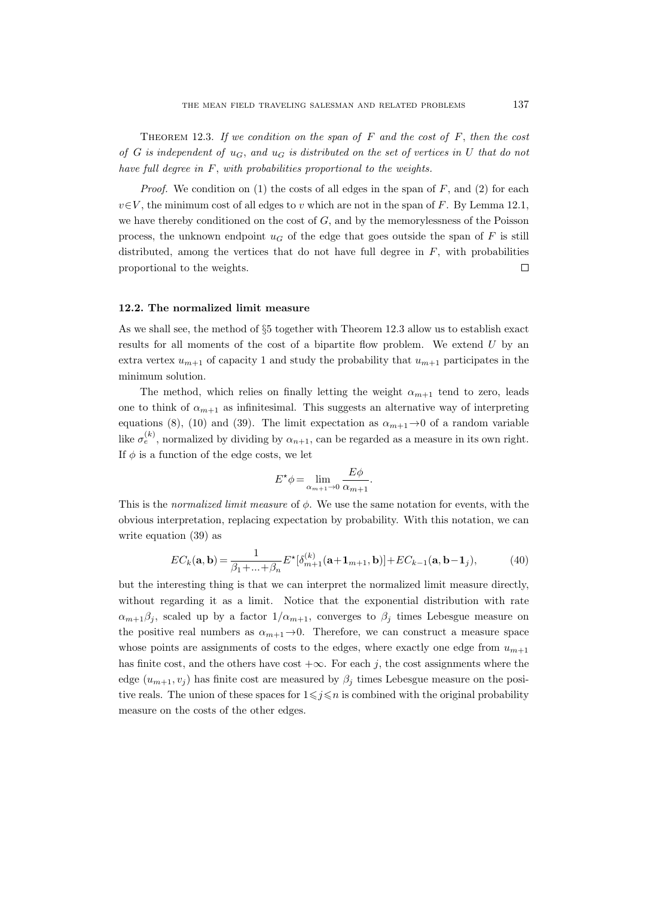Theorem 12.3. *If we condition on the span of $F$ and the cost of $F$, then the cost of $G$ is independent of $u_G$, and $u_G$ is distributed on the set of vertices in $U$ that do not have full degree in $F$, with probabilities proportional to the weights.*

*Proof.* We condition on (1) the costs of all edges in the span of $F$, and (2) for each $v \in V$, the minimum cost of all edges to $v$ which are not in the span of $F$. By Lemma 12.1, we have thereby conditioned on the cost of $G$, and by the memorylessness of the Poisson process, the unknown endpoint $u_G$ of the edge that goes outside the span of $F$ is still distributed, among the vertices that do not have full degree in $F$, with probabilities proportional to the weights. $\square$

### 12.2. The normalized limit measure

As we shall see, the method of §5 together with Theorem 12.3 allow us to establish exact results for all moments of the cost of a bipartite flow problem. We extend $U$ by an extra vertex $u_{m+1}$ of capacity 1 and study the probability that $u_{m+1}$ participates in the minimum solution.

The method, which relies on finally letting the weight $\alpha_{m+1}$ tend to zero, leads one to think of $\alpha_{m+1}$ as infinitesimal. This suggests an alternative way of interpreting equations (8), (10) and (39). The limit expectation as $\alpha_{m+1} \to 0$ of a random variable like $\sigma_e^{(k)}$, normalized by dividing by $\alpha_{n+1}$, can be regarded as a measure in its own right. If $\phi$ is a function of the edge costs, we let

$$E^{\star}\phi = \lim_{\alpha_{m+1} \to 0} \frac{E\phi}{\alpha_{m+1}}.$$

This is the *normalized limit measure* of $\phi$. We use the same notation for events, with the obvious interpretation, replacing expectation by probability. With this notation, we can write equation (39) as

$$EC_k(\mathbf{a}, \mathbf{b}) = \frac{1}{\beta_1 + \ldots + \beta_n} E^{\star}[\delta_{m+1}^{(k)}(\mathbf{a} + \mathbf{1}_{m+1}, \mathbf{b})] + EC_{k-1}(\mathbf{a}, \mathbf{b} - \mathbf{1}_j), \tag{40}$$

but the interesting thing is that we can interpret the normalized limit measure directly, without regarding it as a limit. Notice that the exponential distribution with rate $\alpha_{m+1}\beta_j$, scaled up by a factor $1/\alpha_{m+1}$, converges to $\beta_j$ times Lebesgue measure on the positive real numbers as $\alpha_{m+1} \to 0$. Therefore, we can construct a measure space whose points are assignments of costs to the edges, where exactly one edge from $u_{m+1}$ has finite cost, and the others have cost $+\infty$. For each $j$, the cost assignments where the edge $(u_{m+1}, v_j)$ has finite cost are measured by $\beta_j$ times Lebesgue measure on the positive reals. The union of these spaces for $1 \leqslant j \leqslant n$ is combined with the original probability measure on the costs of the other edges.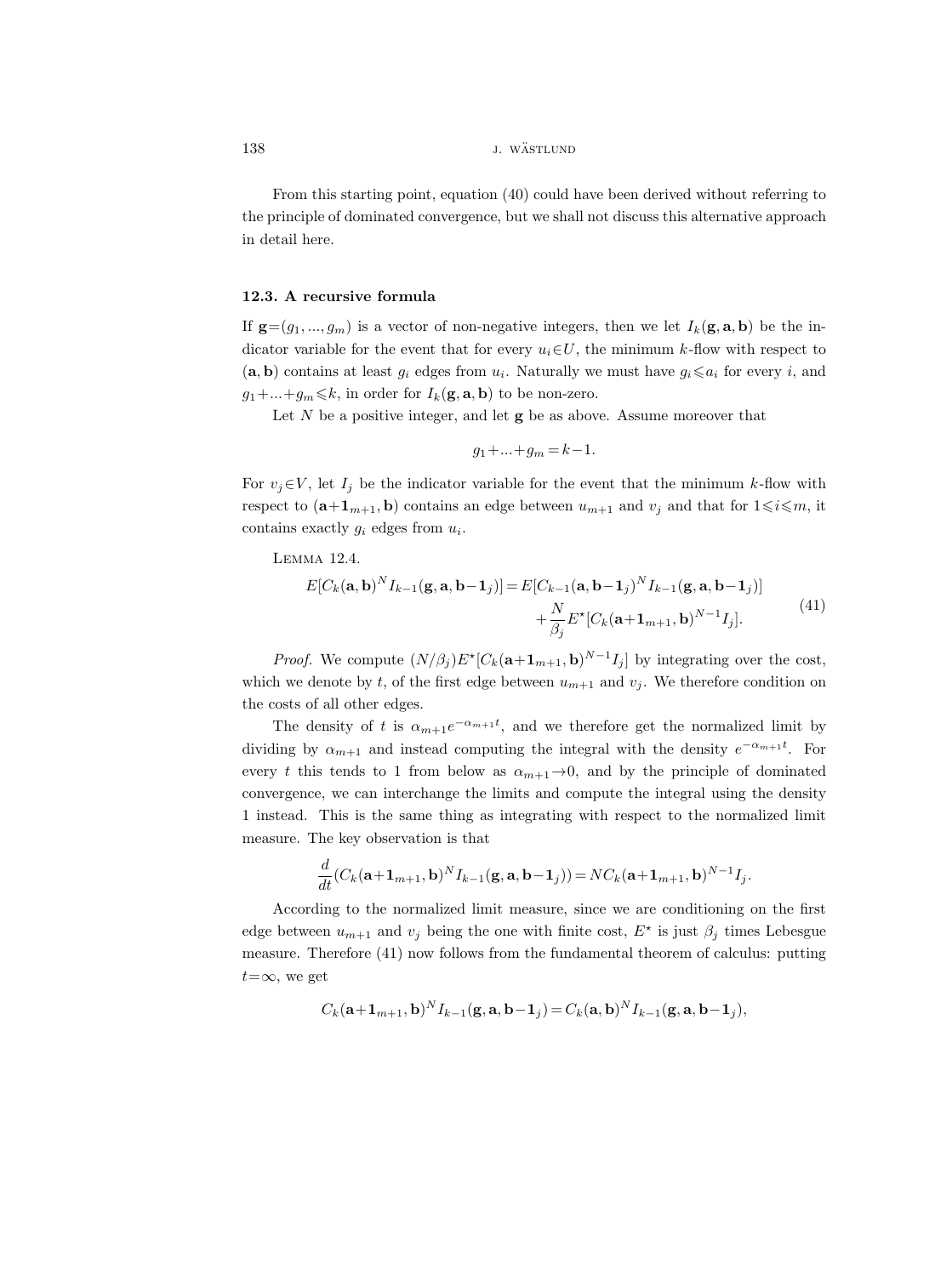From this starting point, equation (40) could have been derived without referring to the principle of dominated convergence, but we shall not discuss this alternative approach in detail here.

### 12.3. A recursive formula

If $\mathbf{g}=(g_1, ..., g_m)$ is a vector of non-negative integers, then we let $I_k(\mathbf{g}, \mathbf{a}, \mathbf{b})$ be the indicator variable for the event that for every $u_i \in U$, the minimum $k$-flow with respect to $(\mathbf{a}, \mathbf{b})$ contains at least $g_i$ edges from $u_i$. Naturally we must have $g_i \leqslant a_i$ for every $i$, and $g_1+...+g_m \leqslant k$, in order for $I_k(\mathbf{g}, \mathbf{a}, \mathbf{b})$ to be non-zero.

Let $N$ be a positive integer, and let $\mathbf{g}$ be as above. Assume moreover that

$$g_1+...+g_m = k-1.$$

For $v_j \in V$, let $I_j$ be the indicator variable for the event that the minimum $k$-flow with respect to $(\mathbf{a}+\mathbf{1}_{m+1}, \mathbf{b})$ contains an edge between $u_{m+1}$ and $v_j$ and that for $1 \leqslant i \leqslant m$, it contains exactly $g_i$ edges from $u_i$.

LEMMA 12.4.

$$\begin{aligned} E[C_k(\mathbf{a}, \mathbf{b})^N I_{k-1}(\mathbf{g}, \mathbf{a}, \mathbf{b}-\mathbf{1}_j)] = E[C_{k-1}(\mathbf{a}, \mathbf{b}-\mathbf{1}_j)^N I_{k-1}(\mathbf{g}, \mathbf{a}, \mathbf{b}-\mathbf{1}_j)] \\ + \frac{N}{\beta_j} E^\star[C_k(\mathbf{a}+\mathbf{1}_{m+1}, \mathbf{b})^{N-1} I_j]. \end{aligned} \tag{41}$$

*Proof.* We compute $(N/\beta_j)E^\star[C_k(\mathbf{a}+\mathbf{1}_{m+1}, \mathbf{b})^{N-1} I_j]$ by integrating over the cost, which we denote by $t$, of the first edge between $u_{m+1}$ and $v_j$. We therefore condition on the costs of all other edges.

The density of $t$ is $\alpha_{m+1}e^{-\alpha_{m+1}t}$, and we therefore get the normalized limit by dividing by $\alpha_{m+1}$ and instead computing the integral with the density $e^{-\alpha_{m+1}t}$. For every $t$ this tends to 1 from below as $\alpha_{m+1} \to 0$, and by the principle of dominated convergence, we can interchange the limits and compute the integral using the density 1 instead. This is the same thing as integrating with respect to the normalized limit measure. The key observation is that

$$\frac{d}{dt}(C_k(\mathbf{a}+\mathbf{1}_{m+1}, \mathbf{b})^N I_{k-1}(\mathbf{g}, \mathbf{a}, \mathbf{b}-\mathbf{1}_j)) = N C_k(\mathbf{a}+\mathbf{1}_{m+1}, \mathbf{b})^{N-1} I_j.$$

According to the normalized limit measure, since we are conditioning on the first edge between $u_{m+1}$ and $v_j$ being the one with finite cost, $E^\star$ is just $\beta_j$ times Lebesgue measure. Therefore (41) now follows from the fundamental theorem of calculus: putting $t=\infty$, we get

$$C_k(\mathbf{a}+\mathbf{1}_{m+1}, \mathbf{b})^N I_{k-1}(\mathbf{g}, \mathbf{a}, \mathbf{b}-\mathbf{1}_j) = C_k(\mathbf{a}, \mathbf{b})^N I_{k-1}(\mathbf{g}, \mathbf{a}, \mathbf{b}-\mathbf{1}_j),$$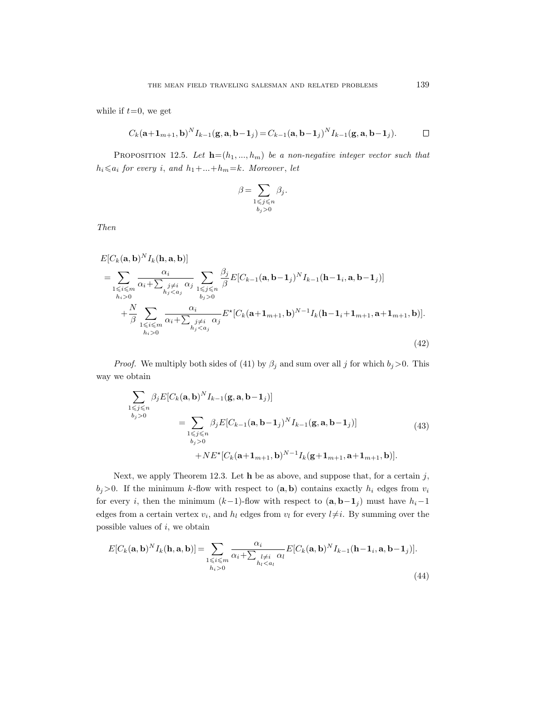while if $t=0$, we get

$$C_k(\mathbf{a}+\mathbf{1}_{m+1},\mathbf{b})^N I_{k-1}(\mathbf{g},\mathbf{a},\mathbf{b}-\mathbf{1}_j)=C_{k-1}(\mathbf{a},\mathbf{b}-\mathbf{1}_j)^N I_{k-1}(\mathbf{g},\mathbf{a},\mathbf{b}-\mathbf{1}_j). \qquad \square$$

Proposition 12.5. *Let $\mathbf{h}=(h_1,...,h_m)$ be a non-negative integer vector such that $h_i\leqslant a_i$ for every $i$, and $h_1+...+h_m=k$. Moreover, let*

$$\beta=\sum_{\substack{1\leqslant j\leqslant n\\ b_j>0}}\beta_j.$$

*Then*

$$\begin{aligned}
&E[C_k(\mathbf{a},\mathbf{b})^N I_k(\mathbf{h},\mathbf{a},\mathbf{b})]\\
&=\sum_{\substack{1\leqslant i\leqslant m\\ h_i>0}}\frac{\alpha_i}{\alpha_i+\sum_{\substack{j\neq i\\ h_j<a_j}}\alpha_j}\sum_{\substack{1\leqslant j\leqslant n\\ b_j>0}}\frac{\beta_j}{\beta}E[C_{k-1}(\mathbf{a},\mathbf{b}-\mathbf{1}_j)^N I_{k-1}(\mathbf{h}-\mathbf{1}_i,\mathbf{a},\mathbf{b}-\mathbf{1}_j)]\\
&\quad+\frac{N}{\beta}\sum_{\substack{1\leqslant i\leqslant m\\ h_i>0}}\frac{\alpha_i}{\alpha_i+\sum_{\substack{j\neq i\\ h_j<a_j}}\alpha_j}E^\star[C_k(\mathbf{a}+\mathbf{1}_{m+1},\mathbf{b})^{N-1}I_k(\mathbf{h}-\mathbf{1}_i+\mathbf{1}_{m+1},\mathbf{a}+\mathbf{1}_{m+1},\mathbf{b})].
\end{aligned}\tag{42}$$

*Proof.* We multiply both sides of (41) by $\beta_j$ and sum over all $j$ for which $b_j>0$. This way we obtain

$$\begin{aligned}
\sum_{\substack{1\leqslant j\leqslant n\\ b_j>0}}&\beta_j E[C_k(\mathbf{a},\mathbf{b})^N I_{k-1}(\mathbf{g},\mathbf{a},\mathbf{b}-\mathbf{1}_j)]\\
&=\sum_{\substack{1\leqslant j\leqslant n\\ b_j>0}}\beta_j E[C_{k-1}(\mathbf{a},\mathbf{b}-\mathbf{1}_j)^N I_{k-1}(\mathbf{g},\mathbf{a},\mathbf{b}-\mathbf{1}_j)]\\
&\quad+NE^\star[C_k(\mathbf{a}+\mathbf{1}_{m+1},\mathbf{b})^{N-1}I_k(\mathbf{g}+\mathbf{1}_{m+1},\mathbf{a}+\mathbf{1}_{m+1},\mathbf{b})].
\end{aligned}\tag{43}$$

Next, we apply Theorem 12.3. Let $\mathbf{h}$ be as above, and suppose that, for a certain $j$, $b_j>0$. If the minimum $k$-flow with respect to $(\mathbf{a},\mathbf{b})$ contains exactly $h_i$ edges from $v_i$ for every $i$, then the minimum $(k-1)$-flow with respect to $(\mathbf{a},\mathbf{b}-\mathbf{1}_j)$ must have $h_i-1$ edges from a certain vertex $v_i$, and $h_l$ edges from $v_l$ for every $l\neq i$. By summing over the possible values of $i$, we obtain

$$E[C_k(\mathbf{a},\mathbf{b})^N I_k(\mathbf{h},\mathbf{a},\mathbf{b})]=\sum_{\substack{1\leqslant i\leqslant m\\ h_i>0}}\frac{\alpha_i}{\alpha_i+\sum_{\substack{l\neq i\\ h_l<a_l}}\alpha_l}E[C_k(\mathbf{a},\mathbf{b})^N I_{k-1}(\mathbf{h}-\mathbf{1}_i,\mathbf{a},\mathbf{b}-\mathbf{1}_j)].\tag{44}$$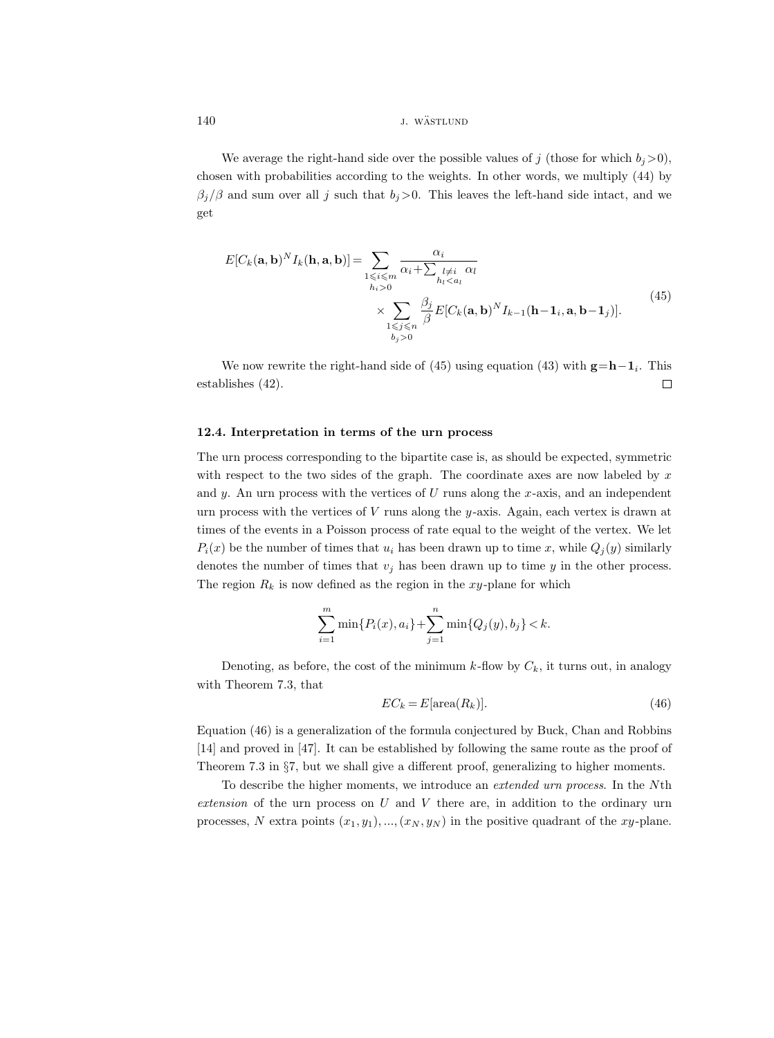We average the right-hand side over the possible values of $j$ (those for which $b_j > 0$), chosen with probabilities according to the weights. In other words, we multiply (44) by $\beta_j/\beta$ and sum over all $j$ such that $b_j > 0$. This leaves the left-hand side intact, and we get

$$
\begin{aligned}
E[C_k(\mathbf{a},\mathbf{b})^N I_k(\mathbf{h},\mathbf{a},\mathbf{b})] = \sum_{\substack{1 \leqslant i \leqslant m \\ h_i > 0}} & \frac{\alpha_i}{\alpha_i + \sum_{\substack{l \neq i \\ h_l < a_l}} \alpha_l} \\
& \times \sum_{\substack{1 \leqslant j \leqslant n \\ b_j > 0}} \frac{\beta_j}{\beta} E[C_k(\mathbf{a},\mathbf{b})^N I_{k-1}(\mathbf{h}-\mathbf{1}_i, \mathbf{a}, \mathbf{b}-\mathbf{1}_j)].
\end{aligned}
\tag{45}
$$

We now rewrite the right-hand side of (45) using equation (43) with $\mathbf{g} = \mathbf{h} - \mathbf{1}_i$. This establishes (42). $\square$

### 12.4. Interpretation in terms of the urn process

The urn process corresponding to the bipartite case is, as should be expected, symmetric with respect to the two sides of the graph. The coordinate axes are now labeled by $x$ and $y$. An urn process with the vertices of $U$ runs along the $x$-axis, and an independent urn process with the vertices of $V$ runs along the $y$-axis. Again, each vertex is drawn at times of the events in a Poisson process of rate equal to the weight of the vertex. We let $P_i(x)$ be the number of times that $u_i$ has been drawn up to time $x$, while $Q_j(y)$ similarly denotes the number of times that $v_j$ has been drawn up to time $y$ in the other process. The region $R_k$ is now defined as the region in the $xy$-plane for which

$$
\sum_{i=1}^{m} \min\{P_i(x), a_i\} + \sum_{j=1}^{n} \min\{Q_j(y), b_j\} < k.
$$

Denoting, as before, the cost of the minimum $k$-flow by $C_k$, it turns out, in analogy with Theorem 7.3, that

$$
EC_k = E[\operatorname{area}(R_k)]. \tag{46}
$$

Equation (46) is a generalization of the formula conjectured by Buck, Chan and Robbins [14] and proved in [47]. It can be established by following the same route as the proof of Theorem 7.3 in §7, but we shall give a different proof, generalizing to higher moments.

To describe the higher moments, we introduce an *extended urn process*. In the $N$th *extension* of the urn process on $U$ and $V$ there are, in addition to the ordinary urn processes, $N$ extra points $(x_1, y_1), ..., (x_N, y_N)$ in the positive quadrant of the $xy$-plane.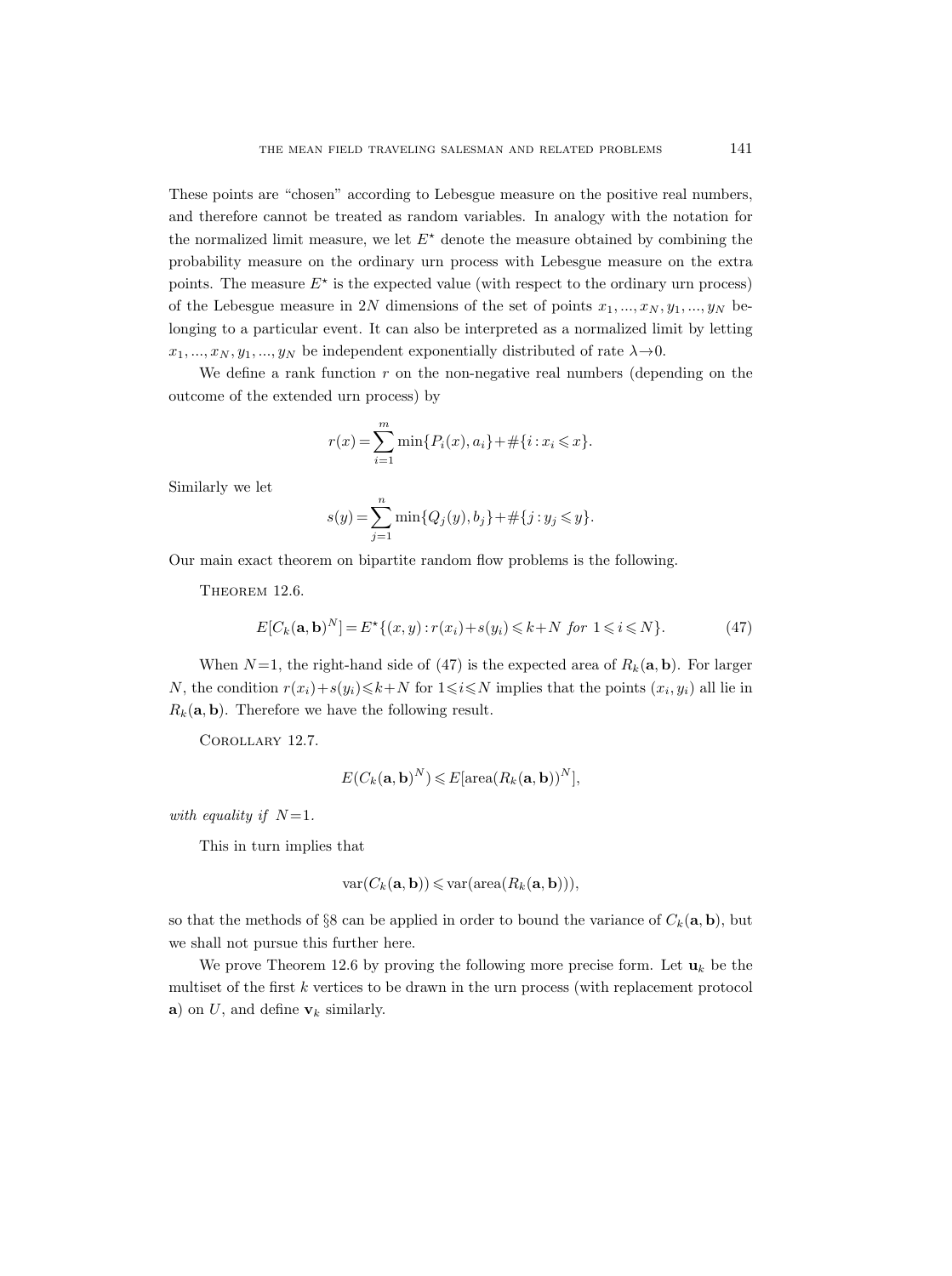These points are "chosen" according to Lebesgue measure on the positive real numbers, and therefore cannot be treated as random variables. In analogy with the notation for the normalized limit measure, we let $E^\star$ denote the measure obtained by combining the probability measure on the ordinary urn process with Lebesgue measure on the extra points. The measure $E^\star$ is the expected value (with respect to the ordinary urn process) of the Lebesgue measure in $2N$ dimensions of the set of points $x_1, ..., x_N, y_1, ..., y_N$ belonging to a particular event. It can also be interpreted as a normalized limit by letting $x_1, ..., x_N, y_1, ..., y_N$ be independent exponentially distributed of rate $\lambda \to 0$.

We define a rank function $r$ on the non-negative real numbers (depending on the outcome of the extended urn process) by

$$r(x) = \sum_{i=1}^{m} \min\{P_i(x), a_i\} + \#\{i : x_i \leqslant x\}.$$

Similarly we let

$$s(y) = \sum_{j=1}^{n} \min\{Q_j(y), b_j\} + \#\{j : y_j \leqslant y\}.$$

Our main exact theorem on bipartite random flow problems is the following.

Theorem 12.6.

$$E[C_k(\mathbf{a}, \mathbf{b})^N] = E^\star\{(x, y) : r(x_i) + s(y_i) \leqslant k + N \ \textit{for} \ 1 \leqslant i \leqslant N\}. \tag{47}$$

When $N=1$, the right-hand side of (47) is the expected area of $R_k(\mathbf{a}, \mathbf{b})$. For larger $N$, the condition $r(x_i) + s(y_i) \leqslant k + N$ for $1 \leqslant i \leqslant N$ implies that the points $(x_i, y_i)$ all lie in $R_k(\mathbf{a}, \mathbf{b})$. Therefore we have the following result.

Corollary 12.7.

$$E(C_k(\mathbf{a}, \mathbf{b})^N) \leqslant E[\operatorname{area}(R_k(\mathbf{a}, \mathbf{b}))^N],$$

*with equality if* $N=1$.

This in turn implies that

$$\operatorname{var}(C_k(\mathbf{a}, \mathbf{b})) \leqslant \operatorname{var}(\operatorname{area}(R_k(\mathbf{a}, \mathbf{b}))),$$

so that the methods of §8 can be applied in order to bound the variance of $C_k(\mathbf{a}, \mathbf{b})$, but we shall not pursue this further here.

We prove Theorem 12.6 by proving the following more precise form. Let $\mathbf{u}_k$ be the multiset of the first $k$ vertices to be drawn in the urn process (with replacement protocol $\mathbf{a}$) on $U$, and define $\mathbf{v}_k$ similarly.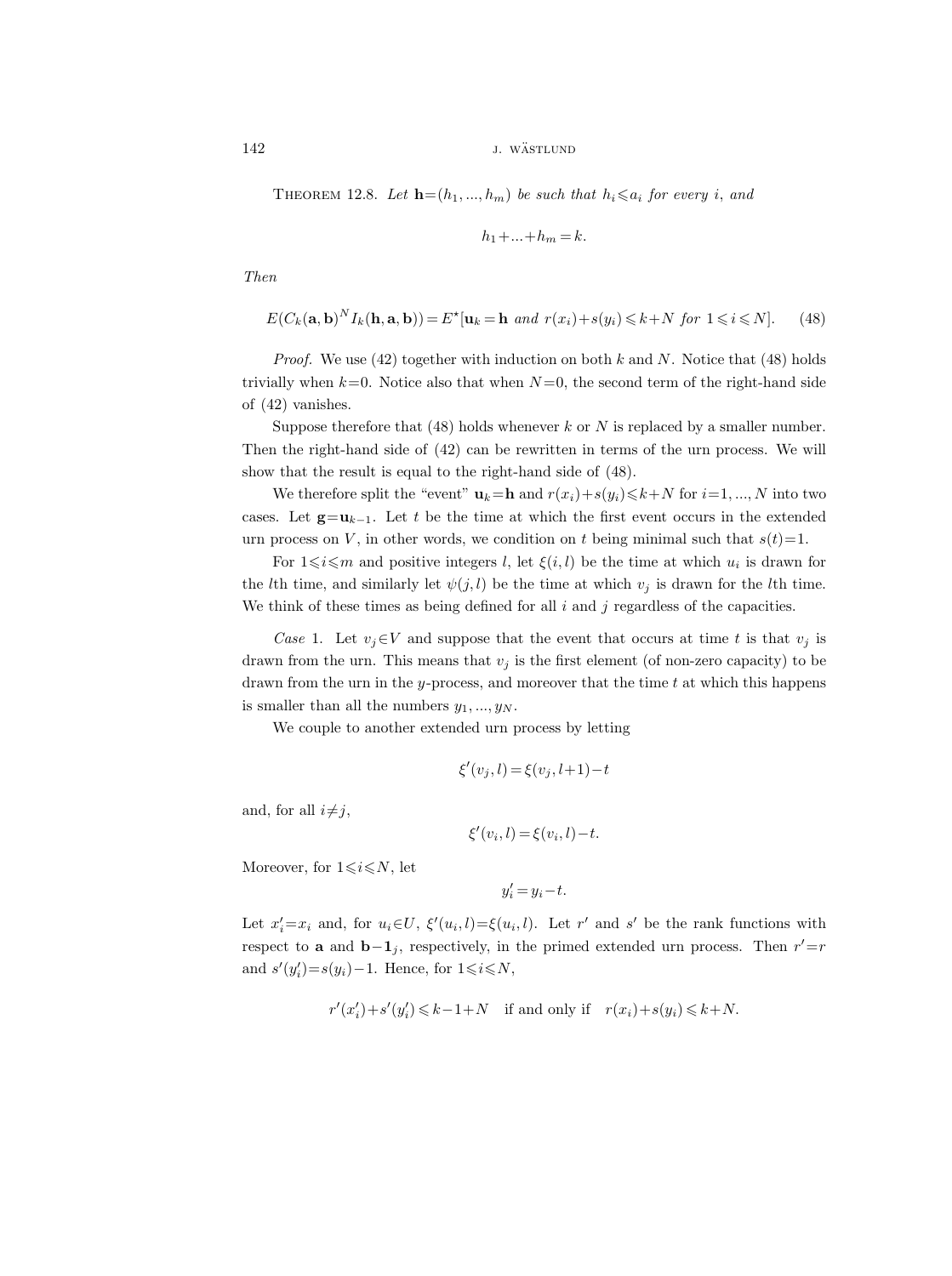Theorem 12.8. *Let* $\mathbf{h}=(h_1, ..., h_m)$ *be such that* $h_i \leqslant a_i$ *for every* $i$, *and*

$$h_1 + ... + h_m = k.$$

*Then*

$$E(C_k(\mathbf{a}, \mathbf{b})^N I_k(\mathbf{h}, \mathbf{a}, \mathbf{b})) = E^\star[\mathbf{u}_k = \mathbf{h} \text{ and } r(x_i) + s(y_i) \leqslant k+N \text{ for } 1 \leqslant i \leqslant N]. \tag{48}$$

*Proof.* We use (42) together with induction on both $k$ and $N$. Notice that (48) holds trivially when $k=0$. Notice also that when $N=0$, the second term of the right-hand side of (42) vanishes.

Suppose therefore that (48) holds whenever $k$ or $N$ is replaced by a smaller number. Then the right-hand side of (42) can be rewritten in terms of the urn process. We will show that the result is equal to the right-hand side of (48).

We therefore split the "event" $\mathbf{u}_k = \mathbf{h}$ and $r(x_i) + s(y_i) \leqslant k+N$ for $i=1, ..., N$ into two cases. Let $\mathbf{g} = \mathbf{u}_{k-1}$. Let $t$ be the time at which the first event occurs in the extended urn process on $V$, in other words, we condition on $t$ being minimal such that $s(t)=1$.

For $1 \leqslant i \leqslant m$ and positive integers $l$, let $\xi(i,l)$ be the time at which $u_i$ is drawn for the $l$th time, and similarly let $\psi(j,l)$ be the time at which $v_j$ is drawn for the $l$th time. We think of these times as being defined for all $i$ and $j$ regardless of the capacities.

*Case* 1. Let $v_j \in V$ and suppose that the event that occurs at time $t$ is that $v_j$ is drawn from the urn. This means that $v_j$ is the first element (of non-zero capacity) to be drawn from the urn in the $y$-process, and moreover that the time $t$ at which this happens is smaller than all the numbers $y_1, ..., y_N$.

We couple to another extended urn process by letting

$$\xi'(v_j, l) = \xi(v_j, l+1) - t$$

and, for all $i \neq j$,

$$\xi'(v_i, l) = \xi(v_i, l) - t.$$

Moreover, for $1 \leqslant i \leqslant N$, let

$$y_i' = y_i - t.$$

Let $x_i' = x_i$ and, for $u_i \in U$, $\xi'(u_i, l) = \xi(u_i, l)$. Let $r'$ and $s'$ be the rank functions with respect to $\mathbf{a}$ and $\mathbf{b} - \mathbf{1}_j$, respectively, in the primed extended urn process. Then $r' = r$ and $s'(y_i') = s(y_i) - 1$. Hence, for $1 \leqslant i \leqslant N$,

$$r'(x_i') + s'(y_i') \leqslant k-1+N \quad \text{if and only if} \quad r(x_i) + s(y_i) \leqslant k+N.$$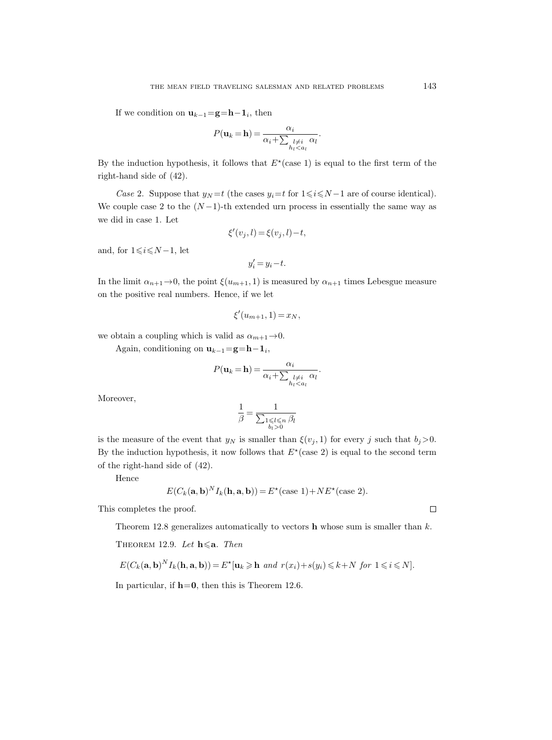If we condition on $\mathbf{u}_{k-1} = \mathbf{g} = \mathbf{h} - \mathbf{1}_i$, then

$$P(\mathbf{u}_k = \mathbf{h}) = \frac{\alpha_i}{\alpha_i + \sum_{\substack{l \neq i \\ h_l < a_l}} \alpha_l}.$$

By the induction hypothesis, it follows that $E^\star$(case 1) is equal to the first term of the right-hand side of (42).

*Case* 2. Suppose that $y_N = t$ (the cases $y_i = t$ for $1 \leqslant i \leqslant N-1$ are of course identical). We couple case 2 to the $(N-1)$-th extended urn process in essentially the same way as we did in case 1. Let

$$\xi'(v_j, l) = \xi(v_j, l) - t,$$

and, for $1 \leqslant i \leqslant N-1$, let

$$y_i' = y_i - t.$$

In the limit $\alpha_{n+1} \to 0$, the point $\xi(u_{m+1}, 1)$ is measured by $\alpha_{n+1}$ times Lebesgue measure on the positive real numbers. Hence, if we let

$$\xi'(u_{m+1}, 1) = x_N,$$

we obtain a coupling which is valid as $\alpha_{m+1} \to 0$.

Again, conditioning on $\mathbf{u}_{k-1} = \mathbf{g} = \mathbf{h} - \mathbf{1}_i$,

$$P(\mathbf{u}_k = \mathbf{h}) = \frac{\alpha_i}{\alpha_i + \sum_{\substack{l \neq i \\ h_l < a_l}} \alpha_l}.$$

Moreover,

$$\frac{1}{\beta} = \frac{1}{\sum_{\substack{1 \leqslant l \leqslant n \\ b_l > 0}} \beta_l}$$

is the measure of the event that $y_N$ is smaller than $\xi(v_j, 1)$ for every $j$ such that $b_j > 0$. By the induction hypothesis, it now follows that $E^\star$(case 2) is equal to the second term of the right-hand side of (42).

Hence

$$E(C_k(\mathbf{a}, \mathbf{b})^N I_k(\mathbf{h}, \mathbf{a}, \mathbf{b})) = E^\star(\text{case 1}) + N E^\star(\text{case 2}).$$

This completes the proof. $\square$

Theorem 12.8 generalizes automatically to vectors $\mathbf{h}$ whose sum is smaller than $k$.

THEOREM 12.9. *Let* $\mathbf{h} \leqslant \mathbf{a}$. *Then*

$$E(C_k(\mathbf{a}, \mathbf{b})^N I_k(\mathbf{h}, \mathbf{a}, \mathbf{b})) = E^\star[\mathbf{u}_k \geqslant \mathbf{h} \text{ and } r(x_i) + s(y_i) \leqslant k + N \text{ for } 1 \leqslant i \leqslant N].$$

In particular, if $\mathbf{h} = \mathbf{0}$, then this is Theorem 12.6.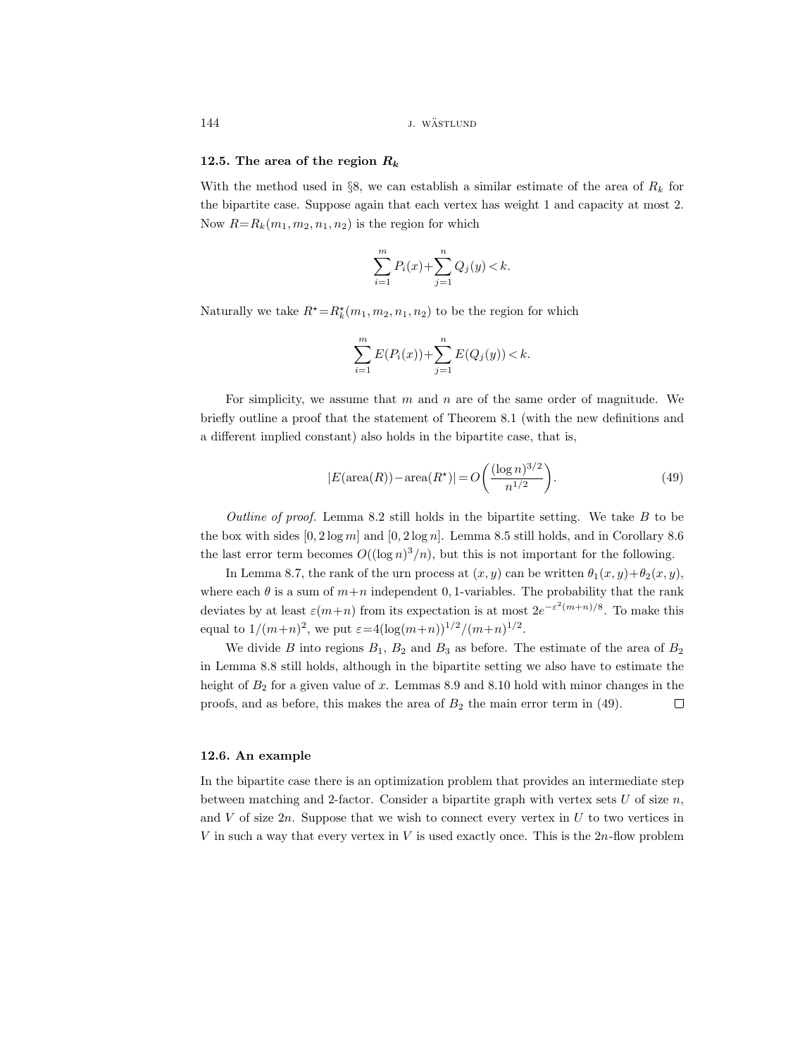### 12.5. The area of the region $R_k$

With the method used in §8, we can establish a similar estimate of the area of $R_k$ for the bipartite case. Suppose again that each vertex has weight 1 and capacity at most 2. Now $R = R_k(m_1, m_2, n_1, n_2)$ is the region for which

$$\sum_{i=1}^{m} P_i(x) + \sum_{j=1}^{n} Q_j(y) < k.$$

Naturally we take $R^\star = R_k^\star(m_1, m_2, n_1, n_2)$ to be the region for which

$$\sum_{i=1}^{m} E(P_i(x)) + \sum_{j=1}^{n} E(Q_j(y)) < k.$$

For simplicity, we assume that $m$ and $n$ are of the same order of magnitude. We briefly outline a proof that the statement of Theorem 8.1 (with the new definitions and a different implied constant) also holds in the bipartite case, that is,

$$|E(\text{area}(R)) - \text{area}(R^\star)| = O\left(\frac{(\log n)^{3/2}}{n^{1/2}}\right). \tag{49}$$

*Outline of proof.* Lemma 8.2 still holds in the bipartite setting. We take $B$ to be the box with sides $[0, 2\log m]$ and $[0, 2\log n]$. Lemma 8.5 still holds, and in Corollary 8.6 the last error term becomes $O((\log n)^3/n)$, but this is not important for the following.

In Lemma 8.7, the rank of the urn process at $(x, y)$ can be written $\theta_1(x, y) + \theta_2(x, y)$, where each $\theta$ is a sum of $m+n$ independent 0,1-variables. The probability that the rank deviates by at least $\varepsilon(m+n)$ from its expectation is at most $2e^{-\varepsilon^2(m+n)/8}$. To make this equal to $1/(m+n)^2$, we put $\varepsilon = 4(\log(m+n))^{1/2}/(m+n)^{1/2}$.

We divide $B$ into regions $B_1$, $B_2$ and $B_3$ as before. The estimate of the area of $B_2$ in Lemma 8.8 still holds, although in the bipartite setting we also have to estimate the height of $B_2$ for a given value of $x$. Lemmas 8.9 and 8.10 hold with minor changes in the proofs, and as before, this makes the area of $B_2$ the main error term in (49). $\square$

### 12.6. An example

In the bipartite case there is an optimization problem that provides an intermediate step between matching and 2-factor. Consider a bipartite graph with vertex sets $U$ of size $n$, and $V$ of size $2n$. Suppose that we wish to connect every vertex in $U$ to two vertices in $V$ in such a way that every vertex in $V$ is used exactly once. This is the $2n$-flow problem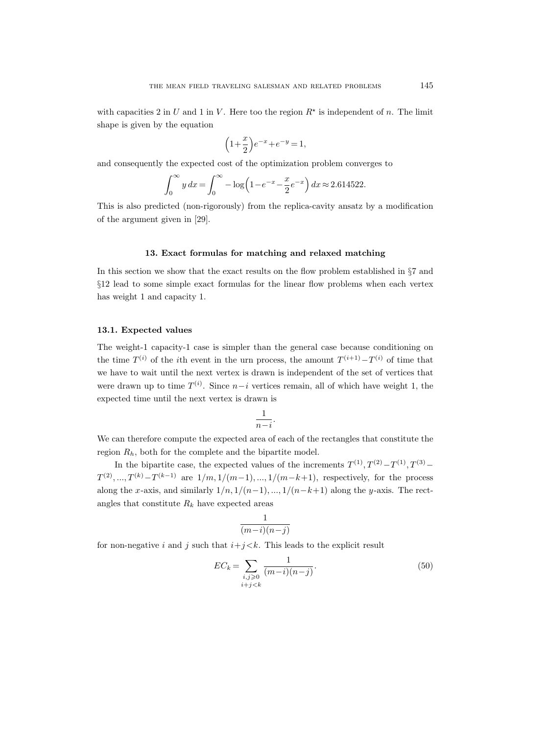with capacities 2 in $U$ and 1 in $V$. Here too the region $R^\star$ is independent of $n$. The limit shape is given by the equation

$$\left(1+\frac{x}{2}\right)e^{-x}+e^{-y}=1,$$

and consequently the expected cost of the optimization problem converges to

$$\int_0^\infty y\,dx=\int_0^\infty -\log\left(1-e^{-x}-\frac{x}{2}e^{-x}\right)dx\approx 2.614522.$$

This is also predicted (non-rigorously) from the replica-cavity ansatz by a modification of the argument given in [29].

## 13. Exact formulas for matching and relaxed matching

In this section we show that the exact results on the flow problem established in §7 and §12 lead to some simple exact formulas for the linear flow problems when each vertex has weight 1 and capacity 1.

### 13.1. Expected values

The weight-1 capacity-1 case is simpler than the general case because conditioning on the time $T^{(i)}$ of the $i$th event in the urn process, the amount $T^{(i+1)}-T^{(i)}$ of time that we have to wait until the next vertex is drawn is independent of the set of vertices that were drawn up to time $T^{(i)}$. Since $n-i$ vertices remain, all of which have weight 1, the expected time until the next vertex is drawn is

$$\frac{1}{n-i}.$$

We can therefore compute the expected area of each of the rectangles that constitute the region $R_h$, both for the complete and the bipartite model.

In the bipartite case, the expected values of the increments $T^{(1)}, T^{(2)}-T^{(1)}, T^{(3)}-T^{(2)}, ..., T^{(k)}-T^{(k-1)}$ are $1/m, 1/(m-1), ..., 1/(m-k+1)$, respectively, for the process along the $x$-axis, and similarly $1/n, 1/(n-1), ..., 1/(n-k+1)$ along the $y$-axis. The rectangles that constitute $R_k$ have expected areas

$$\frac{1}{(m-i)(n-j)}$$

for non-negative $i$ and $j$ such that $i+j<k$. This leads to the explicit result

$$EC_k=\sum_{\substack{i,j\geqslant 0\\ i+j<k}}\frac{1}{(m-i)(n-j)}. \tag{50}$$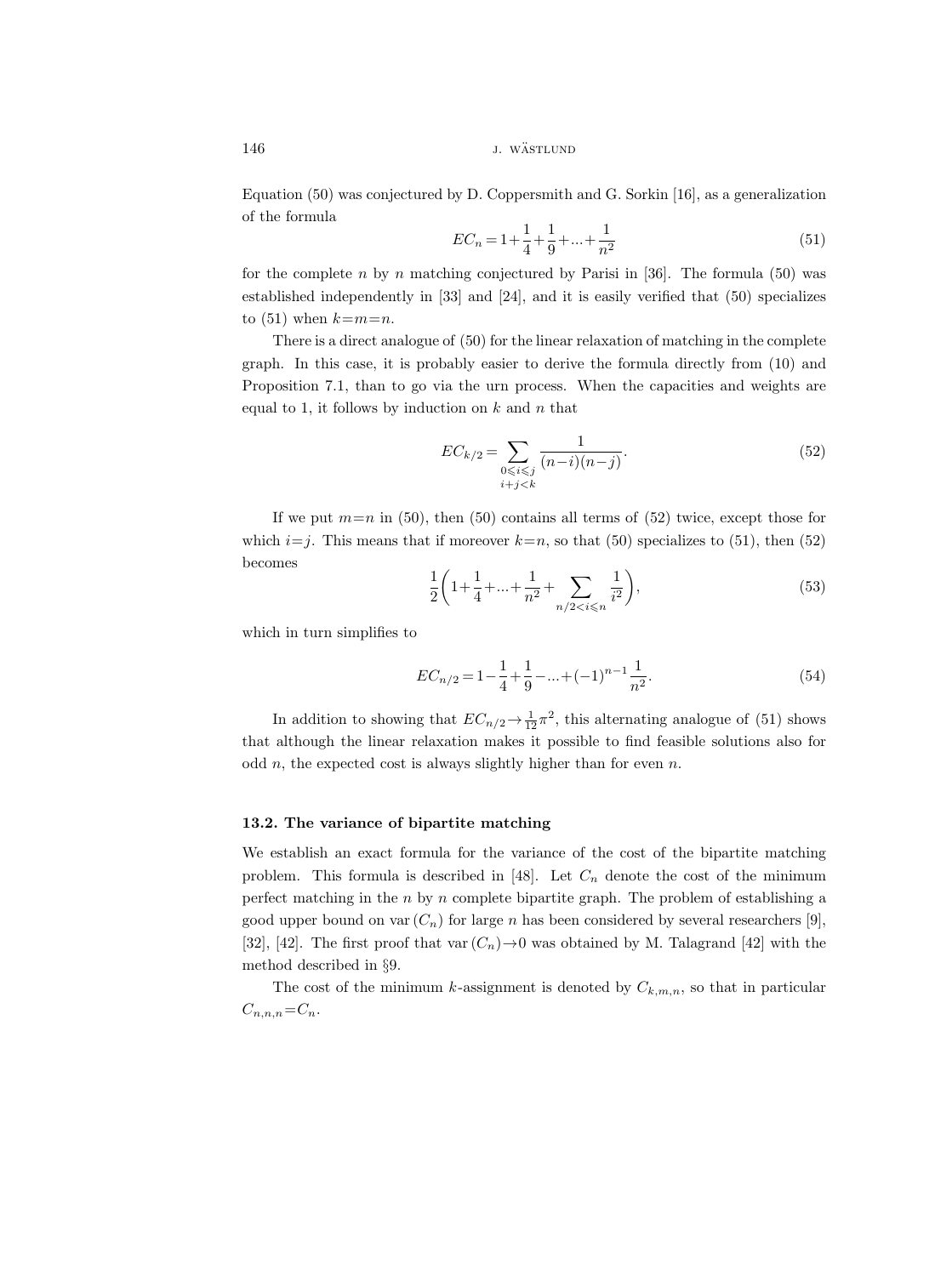Equation (50) was conjectured by D. Coppersmith and G. Sorkin [16], as a generalization of the formula

$$EC_n = 1 + \frac{1}{4} + \frac{1}{9} + \ldots + \frac{1}{n^2} \tag{51}$$

for the complete $n$ by $n$ matching conjectured by Parisi in [36]. The formula (50) was established independently in [33] and [24], and it is easily verified that (50) specializes to (51) when $k=m=n$.

There is a direct analogue of (50) for the linear relaxation of matching in the complete graph. In this case, it is probably easier to derive the formula directly from (10) and Proposition 7.1, than to go via the urn process. When the capacities and weights are equal to 1, it follows by induction on $k$ and $n$ that

$$EC_{k/2} = \sum_{\substack{0 \leqslant i \leqslant j \\ i+j<k}} \frac{1}{(n-i)(n-j)}. \tag{52}$$

If we put $m=n$ in (50), then (50) contains all terms of (52) twice, except those for which $i=j$. This means that if moreover $k=n$, so that (50) specializes to (51), then (52) becomes

$$\frac{1}{2}\left(1 + \frac{1}{4} + \ldots + \frac{1}{n^2} + \sum_{n/2 < i \leqslant n} \frac{1}{i^2}\right), \tag{53}$$

which in turn simplifies to

$$EC_{n/2} = 1 - \frac{1}{4} + \frac{1}{9} - \ldots + (-1)^{n-1} \frac{1}{n^2}. \tag{54}$$

In addition to showing that $EC_{n/2} \to \frac{1}{12}\pi^2$, this alternating analogue of (51) shows that although the linear relaxation makes it possible to find feasible solutions also for odd $n$, the expected cost is always slightly higher than for even $n$.

### 13.2. The variance of bipartite matching

We establish an exact formula for the variance of the cost of the bipartite matching problem. This formula is described in [48]. Let $C_n$ denote the cost of the minimum perfect matching in the $n$ by $n$ complete bipartite graph. The problem of establishing a good upper bound on $\operatorname{var}(C_n)$ for large $n$ has been considered by several researchers [9], [32], [42]. The first proof that $\operatorname{var}(C_n) \to 0$ was obtained by M. Talagrand [42] with the method described in §9.

The cost of the minimum $k$-assignment is denoted by $C_{k,m,n}$, so that in particular $C_{n,n,n} = C_n$.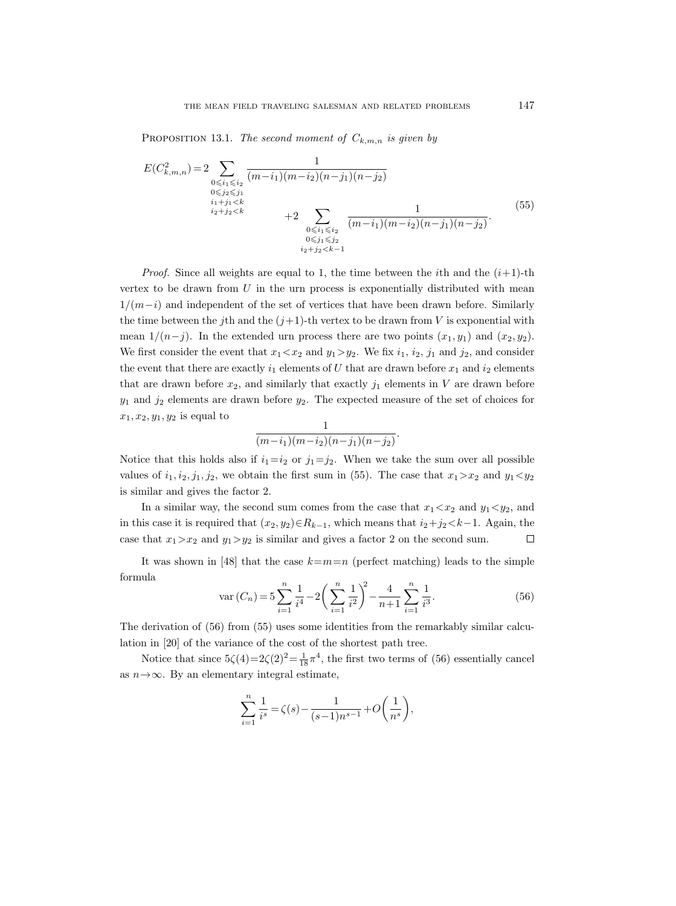PROPOSITION 13.1. *The second moment of $C_{k,m,n}$ is given by*

$$
\begin{aligned}
E(C_{k,m,n}^2) = 2 \sum_{\substack{0 \leqslant i_1 \leqslant i_2 \\ 0 \leqslant j_2 \leqslant j_1 \\ i_1 + j_1 < k \\ i_2 + j_2 < k}} & \frac{1}{(m-i_1)(m-i_2)(n-j_1)(n-j_2)} \\
& + 2 \sum_{\substack{0 \leqslant i_1 \leqslant i_2 \\ 0 \leqslant j_1 \leqslant j_2 \\ i_2 + j_2 < k-1}} \frac{1}{(m-i_1)(m-i_2)(n-j_1)(n-j_2)}.
\end{aligned}
\tag{55}
$$

*Proof.* Since all weights are equal to 1, the time between the $i$th and the $(i+1)$-th vertex to be drawn from $U$ in the urn process is exponentially distributed with mean $1/(m-i)$ and independent of the set of vertices that have been drawn before. Similarly the time between the $j$th and the $(j+1)$-th vertex to be drawn from $V$ is exponential with mean $1/(n-j)$. In the extended urn process there are two points $(x_1, y_1)$ and $(x_2, y_2)$. We first consider the event that $x_1 < x_2$ and $y_1 > y_2$. We fix $i_1$, $i_2$, $j_1$ and $j_2$, and consider the event that there are exactly $i_1$ elements of $U$ that are drawn before $x_1$ and $i_2$ elements that are drawn before $x_2$, and similarly that exactly $j_1$ elements in $V$ are drawn before $y_1$ and $j_2$ elements are drawn before $y_2$. The expected measure of the set of choices for $x_1, x_2, y_1, y_2$ is equal to

$$
\frac{1}{(m-i_1)(m-i_2)(n-j_1)(n-j_2)}.
$$

Notice that this holds also if $i_1 = i_2$ or $j_1 = j_2$. When we take the sum over all possible values of $i_1, i_2, j_1, j_2$, we obtain the first sum in (55). The case that $x_1 > x_2$ and $y_1 < y_2$ is similar and gives the factor 2.

In a similar way, the second sum comes from the case that $x_1 < x_2$ and $y_1 < y_2$, and in this case it is required that $(x_2, y_2) \in R_{k-1}$, which means that $i_2 + j_2 < k-1$. Again, the case that $x_1 > x_2$ and $y_1 > y_2$ is similar and gives a factor 2 on the second sum. $\square$

It was shown in [48] that the case $k = m = n$ (perfect matching) leads to the simple formula

$$
\operatorname{var}(C_n) = 5 \sum_{i=1}^{n} \frac{1}{i^4} - 2 \left( \sum_{i=1}^{n} \frac{1}{i^2} \right)^2 - \frac{4}{n+1} \sum_{i=1}^{n} \frac{1}{i^3}.
\tag{56}
$$

The derivation of (56) from (55) uses some identities from the remarkably similar calculation in [20] of the variance of the cost of the shortest path tree.

Notice that since $5\zeta(4) = 2\zeta(2)^2 = \frac{1}{18}\pi^4$, the first two terms of (56) essentially cancel as $n \to \infty$. By an elementary integral estimate,

$$
\sum_{i=1}^{n} \frac{1}{i^s} = \zeta(s) - \frac{1}{(s-1)n^{s-1}} + O\left( \frac{1}{n^s} \right),
$$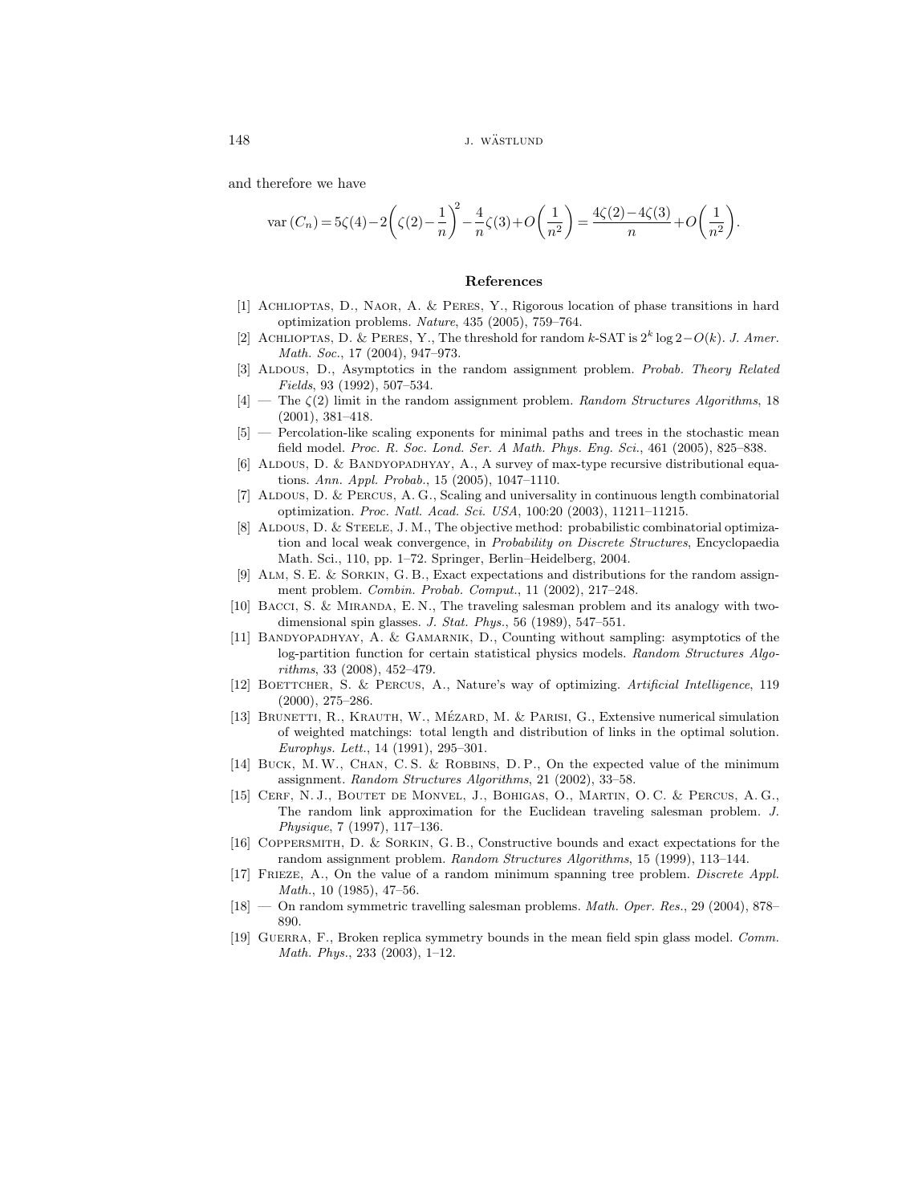and therefore we have

$$\operatorname{var}(C_n) = 5\zeta(4) - 2\left(\zeta(2) - \frac{1}{n}\right)^2 - \frac{4}{n}\zeta(3) + O\left(\frac{1}{n^2}\right) = \frac{4\zeta(2) - 4\zeta(3)}{n} + O\left(\frac{1}{n^2}\right).$$

## References

[1] Achlioptas, D., Naor, A. & Peres, Y., Rigorous location of phase transitions in hard optimization problems. *Nature*, 435 (2005), 759–764.

[2] Achlioptas, D. & Peres, Y., The threshold for random $k$-SAT is $2^k \log 2 - O(k)$. *J. Amer. Math. Soc.*, 17 (2004), 947–973.

[3] Aldous, D., Asymptotics in the random assignment problem. *Probab. Theory Related Fields*, 93 (1992), 507–534.

[4] — The $\zeta(2)$ limit in the random assignment problem. *Random Structures Algorithms*, 18 (2001), 381–418.

[5] — Percolation-like scaling exponents for minimal paths and trees in the stochastic mean field model. *Proc. R. Soc. Lond. Ser. A Math. Phys. Eng. Sci.*, 461 (2005), 825–838.

[6] Aldous, D. & Bandyopadhyay, A., A survey of max-type recursive distributional equations. *Ann. Appl. Probab.*, 15 (2005), 1047–1110.

[7] Aldous, D. & Percus, A. G., Scaling and universality in continuous length combinatorial optimization. *Proc. Natl. Acad. Sci. USA*, 100:20 (2003), 11211–11215.

[8] Aldous, D. & Steele, J. M., The objective method: probabilistic combinatorial optimization and local weak convergence, in *Probability on Discrete Structures*, Encyclopaedia Math. Sci., 110, pp. 1–72. Springer, Berlin–Heidelberg, 2004.

[9] Alm, S. E. & Sorkin, G. B., Exact expectations and distributions for the random assignment problem. *Combin. Probab. Comput.*, 11 (2002), 217–248.

[10] Bacci, S. & Miranda, E. N., The traveling salesman problem and its analogy with two-dimensional spin glasses. *J. Stat. Phys.*, 56 (1989), 547–551.

[11] Bandyopadhyay, A. & Gamarnik, D., Counting without sampling: asymptotics of the log-partition function for certain statistical physics models. *Random Structures Algorithms*, 33 (2008), 452–479.

[12] Boettcher, S. & Percus, A., Nature's way of optimizing. *Artificial Intelligence*, 119 (2000), 275–286.

[13] Brunetti, R., Krauth, W., Mézard, M. & Parisi, G., Extensive numerical simulation of weighted matchings: total length and distribution of links in the optimal solution. *Europhys. Lett.*, 14 (1991), 295–301.

[14] Buck, M. W., Chan, C. S. & Robbins, D. P., On the expected value of the minimum assignment. *Random Structures Algorithms*, 21 (2002), 33–58.

[15] Cerf, N. J., Boutet de Monvel, J., Bohigas, O., Martin, O. C. & Percus, A. G., The random link approximation for the Euclidean traveling salesman problem. *J. Physique*, 7 (1997), 117–136.

[16] Coppersmith, D. & Sorkin, G. B., Constructive bounds and exact expectations for the random assignment problem. *Random Structures Algorithms*, 15 (1999), 113–144.

[17] Frieze, A., On the value of a random minimum spanning tree problem. *Discrete Appl. Math.*, 10 (1985), 47–56.

[18] — On random symmetric travelling salesman problems. *Math. Oper. Res.*, 29 (2004), 878–890.

[19] Guerra, F., Broken replica symmetry bounds in the mean field spin glass model. *Comm. Math. Phys.*, 233 (2003), 1–12.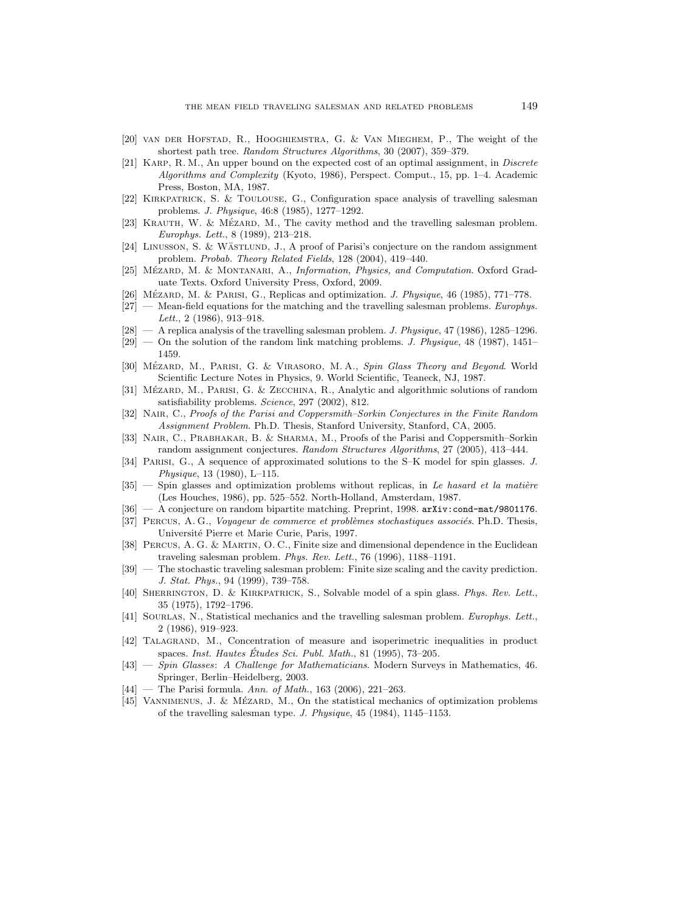[20] van der Hofstad, R., Hooghiemstra, G. & Van Mieghem, P., The weight of the shortest path tree. *Random Structures Algorithms*, 30 (2007), 359–379.

[21] Karp, R. M., An upper bound on the expected cost of an optimal assignment, in *Discrete Algorithms and Complexity* (Kyoto, 1986), Perspect. Comput., 15, pp. 1–4. Academic Press, Boston, MA, 1987.

[22] Kirkpatrick, S. & Toulouse, G., Configuration space analysis of travelling salesman problems. *J. Physique*, 46:8 (1985), 1277–1292.

[23] Krauth, W. & Mézard, M., The cavity method and the travelling salesman problem. *Europhys. Lett.*, 8 (1989), 213–218.

[24] Linusson, S. & Wästlund, J., A proof of Parisi's conjecture on the random assignment problem. *Probab. Theory Related Fields*, 128 (2004), 419–440.

[25] Mézard, M. & Montanari, A., *Information, Physics, and Computation*. Oxford Graduate Texts. Oxford University Press, Oxford, 2009.

[26] Mézard, M. & Parisi, G., Replicas and optimization. *J. Physique*, 46 (1985), 771–778.

[27] — Mean-field equations for the matching and the travelling salesman problems. *Europhys. Lett.*, 2 (1986), 913–918.

[28] — A replica analysis of the travelling salesman problem. *J. Physique*, 47 (1986), 1285–1296.

[29] — On the solution of the random link matching problems. *J. Physique*, 48 (1987), 1451–1459.

[30] Mézard, M., Parisi, G. & Virasoro, M. A., *Spin Glass Theory and Beyond*. World Scientific Lecture Notes in Physics, 9. World Scientific, Teaneck, NJ, 1987.

[31] Mézard, M., Parisi, G. & Zecchina, R., Analytic and algorithmic solutions of random satisfiability problems. *Science*, 297 (2002), 812.

[32] Nair, C., *Proofs of the Parisi and Coppersmith–Sorkin Conjectures in the Finite Random Assignment Problem*. Ph.D. Thesis, Stanford University, Stanford, CA, 2005.

[33] Nair, C., Prabhakar, B. & Sharma, M., Proofs of the Parisi and Coppersmith–Sorkin random assignment conjectures. *Random Structures Algorithms*, 27 (2005), 413–444.

[34] Parisi, G., A sequence of approximated solutions to the S–K model for spin glasses. *J. Physique*, 13 (1980), L–115.

[35] — Spin glasses and optimization problems without replicas, in *Le hasard et la matière* (Les Houches, 1986), pp. 525–552. North-Holland, Amsterdam, 1987.

[36] — A conjecture on random bipartite matching. Preprint, 1998. `arXiv:cond-mat/9801176`.

[37] Percus, A. G., *Voyageur de commerce et problèmes stochastiques associés*. Ph.D. Thesis, Université Pierre et Marie Curie, Paris, 1997.

[38] Percus, A. G. & Martin, O. C., Finite size and dimensional dependence in the Euclidean traveling salesman problem. *Phys. Rev. Lett.*, 76 (1996), 1188–1191.

[39] — The stochastic traveling salesman problem: Finite size scaling and the cavity prediction. *J. Stat. Phys.*, 94 (1999), 739–758.

[40] Sherrington, D. & Kirkpatrick, S., Solvable model of a spin glass. *Phys. Rev. Lett.*, 35 (1975), 1792–1796.

[41] Sourlas, N., Statistical mechanics and the travelling salesman problem. *Europhys. Lett.*, 2 (1986), 919–923.

[42] Talagrand, M., Concentration of measure and isoperimetric inequalities in product spaces. *Inst. Hautes Études Sci. Publ. Math.*, 81 (1995), 73–205.

[43] — *Spin Glasses: A Challenge for Mathematicians*. Modern Surveys in Mathematics, 46. Springer, Berlin–Heidelberg, 2003.

[44] — The Parisi formula. *Ann. of Math.*, 163 (2006), 221–263.

[45] Vannimenus, J. & Mézard, M., On the statistical mechanics of optimization problems of the travelling salesman type. *J. Physique*, 45 (1984), 1145–1153.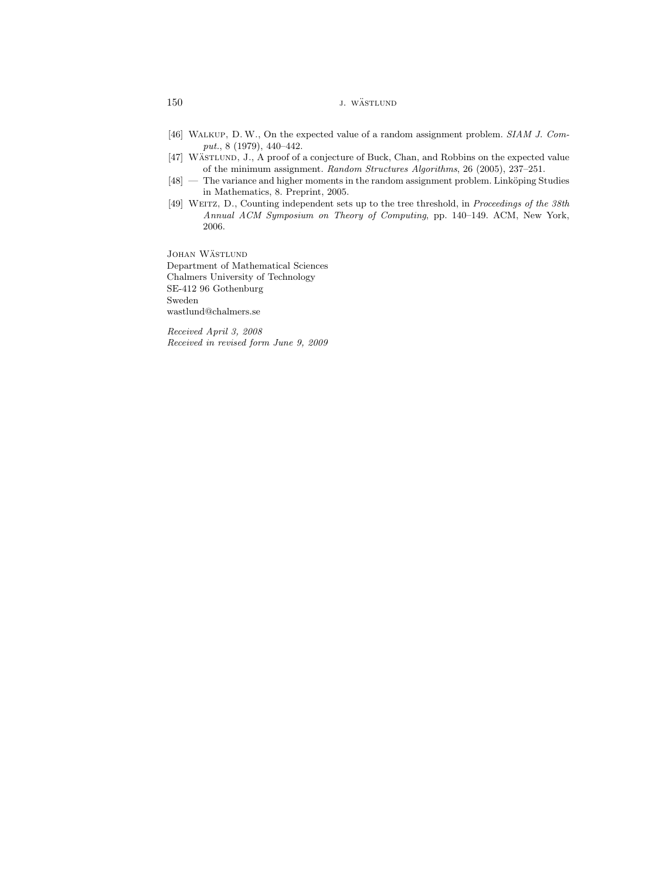[46] Walkup, D. W., On the expected value of a random assignment problem. *SIAM J. Comput.*, 8 (1979), 440–442.

[47] Wästlund, J., A proof of a conjecture of Buck, Chan, and Robbins on the expected value of the minimum assignment. *Random Structures Algorithms*, 26 (2005), 237–251.

[48] — The variance and higher moments in the random assignment problem. Linköping Studies in Mathematics, 8. Preprint, 2005.

[49] Weitz, D., Counting independent sets up to the tree threshold, in *Proceedings of the 38th Annual ACM Symposium on Theory of Computing*, pp. 140–149. ACM, New York, 2006.

Johan Wästlund
Department of Mathematical Sciences
Chalmers University of Technology
SE-412 96 Gothenburg
Sweden
wastlund@chalmers.se

*Received April 3, 2008*
*Received in revised form June 9, 2009*